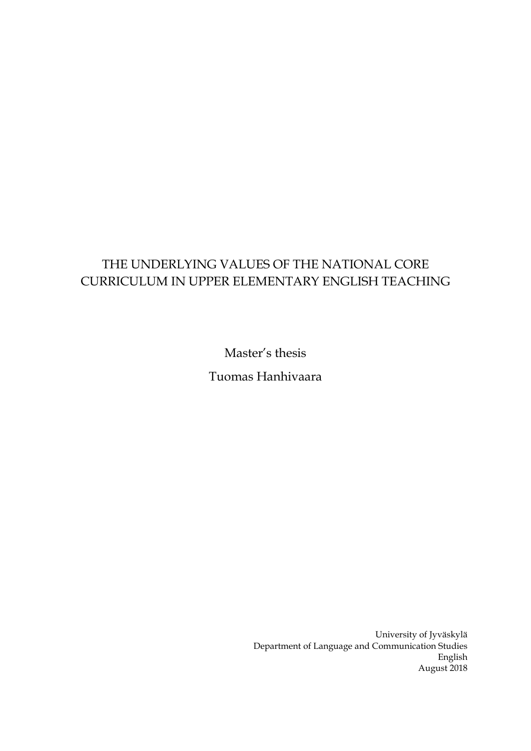# THE UNDERLYING VALUES OF THE NATIONAL CORE CURRICULUM IN UPPER ELEMENTARY ENGLISH TEACHING

Master's thesis

Tuomas Hanhivaara

University of Jyväskylä
Department of Language and Communication Studies
English
August 2018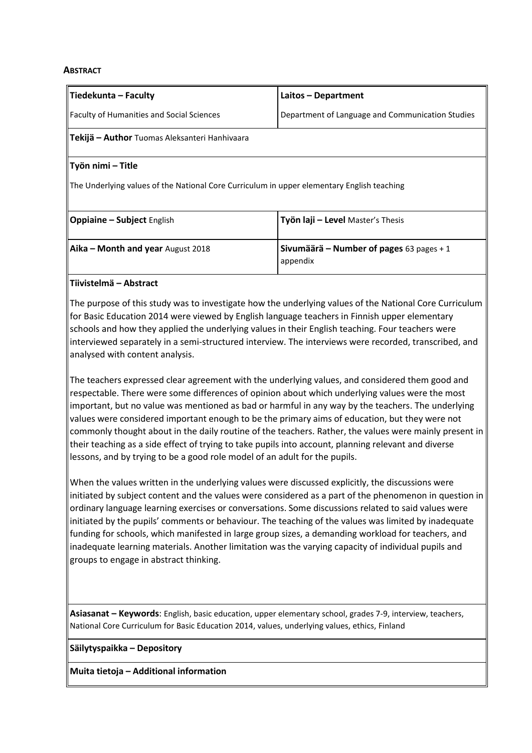**ABSTRACT**

| Tiedekunta – Faculty | Laitos – Department |
|---|---|
| Faculty of Humanities and Social Sciences | Department of Language and Communication Studies |
| **Tekijä – Author** Tuomas Aleksanteri Hanhivaara | |
| **Työn nimi – Title** | |
| The Underlying values of the National Core Curriculum in upper elementary English teaching | |
| **Oppiaine – Subject** English | **Työn laji – Level** Master's Thesis |
| **Aika – Month and year** August 2018 | **Sivumäärä – Number of pages** 63 pages + 1 appendix |

**Tiivistelmä – Abstract**

The purpose of this study was to investigate how the underlying values of the National Core Curriculum for Basic Education 2014 were viewed by English language teachers in Finnish upper elementary schools and how they applied the underlying values in their English teaching. Four teachers were interviewed separately in a semi-structured interview. The interviews were recorded, transcribed, and analysed with content analysis.

The teachers expressed clear agreement with the underlying values, and considered them good and respectable. There were some differences of opinion about which underlying values were the most important, but no value was mentioned as bad or harmful in any way by the teachers. The underlying values were considered important enough to be the primary aims of education, but they were not commonly thought about in the daily routine of the teachers. Rather, the values were mainly present in their teaching as a side effect of trying to take pupils into account, planning relevant and diverse lessons, and by trying to be a good role model of an adult for the pupils.

When the values written in the underlying values were discussed explicitly, the discussions were initiated by subject content and the values were considered as a part of the phenomenon in question in ordinary language learning exercises or conversations. Some discussions related to said values were initiated by the pupils' comments or behaviour. The teaching of the values was limited by inadequate funding for schools, which manifested in large group sizes, a demanding workload for teachers, and inadequate learning materials. Another limitation was the varying capacity of individual pupils and groups to engage in abstract thinking.

**Asiasanat – Keywords**: English, basic education, upper elementary school, grades 7-9, interview, teachers, National Core Curriculum for Basic Education 2014, values, underlying values, ethics, Finland

**Säilytyspaikka – Depository**

**Muita tietoja – Additional information**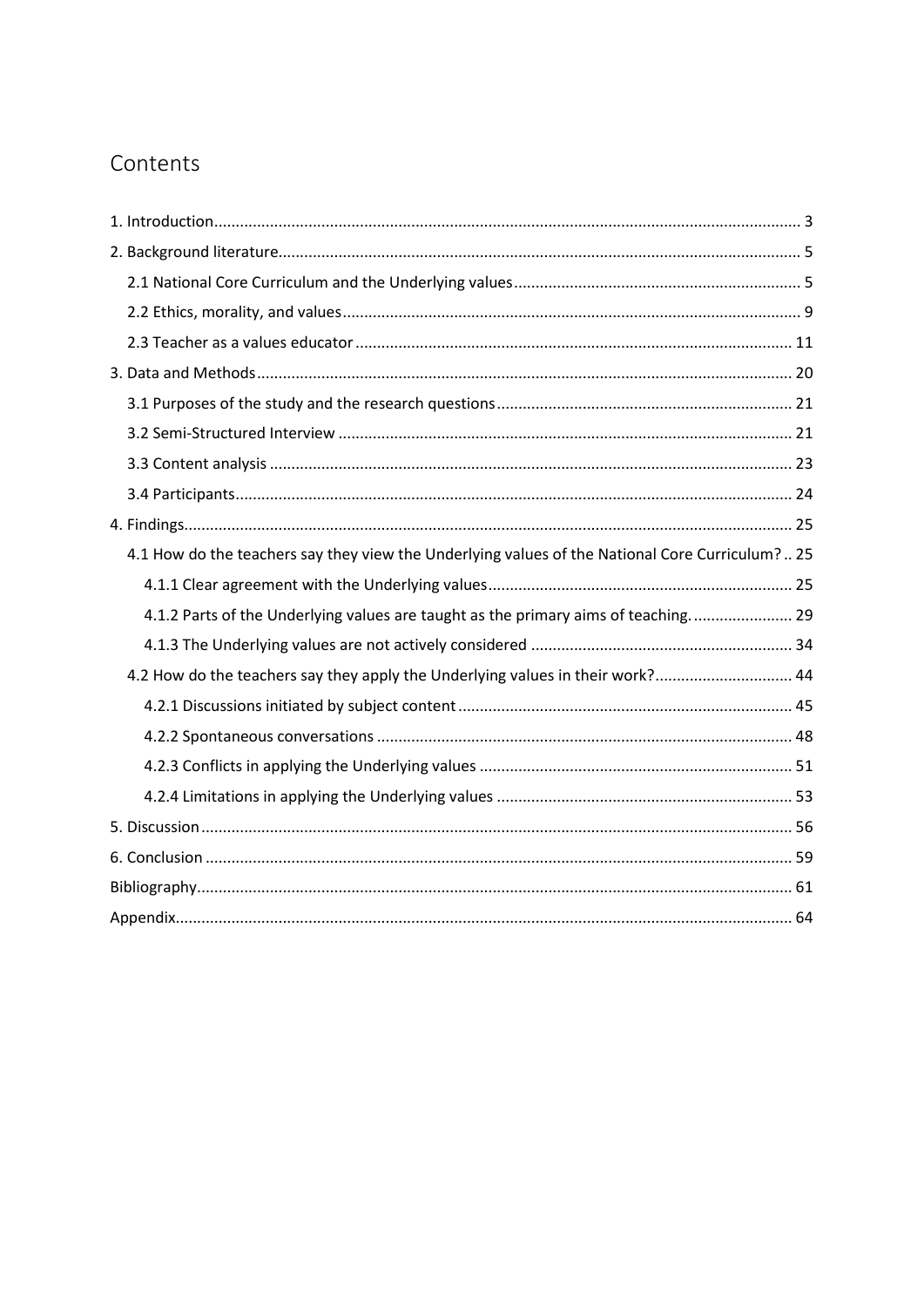# Contents

1. Introduction ... 3
2. Background literature ... 5
   - 2.1 National Core Curriculum and the Underlying values ... 5
   - 2.2 Ethics, morality, and values ... 9
   - 2.3 Teacher as a values educator ... 11
3. Data and Methods ... 20
   - 3.1 Purposes of the study and the research questions ... 21
   - 3.2 Semi-Structured Interview ... 21
   - 3.3 Content analysis ... 23
   - 3.4 Participants ... 24
4. Findings ... 25
   - 4.1 How do the teachers say they view the Underlying values of the National Core Curriculum? .. 25
     - 4.1.1 Clear agreement with the Underlying values ... 25
     - 4.1.2 Parts of the Underlying values are taught as the primary aims of teaching. ... 29
     - 4.1.3 The Underlying values are not actively considered ... 34
   - 4.2 How do the teachers say they apply the Underlying values in their work? ... 44
     - 4.2.1 Discussions initiated by subject content ... 45
     - 4.2.2 Spontaneous conversations ... 48
     - 4.2.3 Conflicts in applying the Underlying values ... 51
     - 4.2.4 Limitations in applying the Underlying values ... 53
5. Discussion ... 56
6. Conclusion ... 59

Bibliography ... 61

Appendix ... 64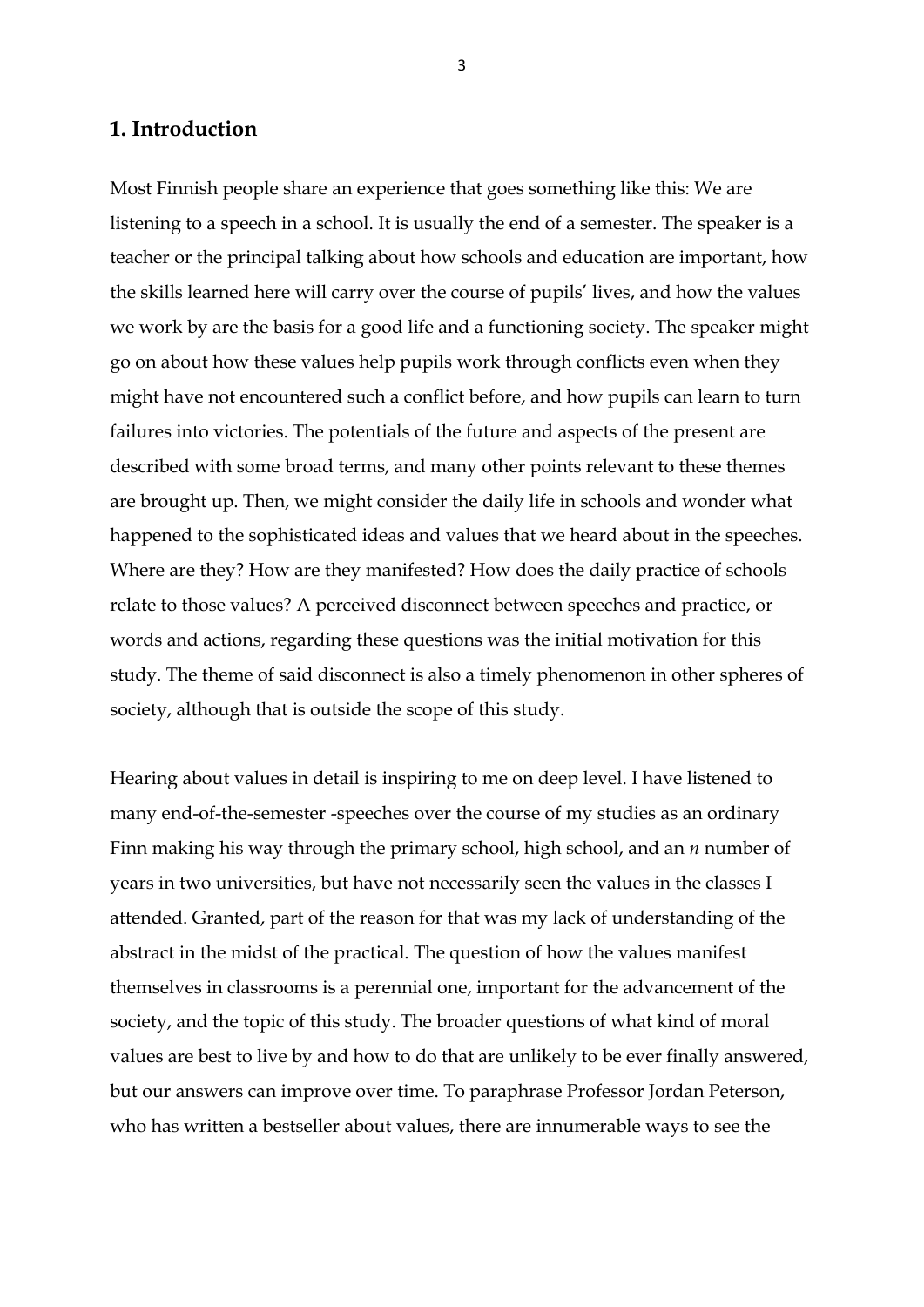## 1. Introduction

Most Finnish people share an experience that goes something like this: We are listening to a speech in a school. It is usually the end of a semester. The speaker is a teacher or the principal talking about how schools and education are important, how the skills learned here will carry over the course of pupils' lives, and how the values we work by are the basis for a good life and a functioning society. The speaker might go on about how these values help pupils work through conflicts even when they might have not encountered such a conflict before, and how pupils can learn to turn failures into victories. The potentials of the future and aspects of the present are described with some broad terms, and many other points relevant to these themes are brought up. Then, we might consider the daily life in schools and wonder what happened to the sophisticated ideas and values that we heard about in the speeches. Where are they? How are they manifested? How does the daily practice of schools relate to those values? A perceived disconnect between speeches and practice, or words and actions, regarding these questions was the initial motivation for this study. The theme of said disconnect is also a timely phenomenon in other spheres of society, although that is outside the scope of this study.

Hearing about values in detail is inspiring to me on deep level. I have listened to many end-of-the-semester -speeches over the course of my studies as an ordinary Finn making his way through the primary school, high school, and an *n* number of years in two universities, but have not necessarily seen the values in the classes I attended. Granted, part of the reason for that was my lack of understanding of the abstract in the midst of the practical. The question of how the values manifest themselves in classrooms is a perennial one, important for the advancement of the society, and the topic of this study. The broader questions of what kind of moral values are best to live by and how to do that are unlikely to be ever finally answered, but our answers can improve over time. To paraphrase Professor Jordan Peterson, who has written a bestseller about values, there are innumerable ways to see the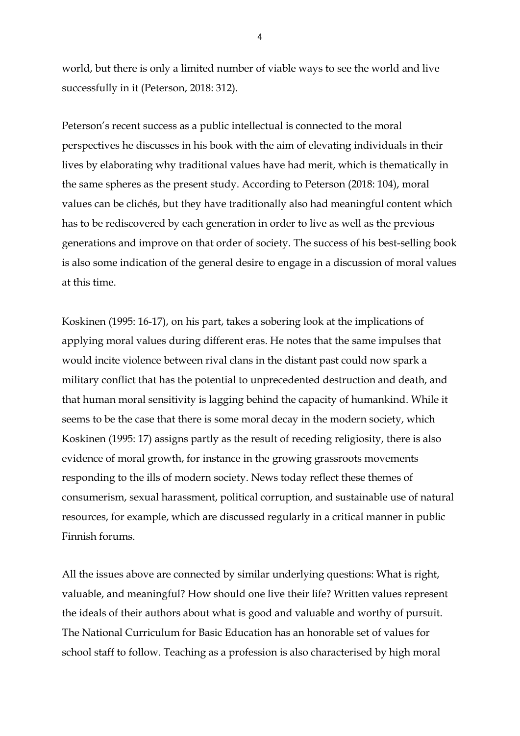world, but there is only a limited number of viable ways to see the world and live successfully in it (Peterson, 2018: 312).

Peterson's recent success as a public intellectual is connected to the moral perspectives he discusses in his book with the aim of elevating individuals in their lives by elaborating why traditional values have had merit, which is thematically in the same spheres as the present study. According to Peterson (2018: 104), moral values can be clichés, but they have traditionally also had meaningful content which has to be rediscovered by each generation in order to live as well as the previous generations and improve on that order of society. The success of his best-selling book is also some indication of the general desire to engage in a discussion of moral values at this time.

Koskinen (1995: 16-17), on his part, takes a sobering look at the implications of applying moral values during different eras. He notes that the same impulses that would incite violence between rival clans in the distant past could now spark a military conflict that has the potential to unprecedented destruction and death, and that human moral sensitivity is lagging behind the capacity of humankind. While it seems to be the case that there is some moral decay in the modern society, which Koskinen (1995: 17) assigns partly as the result of receding religiosity, there is also evidence of moral growth, for instance in the growing grassroots movements responding to the ills of modern society. News today reflect these themes of consumerism, sexual harassment, political corruption, and sustainable use of natural resources, for example, which are discussed regularly in a critical manner in public Finnish forums.

All the issues above are connected by similar underlying questions: What is right, valuable, and meaningful? How should one live their life? Written values represent the ideals of their authors about what is good and valuable and worthy of pursuit. The National Curriculum for Basic Education has an honorable set of values for school staff to follow. Teaching as a profession is also characterised by high moral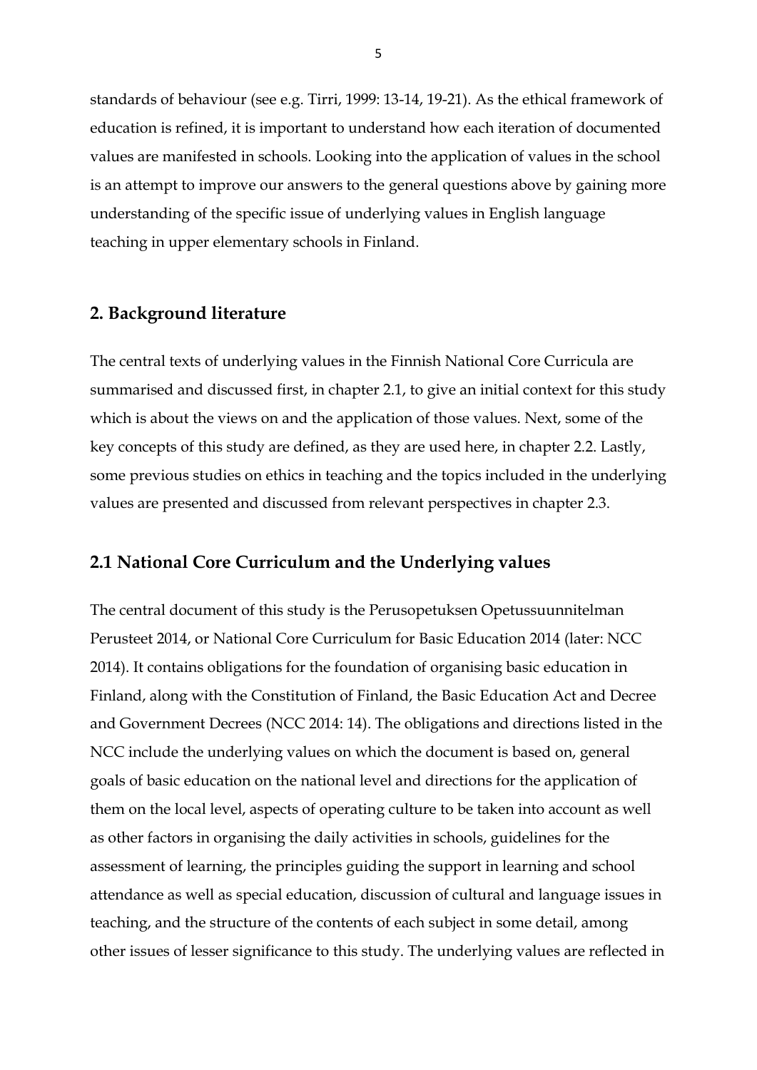standards of behaviour (see e.g. Tirri, 1999: 13-14, 19-21). As the ethical framework of education is refined, it is important to understand how each iteration of documented values are manifested in schools. Looking into the application of values in the school is an attempt to improve our answers to the general questions above by gaining more understanding of the specific issue of underlying values in English language teaching in upper elementary schools in Finland.

## 2. Background literature

The central texts of underlying values in the Finnish National Core Curricula are summarised and discussed first, in chapter 2.1, to give an initial context for this study which is about the views on and the application of those values. Next, some of the key concepts of this study are defined, as they are used here, in chapter 2.2. Lastly, some previous studies on ethics in teaching and the topics included in the underlying values are presented and discussed from relevant perspectives in chapter 2.3.

## 2.1 National Core Curriculum and the Underlying values

The central document of this study is the Perusopetuksen Opetussuunnitelman Perusteet 2014, or National Core Curriculum for Basic Education 2014 (later: NCC 2014). It contains obligations for the foundation of organising basic education in Finland, along with the Constitution of Finland, the Basic Education Act and Decree and Government Decrees (NCC 2014: 14). The obligations and directions listed in the NCC include the underlying values on which the document is based on, general goals of basic education on the national level and directions for the application of them on the local level, aspects of operating culture to be taken into account as well as other factors in organising the daily activities in schools, guidelines for the assessment of learning, the principles guiding the support in learning and school attendance as well as special education, discussion of cultural and language issues in teaching, and the structure of the contents of each subject in some detail, among other issues of lesser significance to this study. The underlying values are reflected in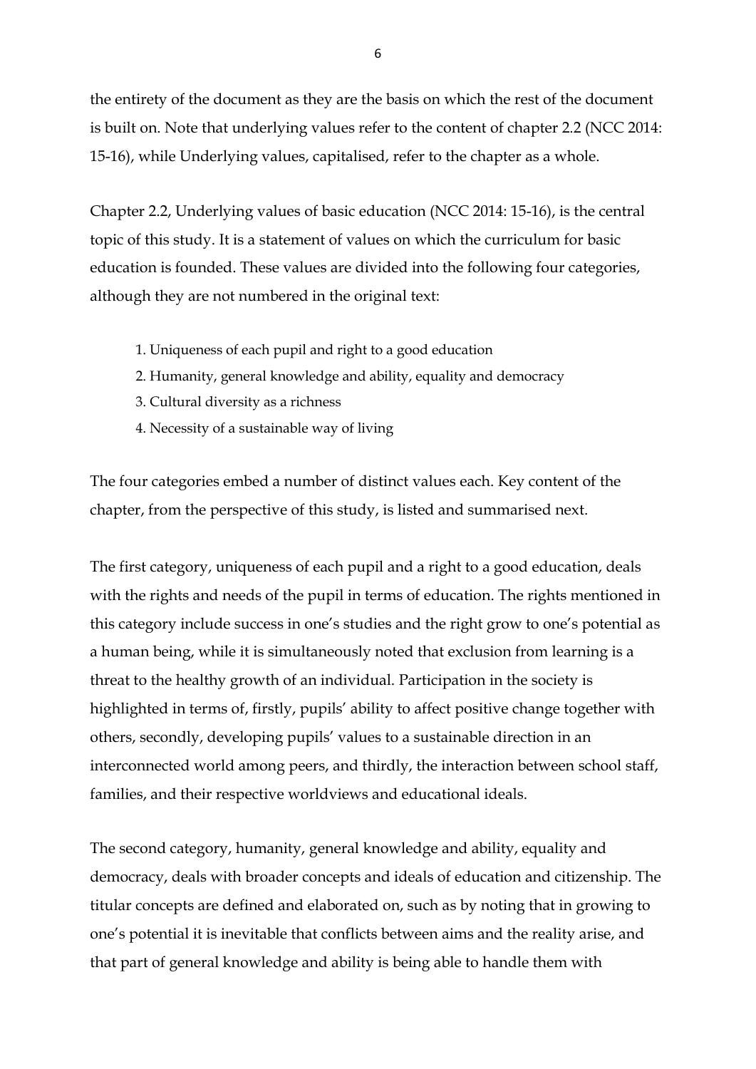the entirety of the document as they are the basis on which the rest of the document is built on. Note that underlying values refer to the content of chapter 2.2 (NCC 2014: 15-16), while Underlying values, capitalised, refer to the chapter as a whole.

Chapter 2.2, Underlying values of basic education (NCC 2014: 15-16), is the central topic of this study. It is a statement of values on which the curriculum for basic education is founded. These values are divided into the following four categories, although they are not numbered in the original text:

1. Uniqueness of each pupil and right to a good education
2. Humanity, general knowledge and ability, equality and democracy
3. Cultural diversity as a richness
4. Necessity of a sustainable way of living

The four categories embed a number of distinct values each. Key content of the chapter, from the perspective of this study, is listed and summarised next.

The first category, uniqueness of each pupil and a right to a good education, deals with the rights and needs of the pupil in terms of education. The rights mentioned in this category include success in one's studies and the right grow to one's potential as a human being, while it is simultaneously noted that exclusion from learning is a threat to the healthy growth of an individual. Participation in the society is highlighted in terms of, firstly, pupils' ability to affect positive change together with others, secondly, developing pupils' values to a sustainable direction in an interconnected world among peers, and thirdly, the interaction between school staff, families, and their respective worldviews and educational ideals.

The second category, humanity, general knowledge and ability, equality and democracy, deals with broader concepts and ideals of education and citizenship. The titular concepts are defined and elaborated on, such as by noting that in growing to one's potential it is inevitable that conflicts between aims and the reality arise, and that part of general knowledge and ability is being able to handle them with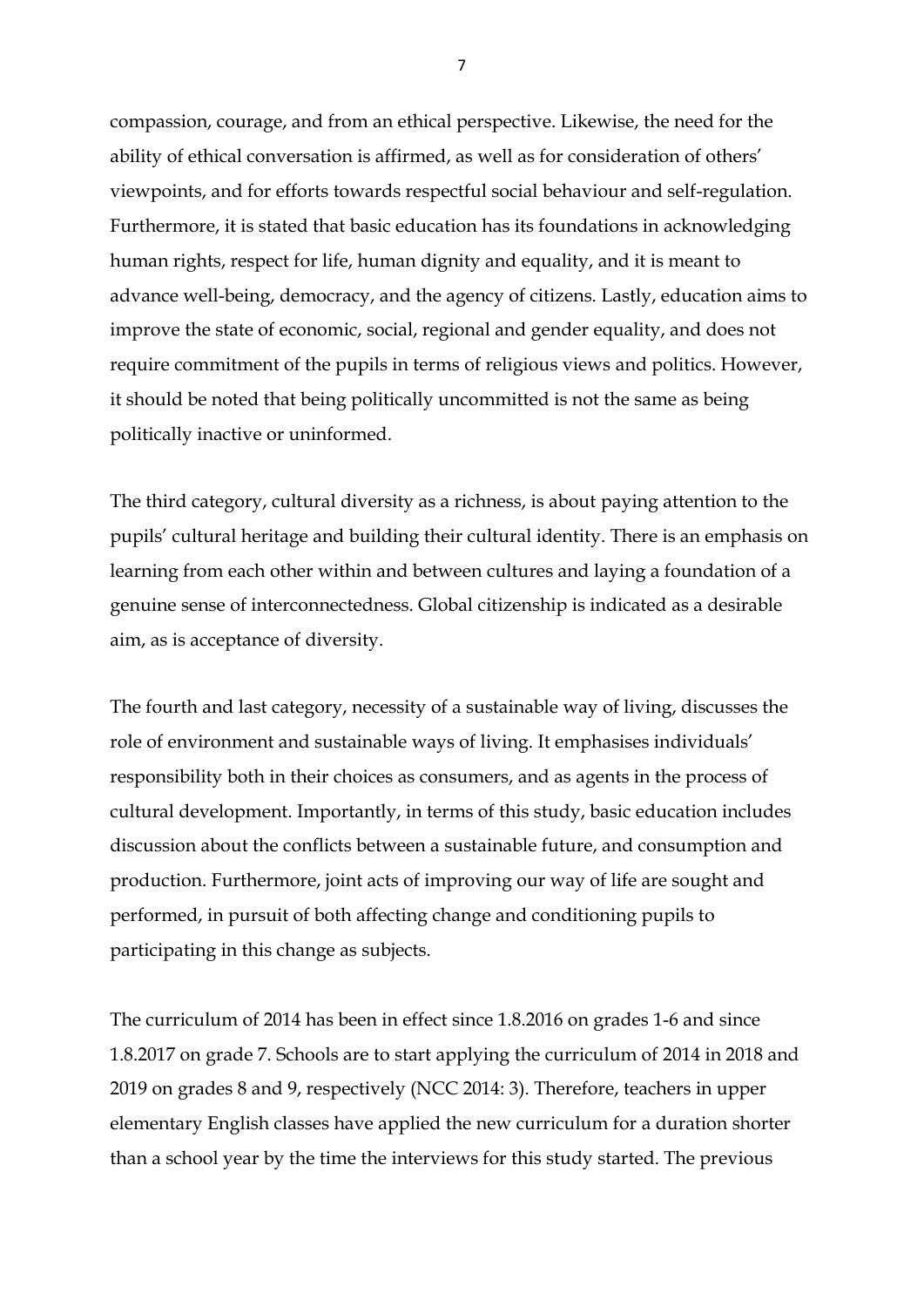compassion, courage, and from an ethical perspective. Likewise, the need for the ability of ethical conversation is affirmed, as well as for consideration of others' viewpoints, and for efforts towards respectful social behaviour and self-regulation. Furthermore, it is stated that basic education has its foundations in acknowledging human rights, respect for life, human dignity and equality, and it is meant to advance well-being, democracy, and the agency of citizens. Lastly, education aims to improve the state of economic, social, regional and gender equality, and does not require commitment of the pupils in terms of religious views and politics. However, it should be noted that being politically uncommitted is not the same as being politically inactive or uninformed.

The third category, cultural diversity as a richness, is about paying attention to the pupils' cultural heritage and building their cultural identity. There is an emphasis on learning from each other within and between cultures and laying a foundation of a genuine sense of interconnectedness. Global citizenship is indicated as a desirable aim, as is acceptance of diversity.

The fourth and last category, necessity of a sustainable way of living, discusses the role of environment and sustainable ways of living. It emphasises individuals' responsibility both in their choices as consumers, and as agents in the process of cultural development. Importantly, in terms of this study, basic education includes discussion about the conflicts between a sustainable future, and consumption and production. Furthermore, joint acts of improving our way of life are sought and performed, in pursuit of both affecting change and conditioning pupils to participating in this change as subjects.

The curriculum of 2014 has been in effect since 1.8.2016 on grades 1-6 and since 1.8.2017 on grade 7. Schools are to start applying the curriculum of 2014 in 2018 and 2019 on grades 8 and 9, respectively (NCC 2014: 3). Therefore, teachers in upper elementary English classes have applied the new curriculum for a duration shorter than a school year by the time the interviews for this study started. The previous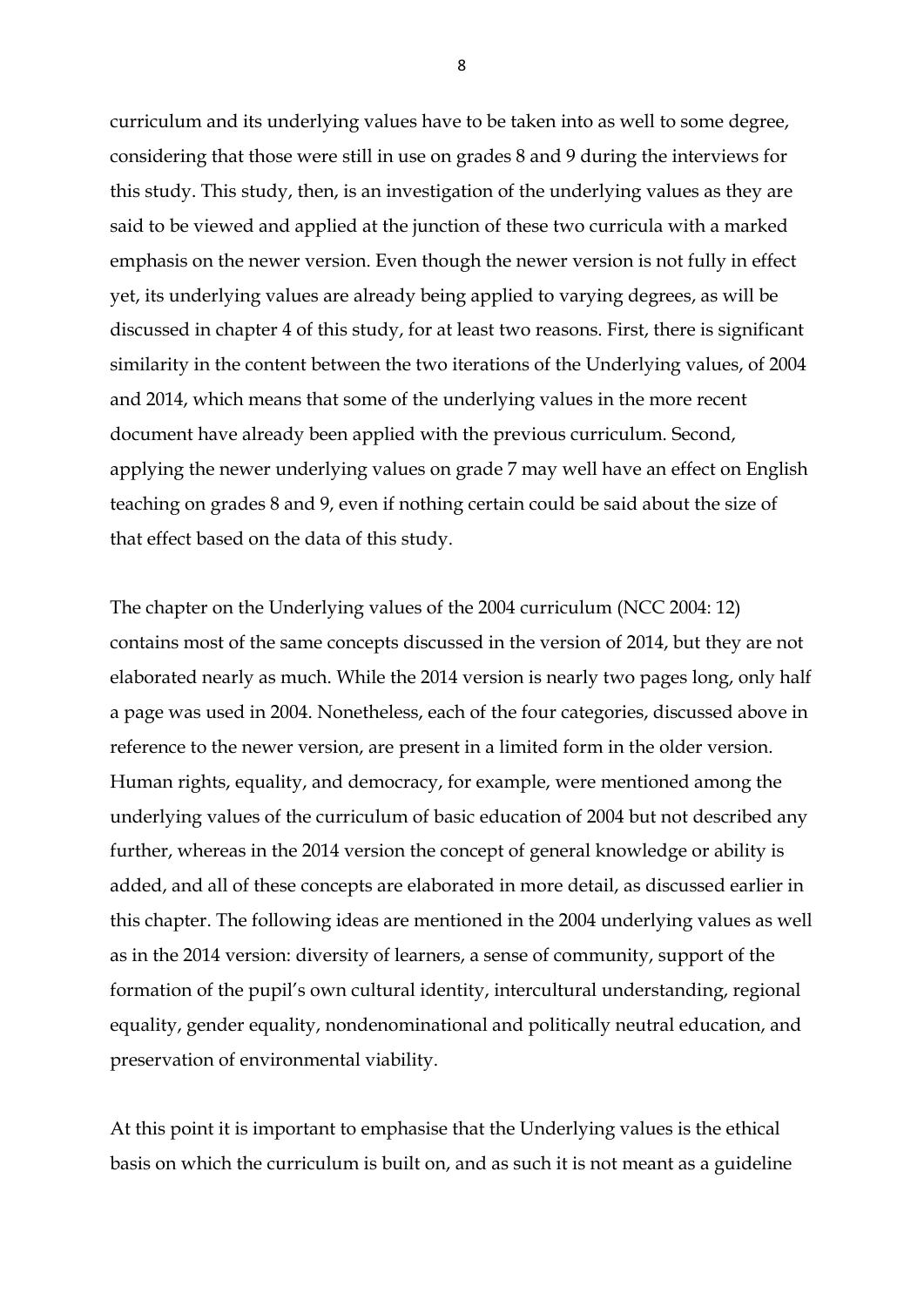curriculum and its underlying values have to be taken into as well to some degree, considering that those were still in use on grades 8 and 9 during the interviews for this study. This study, then, is an investigation of the underlying values as they are said to be viewed and applied at the junction of these two curricula with a marked emphasis on the newer version. Even though the newer version is not fully in effect yet, its underlying values are already being applied to varying degrees, as will be discussed in chapter 4 of this study, for at least two reasons. First, there is significant similarity in the content between the two iterations of the Underlying values, of 2004 and 2014, which means that some of the underlying values in the more recent document have already been applied with the previous curriculum. Second, applying the newer underlying values on grade 7 may well have an effect on English teaching on grades 8 and 9, even if nothing certain could be said about the size of that effect based on the data of this study.

The chapter on the Underlying values of the 2004 curriculum (NCC 2004: 12) contains most of the same concepts discussed in the version of 2014, but they are not elaborated nearly as much. While the 2014 version is nearly two pages long, only half a page was used in 2004. Nonetheless, each of the four categories, discussed above in reference to the newer version, are present in a limited form in the older version. Human rights, equality, and democracy, for example, were mentioned among the underlying values of the curriculum of basic education of 2004 but not described any further, whereas in the 2014 version the concept of general knowledge or ability is added, and all of these concepts are elaborated in more detail, as discussed earlier in this chapter. The following ideas are mentioned in the 2004 underlying values as well as in the 2014 version: diversity of learners, a sense of community, support of the formation of the pupil's own cultural identity, intercultural understanding, regional equality, gender equality, nondenominational and politically neutral education, and preservation of environmental viability.

At this point it is important to emphasise that the Underlying values is the ethical basis on which the curriculum is built on, and as such it is not meant as a guideline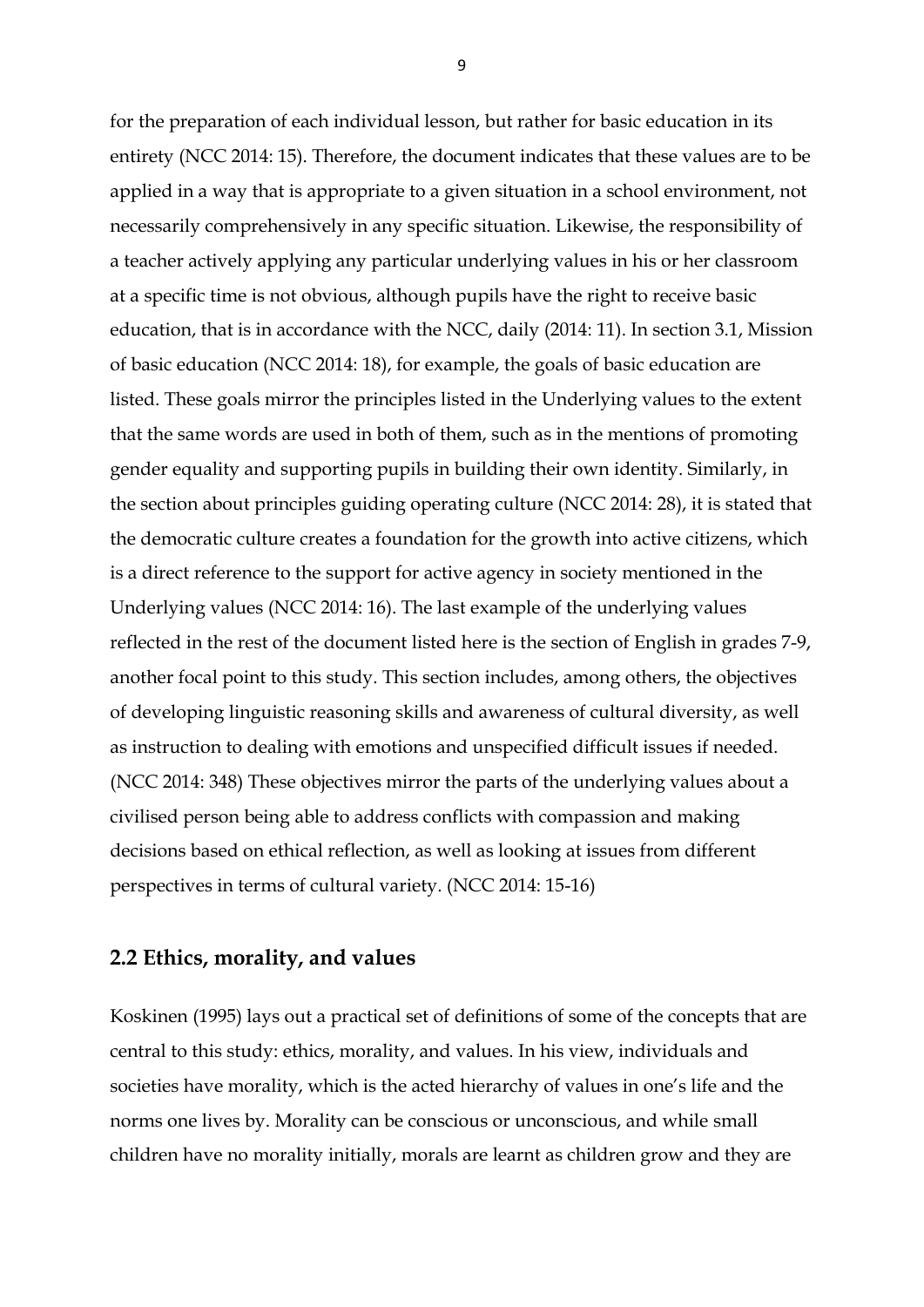for the preparation of each individual lesson, but rather for basic education in its entirety (NCC 2014: 15). Therefore, the document indicates that these values are to be applied in a way that is appropriate to a given situation in a school environment, not necessarily comprehensively in any specific situation. Likewise, the responsibility of a teacher actively applying any particular underlying values in his or her classroom at a specific time is not obvious, although pupils have the right to receive basic education, that is in accordance with the NCC, daily (2014: 11). In section 3.1, Mission of basic education (NCC 2014: 18), for example, the goals of basic education are listed. These goals mirror the principles listed in the Underlying values to the extent that the same words are used in both of them, such as in the mentions of promoting gender equality and supporting pupils in building their own identity. Similarly, in the section about principles guiding operating culture (NCC 2014: 28), it is stated that the democratic culture creates a foundation for the growth into active citizens, which is a direct reference to the support for active agency in society mentioned in the Underlying values (NCC 2014: 16). The last example of the underlying values reflected in the rest of the document listed here is the section of English in grades 7-9, another focal point to this study. This section includes, among others, the objectives of developing linguistic reasoning skills and awareness of cultural diversity, as well as instruction to dealing with emotions and unspecified difficult issues if needed. (NCC 2014: 348) These objectives mirror the parts of the underlying values about a civilised person being able to address conflicts with compassion and making decisions based on ethical reflection, as well as looking at issues from different perspectives in terms of cultural variety. (NCC 2014: 15-16)

## 2.2 Ethics, morality, and values

Koskinen (1995) lays out a practical set of definitions of some of the concepts that are central to this study: ethics, morality, and values. In his view, individuals and societies have morality, which is the acted hierarchy of values in one's life and the norms one lives by. Morality can be conscious or unconscious, and while small children have no morality initially, morals are learnt as children grow and they are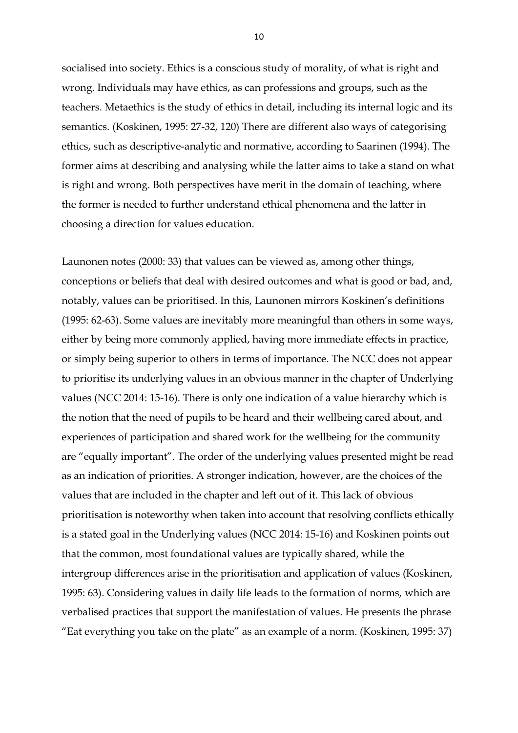socialised into society. Ethics is a conscious study of morality, of what is right and wrong. Individuals may have ethics, as can professions and groups, such as the teachers. Metaethics is the study of ethics in detail, including its internal logic and its semantics. (Koskinen, 1995: 27-32, 120) There are different also ways of categorising ethics, such as descriptive-analytic and normative, according to Saarinen (1994). The former aims at describing and analysing while the latter aims to take a stand on what is right and wrong. Both perspectives have merit in the domain of teaching, where the former is needed to further understand ethical phenomena and the latter in choosing a direction for values education.

Launonen notes (2000: 33) that values can be viewed as, among other things, conceptions or beliefs that deal with desired outcomes and what is good or bad, and, notably, values can be prioritised. In this, Launonen mirrors Koskinen's definitions (1995: 62-63). Some values are inevitably more meaningful than others in some ways, either by being more commonly applied, having more immediate effects in practice, or simply being superior to others in terms of importance. The NCC does not appear to prioritise its underlying values in an obvious manner in the chapter of Underlying values (NCC 2014: 15-16). There is only one indication of a value hierarchy which is the notion that the need of pupils to be heard and their wellbeing cared about, and experiences of participation and shared work for the wellbeing for the community are "equally important". The order of the underlying values presented might be read as an indication of priorities. A stronger indication, however, are the choices of the values that are included in the chapter and left out of it. This lack of obvious prioritisation is noteworthy when taken into account that resolving conflicts ethically is a stated goal in the Underlying values (NCC 2014: 15-16) and Koskinen points out that the common, most foundational values are typically shared, while the intergroup differences arise in the prioritisation and application of values (Koskinen, 1995: 63). Considering values in daily life leads to the formation of norms, which are verbalised practices that support the manifestation of values. He presents the phrase "Eat everything you take on the plate" as an example of a norm. (Koskinen, 1995: 37)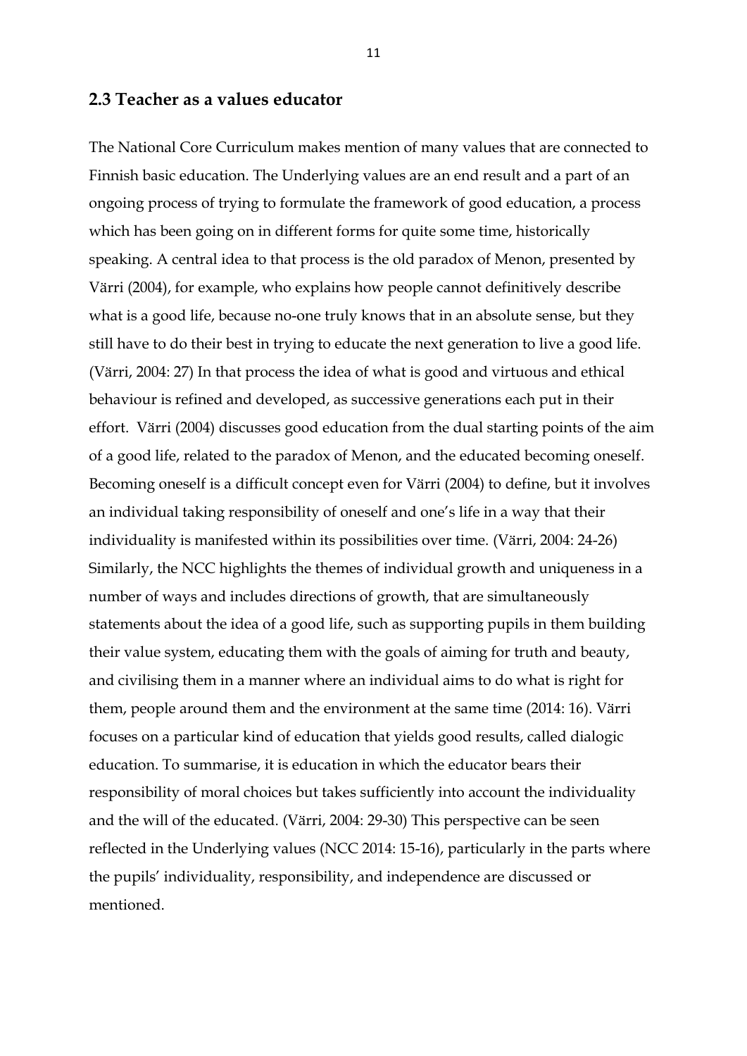## 2.3 Teacher as a values educator

The National Core Curriculum makes mention of many values that are connected to Finnish basic education. The Underlying values are an end result and a part of an ongoing process of trying to formulate the framework of good education, a process which has been going on in different forms for quite some time, historically speaking. A central idea to that process is the old paradox of Menon, presented by Värri (2004), for example, who explains how people cannot definitively describe what is a good life, because no-one truly knows that in an absolute sense, but they still have to do their best in trying to educate the next generation to live a good life. (Värri, 2004: 27) In that process the idea of what is good and virtuous and ethical behaviour is refined and developed, as successive generations each put in their effort. Värri (2004) discusses good education from the dual starting points of the aim of a good life, related to the paradox of Menon, and the educated becoming oneself. Becoming oneself is a difficult concept even for Värri (2004) to define, but it involves an individual taking responsibility of oneself and one's life in a way that their individuality is manifested within its possibilities over time. (Värri, 2004: 24-26) Similarly, the NCC highlights the themes of individual growth and uniqueness in a number of ways and includes directions of growth, that are simultaneously statements about the idea of a good life, such as supporting pupils in them building their value system, educating them with the goals of aiming for truth and beauty, and civilising them in a manner where an individual aims to do what is right for them, people around them and the environment at the same time (2014: 16). Värri focuses on a particular kind of education that yields good results, called dialogic education. To summarise, it is education in which the educator bears their responsibility of moral choices but takes sufficiently into account the individuality and the will of the educated. (Värri, 2004: 29-30) This perspective can be seen reflected in the Underlying values (NCC 2014: 15-16), particularly in the parts where the pupils' individuality, responsibility, and independence are discussed or mentioned.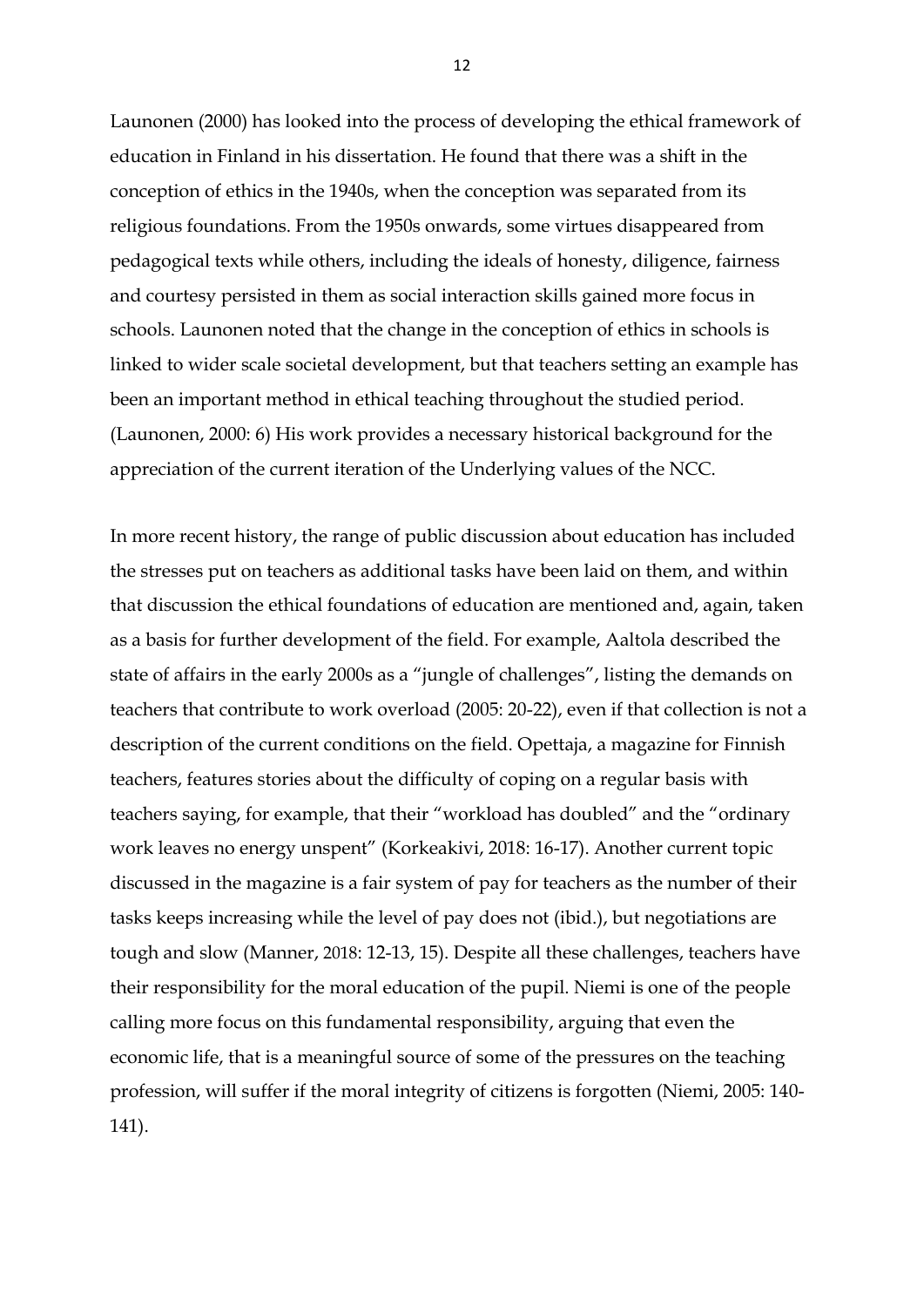Launonen (2000) has looked into the process of developing the ethical framework of education in Finland in his dissertation. He found that there was a shift in the conception of ethics in the 1940s, when the conception was separated from its religious foundations. From the 1950s onwards, some virtues disappeared from pedagogical texts while others, including the ideals of honesty, diligence, fairness and courtesy persisted in them as social interaction skills gained more focus in schools. Launonen noted that the change in the conception of ethics in schools is linked to wider scale societal development, but that teachers setting an example has been an important method in ethical teaching throughout the studied period. (Launonen, 2000: 6) His work provides a necessary historical background for the appreciation of the current iteration of the Underlying values of the NCC.

In more recent history, the range of public discussion about education has included the stresses put on teachers as additional tasks have been laid on them, and within that discussion the ethical foundations of education are mentioned and, again, taken as a basis for further development of the field. For example, Aaltola described the state of affairs in the early 2000s as a "jungle of challenges", listing the demands on teachers that contribute to work overload (2005: 20-22), even if that collection is not a description of the current conditions on the field. Opettaja, a magazine for Finnish teachers, features stories about the difficulty of coping on a regular basis with teachers saying, for example, that their "workload has doubled" and the "ordinary work leaves no energy unspent" (Korkeakivi, 2018: 16-17). Another current topic discussed in the magazine is a fair system of pay for teachers as the number of their tasks keeps increasing while the level of pay does not (ibid.), but negotiations are tough and slow (Manner, 2018: 12-13, 15). Despite all these challenges, teachers have their responsibility for the moral education of the pupil. Niemi is one of the people calling more focus on this fundamental responsibility, arguing that even the economic life, that is a meaningful source of some of the pressures on the teaching profession, will suffer if the moral integrity of citizens is forgotten (Niemi, 2005: 140-141).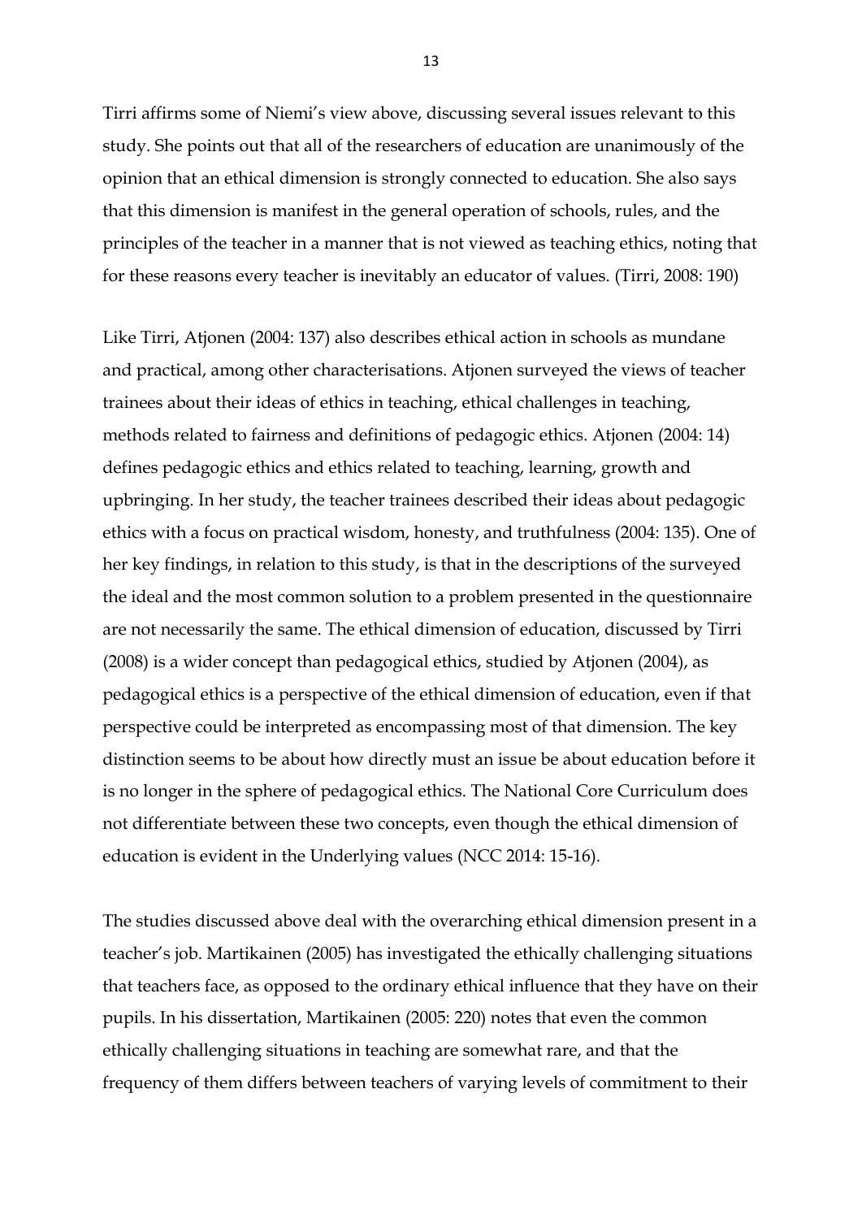Tirri affirms some of Niemi's view above, discussing several issues relevant to this study. She points out that all of the researchers of education are unanimously of the opinion that an ethical dimension is strongly connected to education. She also says that this dimension is manifest in the general operation of schools, rules, and the principles of the teacher in a manner that is not viewed as teaching ethics, noting that for these reasons every teacher is inevitably an educator of values. (Tirri, 2008: 190)

Like Tirri, Atjonen (2004: 137) also describes ethical action in schools as mundane and practical, among other characterisations. Atjonen surveyed the views of teacher trainees about their ideas of ethics in teaching, ethical challenges in teaching, methods related to fairness and definitions of pedagogic ethics. Atjonen (2004: 14) defines pedagogic ethics and ethics related to teaching, learning, growth and upbringing. In her study, the teacher trainees described their ideas about pedagogic ethics with a focus on practical wisdom, honesty, and truthfulness (2004: 135). One of her key findings, in relation to this study, is that in the descriptions of the surveyed the ideal and the most common solution to a problem presented in the questionnaire are not necessarily the same. The ethical dimension of education, discussed by Tirri (2008) is a wider concept than pedagogical ethics, studied by Atjonen (2004), as pedagogical ethics is a perspective of the ethical dimension of education, even if that perspective could be interpreted as encompassing most of that dimension. The key distinction seems to be about how directly must an issue be about education before it is no longer in the sphere of pedagogical ethics. The National Core Curriculum does not differentiate between these two concepts, even though the ethical dimension of education is evident in the Underlying values (NCC 2014: 15-16).

The studies discussed above deal with the overarching ethical dimension present in a teacher's job. Martikainen (2005) has investigated the ethically challenging situations that teachers face, as opposed to the ordinary ethical influence that they have on their pupils. In his dissertation, Martikainen (2005: 220) notes that even the common ethically challenging situations in teaching are somewhat rare, and that the frequency of them differs between teachers of varying levels of commitment to their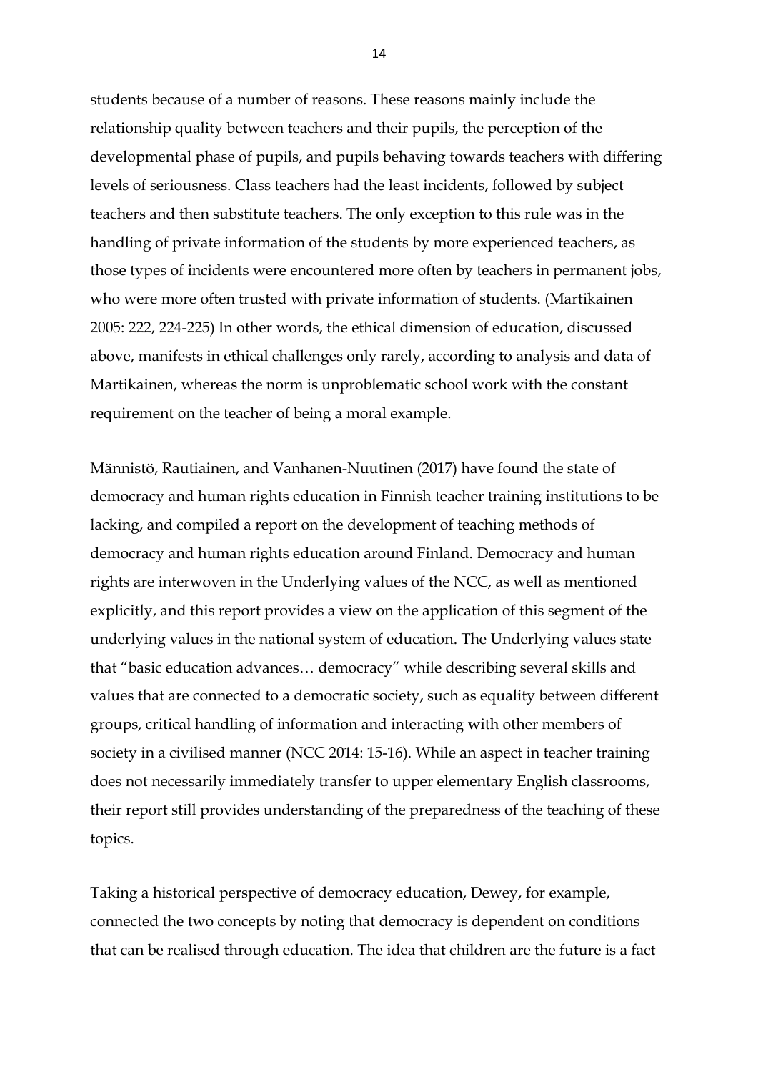students because of a number of reasons. These reasons mainly include the relationship quality between teachers and their pupils, the perception of the developmental phase of pupils, and pupils behaving towards teachers with differing levels of seriousness. Class teachers had the least incidents, followed by subject teachers and then substitute teachers. The only exception to this rule was in the handling of private information of the students by more experienced teachers, as those types of incidents were encountered more often by teachers in permanent jobs, who were more often trusted with private information of students. (Martikainen 2005: 222, 224-225) In other words, the ethical dimension of education, discussed above, manifests in ethical challenges only rarely, according to analysis and data of Martikainen, whereas the norm is unproblematic school work with the constant requirement on the teacher of being a moral example.

Männistö, Rautiainen, and Vanhanen-Nuutinen (2017) have found the state of democracy and human rights education in Finnish teacher training institutions to be lacking, and compiled a report on the development of teaching methods of democracy and human rights education around Finland. Democracy and human rights are interwoven in the Underlying values of the NCC, as well as mentioned explicitly, and this report provides a view on the application of this segment of the underlying values in the national system of education. The Underlying values state that "basic education advances… democracy" while describing several skills and values that are connected to a democratic society, such as equality between different groups, critical handling of information and interacting with other members of society in a civilised manner (NCC 2014: 15-16). While an aspect in teacher training does not necessarily immediately transfer to upper elementary English classrooms, their report still provides understanding of the preparedness of the teaching of these topics.

Taking a historical perspective of democracy education, Dewey, for example, connected the two concepts by noting that democracy is dependent on conditions that can be realised through education. The idea that children are the future is a fact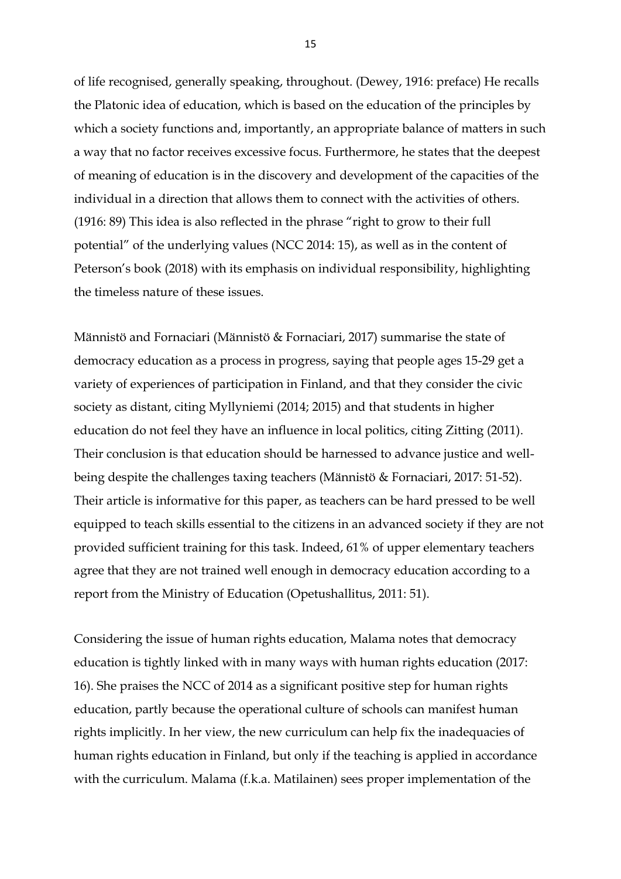of life recognised, generally speaking, throughout. (Dewey, 1916: preface) He recalls the Platonic idea of education, which is based on the education of the principles by which a society functions and, importantly, an appropriate balance of matters in such a way that no factor receives excessive focus. Furthermore, he states that the deepest of meaning of education is in the discovery and development of the capacities of the individual in a direction that allows them to connect with the activities of others. (1916: 89) This idea is also reflected in the phrase "right to grow to their full potential" of the underlying values (NCC 2014: 15), as well as in the content of Peterson's book (2018) with its emphasis on individual responsibility, highlighting the timeless nature of these issues.

Männistö and Fornaciari (Männistö & Fornaciari, 2017) summarise the state of democracy education as a process in progress, saying that people ages 15-29 get a variety of experiences of participation in Finland, and that they consider the civic society as distant, citing Myllyniemi (2014; 2015) and that students in higher education do not feel they have an influence in local politics, citing Zitting (2011). Their conclusion is that education should be harnessed to advance justice and well-being despite the challenges taxing teachers (Männistö & Fornaciari, 2017: 51-52). Their article is informative for this paper, as teachers can be hard pressed to be well equipped to teach skills essential to the citizens in an advanced society if they are not provided sufficient training for this task. Indeed, 61% of upper elementary teachers agree that they are not trained well enough in democracy education according to a report from the Ministry of Education (Opetushallitus, 2011: 51).

Considering the issue of human rights education, Malama notes that democracy education is tightly linked with in many ways with human rights education (2017: 16). She praises the NCC of 2014 as a significant positive step for human rights education, partly because the operational culture of schools can manifest human rights implicitly. In her view, the new curriculum can help fix the inadequacies of human rights education in Finland, but only if the teaching is applied in accordance with the curriculum. Malama (f.k.a. Matilainen) sees proper implementation of the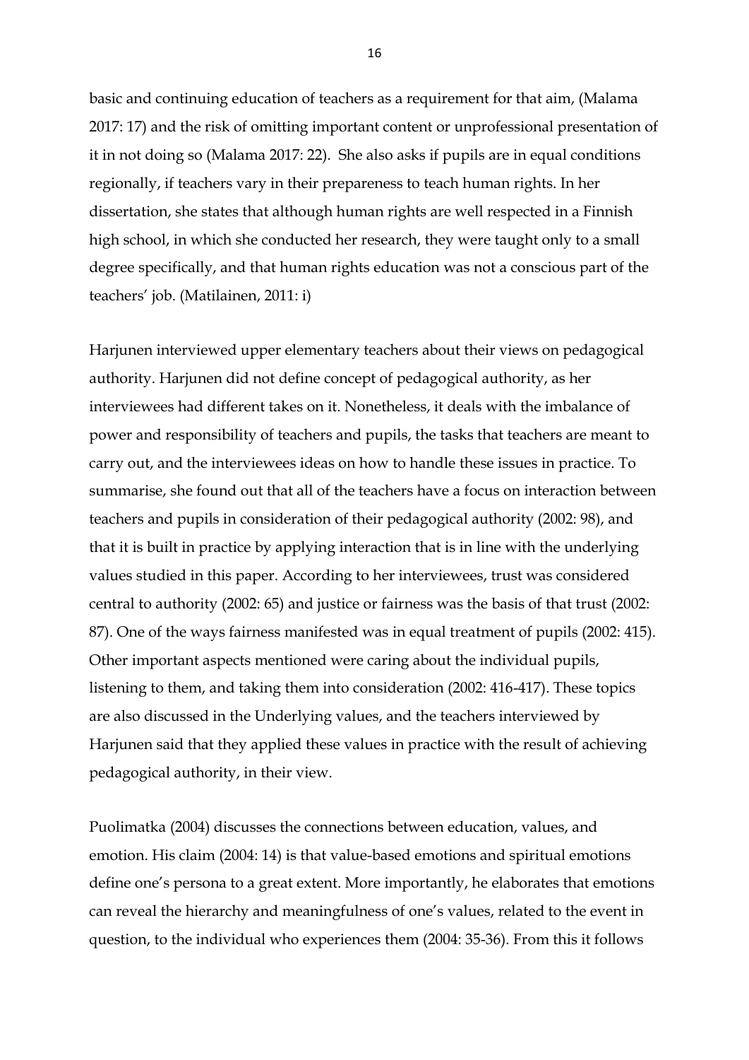basic and continuing education of teachers as a requirement for that aim, (Malama 2017: 17) and the risk of omitting important content or unprofessional presentation of it in not doing so (Malama 2017: 22). She also asks if pupils are in equal conditions regionally, if teachers vary in their prepareness to teach human rights. In her dissertation, she states that although human rights are well respected in a Finnish high school, in which she conducted her research, they were taught only to a small degree specifically, and that human rights education was not a conscious part of the teachers' job. (Matilainen, 2011: i)

Harjunen interviewed upper elementary teachers about their views on pedagogical authority. Harjunen did not define concept of pedagogical authority, as her interviewees had different takes on it. Nonetheless, it deals with the imbalance of power and responsibility of teachers and pupils, the tasks that teachers are meant to carry out, and the interviewees ideas on how to handle these issues in practice. To summarise, she found out that all of the teachers have a focus on interaction between teachers and pupils in consideration of their pedagogical authority (2002: 98), and that it is built in practice by applying interaction that is in line with the underlying values studied in this paper. According to her interviewees, trust was considered central to authority (2002: 65) and justice or fairness was the basis of that trust (2002: 87). One of the ways fairness manifested was in equal treatment of pupils (2002: 415). Other important aspects mentioned were caring about the individual pupils, listening to them, and taking them into consideration (2002: 416-417). These topics are also discussed in the Underlying values, and the teachers interviewed by Harjunen said that they applied these values in practice with the result of achieving pedagogical authority, in their view.

Puolimatka (2004) discusses the connections between education, values, and emotion. His claim (2004: 14) is that value-based emotions and spiritual emotions define one's persona to a great extent. More importantly, he elaborates that emotions can reveal the hierarchy and meaningfulness of one's values, related to the event in question, to the individual who experiences them (2004: 35-36). From this it follows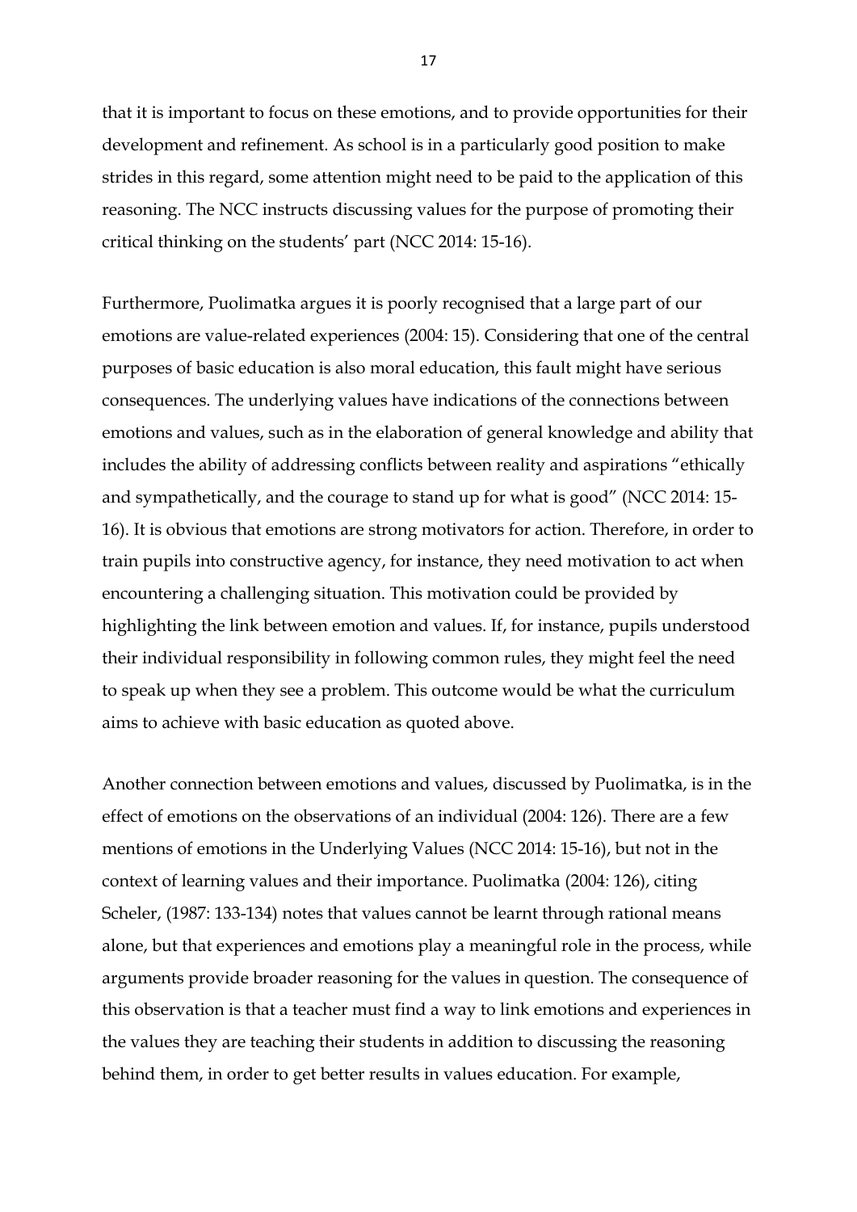that it is important to focus on these emotions, and to provide opportunities for their development and refinement. As school is in a particularly good position to make strides in this regard, some attention might need to be paid to the application of this reasoning. The NCC instructs discussing values for the purpose of promoting their critical thinking on the students' part (NCC 2014: 15-16).

Furthermore, Puolimatka argues it is poorly recognised that a large part of our emotions are value-related experiences (2004: 15). Considering that one of the central purposes of basic education is also moral education, this fault might have serious consequences. The underlying values have indications of the connections between emotions and values, such as in the elaboration of general knowledge and ability that includes the ability of addressing conflicts between reality and aspirations "ethically and sympathetically, and the courage to stand up for what is good" (NCC 2014: 15-16). It is obvious that emotions are strong motivators for action. Therefore, in order to train pupils into constructive agency, for instance, they need motivation to act when encountering a challenging situation. This motivation could be provided by highlighting the link between emotion and values. If, for instance, pupils understood their individual responsibility in following common rules, they might feel the need to speak up when they see a problem. This outcome would be what the curriculum aims to achieve with basic education as quoted above.

Another connection between emotions and values, discussed by Puolimatka, is in the effect of emotions on the observations of an individual (2004: 126). There are a few mentions of emotions in the Underlying Values (NCC 2014: 15-16), but not in the context of learning values and their importance. Puolimatka (2004: 126), citing Scheler, (1987: 133-134) notes that values cannot be learnt through rational means alone, but that experiences and emotions play a meaningful role in the process, while arguments provide broader reasoning for the values in question. The consequence of this observation is that a teacher must find a way to link emotions and experiences in the values they are teaching their students in addition to discussing the reasoning behind them, in order to get better results in values education. For example,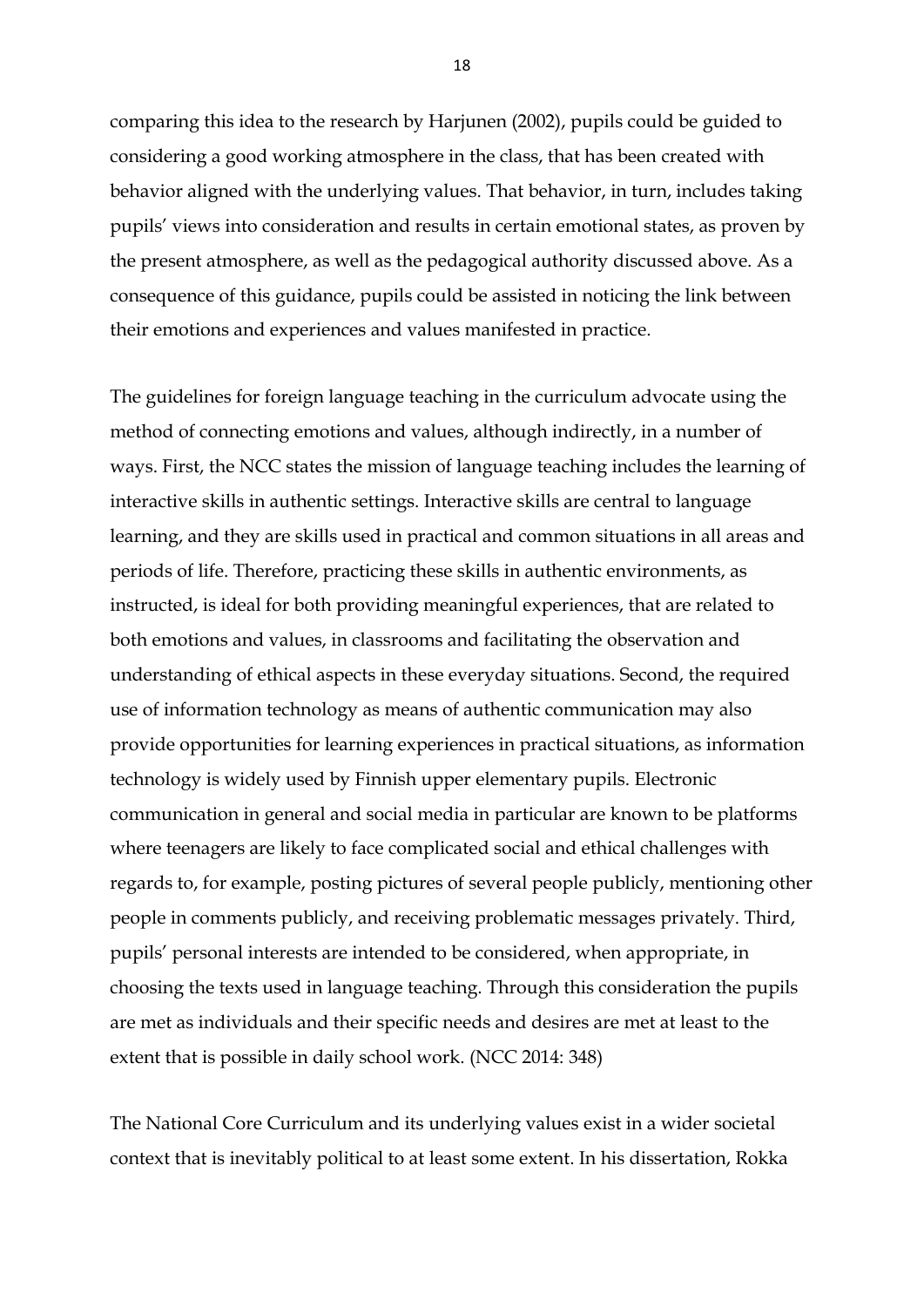comparing this idea to the research by Harjunen (2002), pupils could be guided to considering a good working atmosphere in the class, that has been created with behavior aligned with the underlying values. That behavior, in turn, includes taking pupils' views into consideration and results in certain emotional states, as proven by the present atmosphere, as well as the pedagogical authority discussed above. As a consequence of this guidance, pupils could be assisted in noticing the link between their emotions and experiences and values manifested in practice.

The guidelines for foreign language teaching in the curriculum advocate using the method of connecting emotions and values, although indirectly, in a number of ways. First, the NCC states the mission of language teaching includes the learning of interactive skills in authentic settings. Interactive skills are central to language learning, and they are skills used in practical and common situations in all areas and periods of life. Therefore, practicing these skills in authentic environments, as instructed, is ideal for both providing meaningful experiences, that are related to both emotions and values, in classrooms and facilitating the observation and understanding of ethical aspects in these everyday situations. Second, the required use of information technology as means of authentic communication may also provide opportunities for learning experiences in practical situations, as information technology is widely used by Finnish upper elementary pupils. Electronic communication in general and social media in particular are known to be platforms where teenagers are likely to face complicated social and ethical challenges with regards to, for example, posting pictures of several people publicly, mentioning other people in comments publicly, and receiving problematic messages privately. Third, pupils' personal interests are intended to be considered, when appropriate, in choosing the texts used in language teaching. Through this consideration the pupils are met as individuals and their specific needs and desires are met at least to the extent that is possible in daily school work. (NCC 2014: 348)

The National Core Curriculum and its underlying values exist in a wider societal context that is inevitably political to at least some extent. In his dissertation, Rokka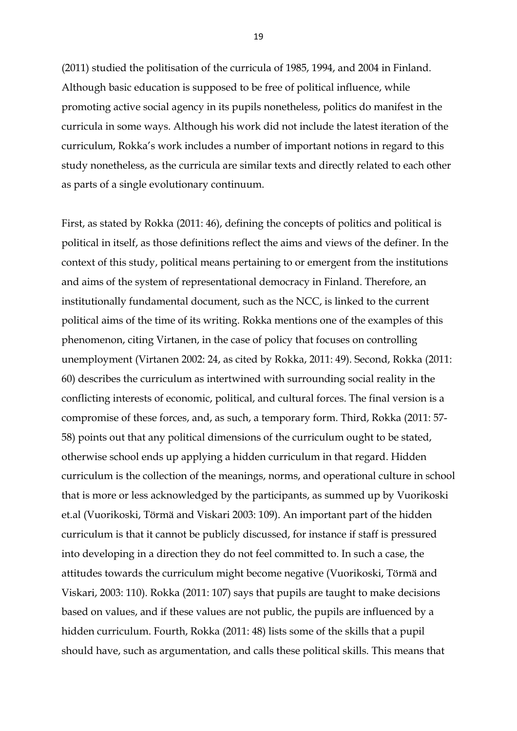(2011) studied the politisation of the curricula of 1985, 1994, and 2004 in Finland. Although basic education is supposed to be free of political influence, while promoting active social agency in its pupils nonetheless, politics do manifest in the curricula in some ways. Although his work did not include the latest iteration of the curriculum, Rokka's work includes a number of important notions in regard to this study nonetheless, as the curricula are similar texts and directly related to each other as parts of a single evolutionary continuum.

First, as stated by Rokka (2011: 46), defining the concepts of politics and political is political in itself, as those definitions reflect the aims and views of the definer. In the context of this study, political means pertaining to or emergent from the institutions and aims of the system of representational democracy in Finland. Therefore, an institutionally fundamental document, such as the NCC, is linked to the current political aims of the time of its writing. Rokka mentions one of the examples of this phenomenon, citing Virtanen, in the case of policy that focuses on controlling unemployment (Virtanen 2002: 24, as cited by Rokka, 2011: 49). Second, Rokka (2011: 60) describes the curriculum as intertwined with surrounding social reality in the conflicting interests of economic, political, and cultural forces. The final version is a compromise of these forces, and, as such, a temporary form. Third, Rokka (2011: 57-58) points out that any political dimensions of the curriculum ought to be stated, otherwise school ends up applying a hidden curriculum in that regard. Hidden curriculum is the collection of the meanings, norms, and operational culture in school that is more or less acknowledged by the participants, as summed up by Vuorikoski et.al (Vuorikoski, Törmä and Viskari 2003: 109). An important part of the hidden curriculum is that it cannot be publicly discussed, for instance if staff is pressured into developing in a direction they do not feel committed to. In such a case, the attitudes towards the curriculum might become negative (Vuorikoski, Törmä and Viskari, 2003: 110). Rokka (2011: 107) says that pupils are taught to make decisions based on values, and if these values are not public, the pupils are influenced by a hidden curriculum. Fourth, Rokka (2011: 48) lists some of the skills that a pupil should have, such as argumentation, and calls these political skills. This means that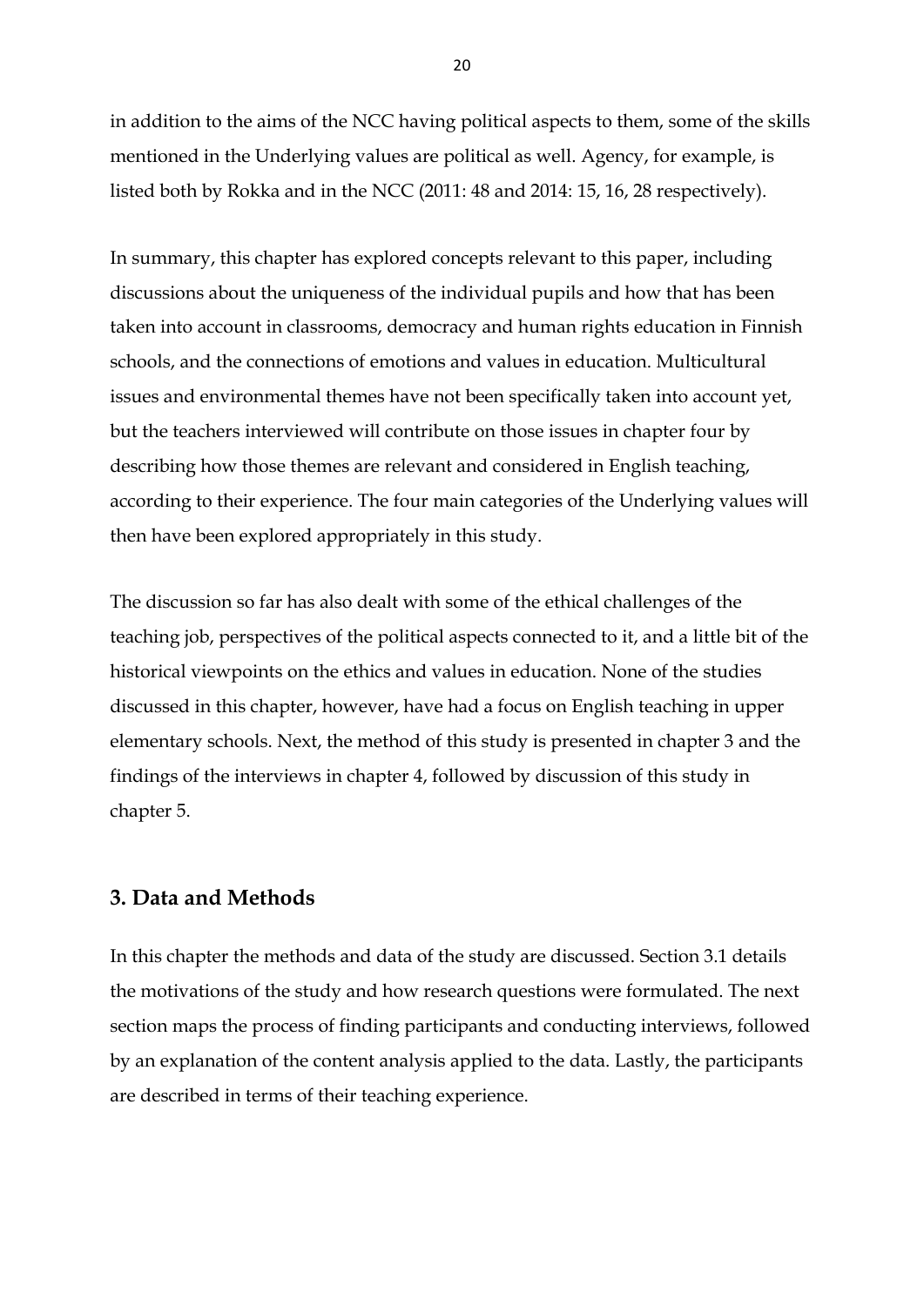in addition to the aims of the NCC having political aspects to them, some of the skills mentioned in the Underlying values are political as well. Agency, for example, is listed both by Rokka and in the NCC (2011: 48 and 2014: 15, 16, 28 respectively).

In summary, this chapter has explored concepts relevant to this paper, including discussions about the uniqueness of the individual pupils and how that has been taken into account in classrooms, democracy and human rights education in Finnish schools, and the connections of emotions and values in education. Multicultural issues and environmental themes have not been specifically taken into account yet, but the teachers interviewed will contribute on those issues in chapter four by describing how those themes are relevant and considered in English teaching, according to their experience. The four main categories of the Underlying values will then have been explored appropriately in this study.

The discussion so far has also dealt with some of the ethical challenges of the teaching job, perspectives of the political aspects connected to it, and a little bit of the historical viewpoints on the ethics and values in education. None of the studies discussed in this chapter, however, have had a focus on English teaching in upper elementary schools. Next, the method of this study is presented in chapter 3 and the findings of the interviews in chapter 4, followed by discussion of this study in chapter 5.

## 3. Data and Methods

In this chapter the methods and data of the study are discussed. Section 3.1 details the motivations of the study and how research questions were formulated. The next section maps the process of finding participants and conducting interviews, followed by an explanation of the content analysis applied to the data. Lastly, the participants are described in terms of their teaching experience.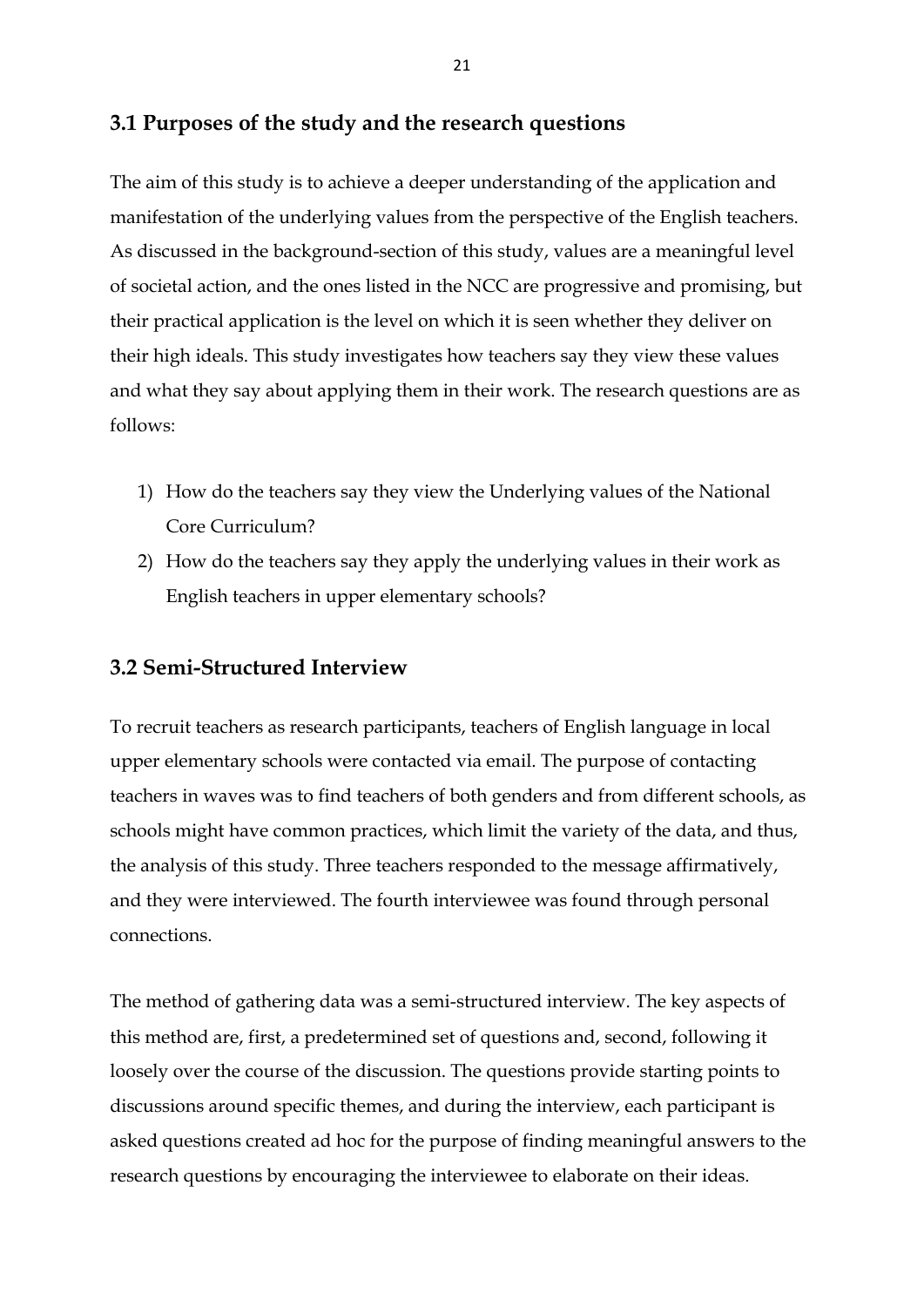## 3.1 Purposes of the study and the research questions

The aim of this study is to achieve a deeper understanding of the application and manifestation of the underlying values from the perspective of the English teachers. As discussed in the background-section of this study, values are a meaningful level of societal action, and the ones listed in the NCC are progressive and promising, but their practical application is the level on which it is seen whether they deliver on their high ideals. This study investigates how teachers say they view these values and what they say about applying them in their work. The research questions are as follows:

1) How do the teachers say they view the Underlying values of the National Core Curriculum?
2) How do the teachers say they apply the underlying values in their work as English teachers in upper elementary schools?

## 3.2 Semi-Structured Interview

To recruit teachers as research participants, teachers of English language in local upper elementary schools were contacted via email. The purpose of contacting teachers in waves was to find teachers of both genders and from different schools, as schools might have common practices, which limit the variety of the data, and thus, the analysis of this study. Three teachers responded to the message affirmatively, and they were interviewed. The fourth interviewee was found through personal connections.

The method of gathering data was a semi-structured interview. The key aspects of this method are, first, a predetermined set of questions and, second, following it loosely over the course of the discussion. The questions provide starting points to discussions around specific themes, and during the interview, each participant is asked questions created ad hoc for the purpose of finding meaningful answers to the research questions by encouraging the interviewee to elaborate on their ideas.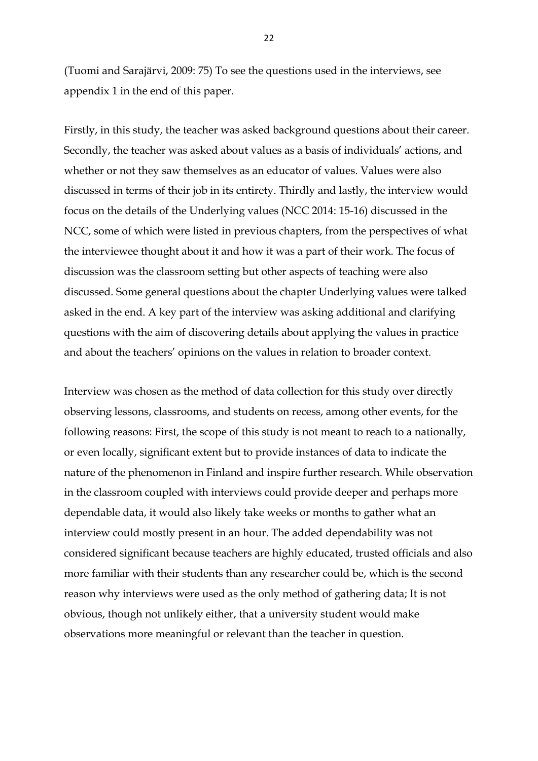(Tuomi and Sarajärvi, 2009: 75) To see the questions used in the interviews, see appendix 1 in the end of this paper.

Firstly, in this study, the teacher was asked background questions about their career. Secondly, the teacher was asked about values as a basis of individuals' actions, and whether or not they saw themselves as an educator of values. Values were also discussed in terms of their job in its entirety. Thirdly and lastly, the interview would focus on the details of the Underlying values (NCC 2014: 15-16) discussed in the NCC, some of which were listed in previous chapters, from the perspectives of what the interviewee thought about it and how it was a part of their work. The focus of discussion was the classroom setting but other aspects of teaching were also discussed. Some general questions about the chapter Underlying values were talked asked in the end. A key part of the interview was asking additional and clarifying questions with the aim of discovering details about applying the values in practice and about the teachers' opinions on the values in relation to broader context.

Interview was chosen as the method of data collection for this study over directly observing lessons, classrooms, and students on recess, among other events, for the following reasons: First, the scope of this study is not meant to reach to a nationally, or even locally, significant extent but to provide instances of data to indicate the nature of the phenomenon in Finland and inspire further research. While observation in the classroom coupled with interviews could provide deeper and perhaps more dependable data, it would also likely take weeks or months to gather what an interview could mostly present in an hour. The added dependability was not considered significant because teachers are highly educated, trusted officials and also more familiar with their students than any researcher could be, which is the second reason why interviews were used as the only method of gathering data; It is not obvious, though not unlikely either, that a university student would make observations more meaningful or relevant than the teacher in question.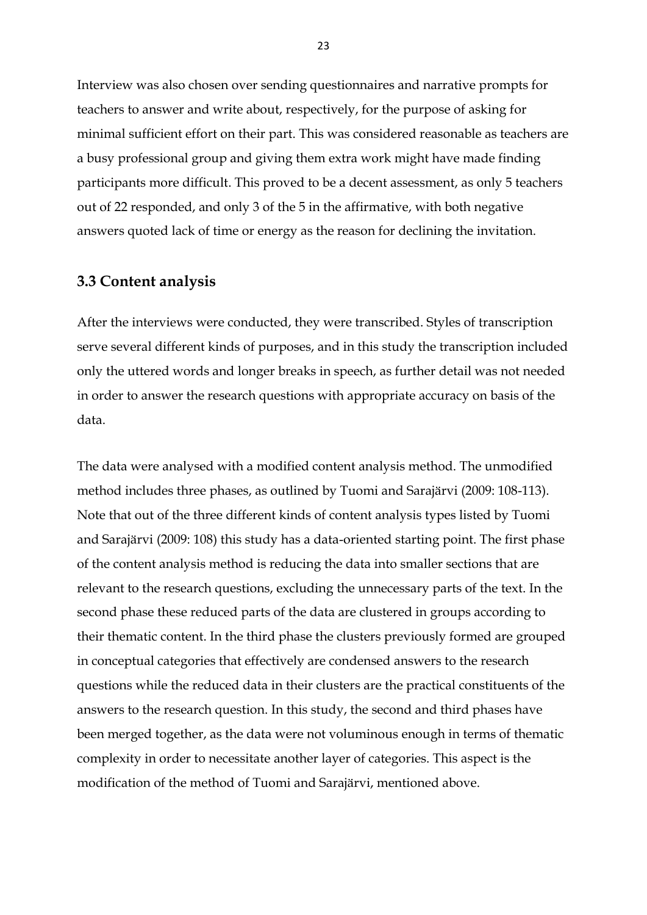Interview was also chosen over sending questionnaires and narrative prompts for teachers to answer and write about, respectively, for the purpose of asking for minimal sufficient effort on their part. This was considered reasonable as teachers are a busy professional group and giving them extra work might have made finding participants more difficult. This proved to be a decent assessment, as only 5 teachers out of 22 responded, and only 3 of the 5 in the affirmative, with both negative answers quoted lack of time or energy as the reason for declining the invitation.

## 3.3 Content analysis

After the interviews were conducted, they were transcribed. Styles of transcription serve several different kinds of purposes, and in this study the transcription included only the uttered words and longer breaks in speech, as further detail was not needed in order to answer the research questions with appropriate accuracy on basis of the data.

The data were analysed with a modified content analysis method. The unmodified method includes three phases, as outlined by Tuomi and Sarajärvi (2009: 108-113). Note that out of the three different kinds of content analysis types listed by Tuomi and Sarajärvi (2009: 108) this study has a data-oriented starting point. The first phase of the content analysis method is reducing the data into smaller sections that are relevant to the research questions, excluding the unnecessary parts of the text. In the second phase these reduced parts of the data are clustered in groups according to their thematic content. In the third phase the clusters previously formed are grouped in conceptual categories that effectively are condensed answers to the research questions while the reduced data in their clusters are the practical constituents of the answers to the research question. In this study, the second and third phases have been merged together, as the data were not voluminous enough in terms of thematic complexity in order to necessitate another layer of categories. This aspect is the modification of the method of Tuomi and Sarajärvi, mentioned above.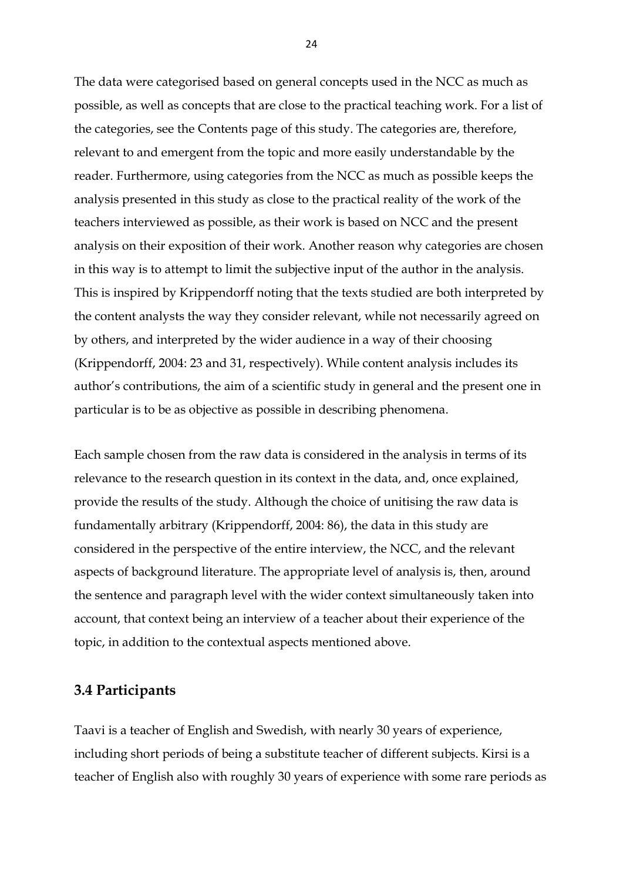The data were categorised based on general concepts used in the NCC as much as possible, as well as concepts that are close to the practical teaching work. For a list of the categories, see the Contents page of this study. The categories are, therefore, relevant to and emergent from the topic and more easily understandable by the reader. Furthermore, using categories from the NCC as much as possible keeps the analysis presented in this study as close to the practical reality of the work of the teachers interviewed as possible, as their work is based on NCC and the present analysis on their exposition of their work. Another reason why categories are chosen in this way is to attempt to limit the subjective input of the author in the analysis. This is inspired by Krippendorff noting that the texts studied are both interpreted by the content analysts the way they consider relevant, while not necessarily agreed on by others, and interpreted by the wider audience in a way of their choosing (Krippendorff, 2004: 23 and 31, respectively). While content analysis includes its author's contributions, the aim of a scientific study in general and the present one in particular is to be as objective as possible in describing phenomena.

Each sample chosen from the raw data is considered in the analysis in terms of its relevance to the research question in its context in the data, and, once explained, provide the results of the study. Although the choice of unitising the raw data is fundamentally arbitrary (Krippendorff, 2004: 86), the data in this study are considered in the perspective of the entire interview, the NCC, and the relevant aspects of background literature. The appropriate level of analysis is, then, around the sentence and paragraph level with the wider context simultaneously taken into account, that context being an interview of a teacher about their experience of the topic, in addition to the contextual aspects mentioned above.

### 3.4 Participants

Taavi is a teacher of English and Swedish, with nearly 30 years of experience, including short periods of being a substitute teacher of different subjects. Kirsi is a teacher of English also with roughly 30 years of experience with some rare periods as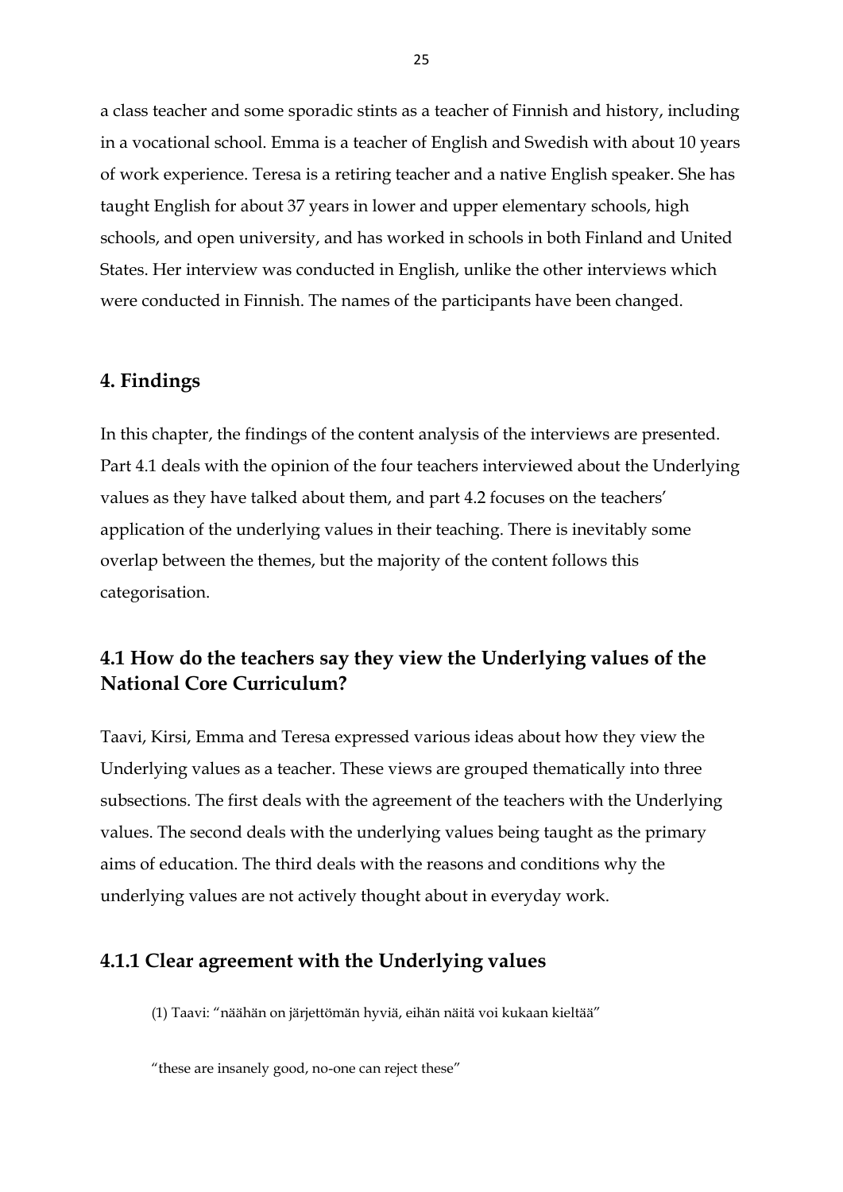a class teacher and some sporadic stints as a teacher of Finnish and history, including in a vocational school. Emma is a teacher of English and Swedish with about 10 years of work experience. Teresa is a retiring teacher and a native English speaker. She has taught English for about 37 years in lower and upper elementary schools, high schools, and open university, and has worked in schools in both Finland and United States. Her interview was conducted in English, unlike the other interviews which were conducted in Finnish. The names of the participants have been changed.

## 4. Findings

In this chapter, the findings of the content analysis of the interviews are presented. Part 4.1 deals with the opinion of the four teachers interviewed about the Underlying values as they have talked about them, and part 4.2 focuses on the teachers' application of the underlying values in their teaching. There is inevitably some overlap between the themes, but the majority of the content follows this categorisation.

### 4.1 How do the teachers say they view the Underlying values of the National Core Curriculum?

Taavi, Kirsi, Emma and Teresa expressed various ideas about how they view the Underlying values as a teacher. These views are grouped thematically into three subsections. The first deals with the agreement of the teachers with the Underlying values. The second deals with the underlying values being taught as the primary aims of education. The third deals with the reasons and conditions why the underlying values are not actively thought about in everyday work.

### 4.1.1 Clear agreement with the Underlying values

(1) Taavi: "näähän on järjettömän hyviä, eihän näitä voi kukaan kieltää"

"these are insanely good, no-one can reject these"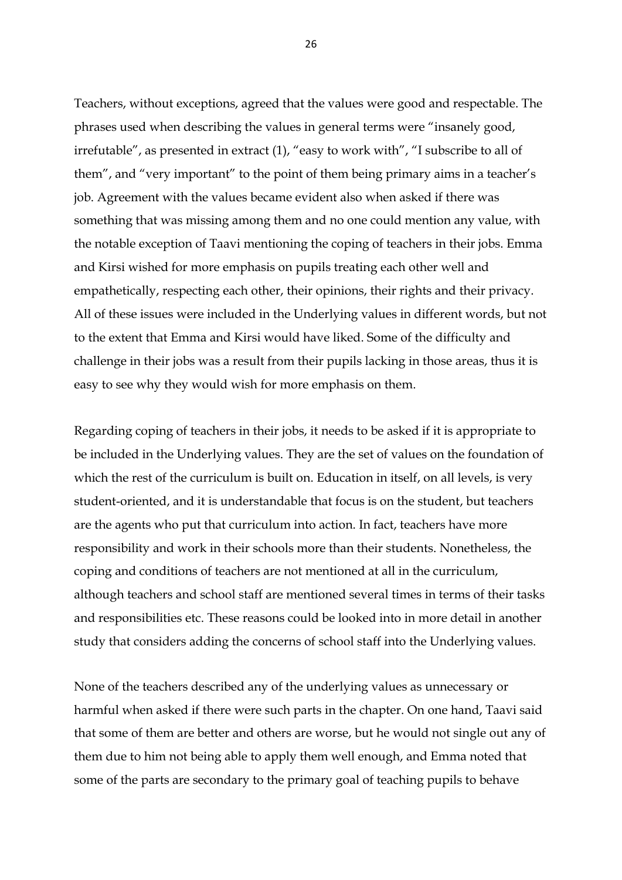Teachers, without exceptions, agreed that the values were good and respectable. The phrases used when describing the values in general terms were "insanely good, irrefutable", as presented in extract (1), "easy to work with", "I subscribe to all of them", and "very important" to the point of them being primary aims in a teacher's job. Agreement with the values became evident also when asked if there was something that was missing among them and no one could mention any value, with the notable exception of Taavi mentioning the coping of teachers in their jobs. Emma and Kirsi wished for more emphasis on pupils treating each other well and empathetically, respecting each other, their opinions, their rights and their privacy. All of these issues were included in the Underlying values in different words, but not to the extent that Emma and Kirsi would have liked. Some of the difficulty and challenge in their jobs was a result from their pupils lacking in those areas, thus it is easy to see why they would wish for more emphasis on them.

Regarding coping of teachers in their jobs, it needs to be asked if it is appropriate to be included in the Underlying values. They are the set of values on the foundation of which the rest of the curriculum is built on. Education in itself, on all levels, is very student-oriented, and it is understandable that focus is on the student, but teachers are the agents who put that curriculum into action. In fact, teachers have more responsibility and work in their schools more than their students. Nonetheless, the coping and conditions of teachers are not mentioned at all in the curriculum, although teachers and school staff are mentioned several times in terms of their tasks and responsibilities etc. These reasons could be looked into in more detail in another study that considers adding the concerns of school staff into the Underlying values.

None of the teachers described any of the underlying values as unnecessary or harmful when asked if there were such parts in the chapter. On one hand, Taavi said that some of them are better and others are worse, but he would not single out any of them due to him not being able to apply them well enough, and Emma noted that some of the parts are secondary to the primary goal of teaching pupils to behave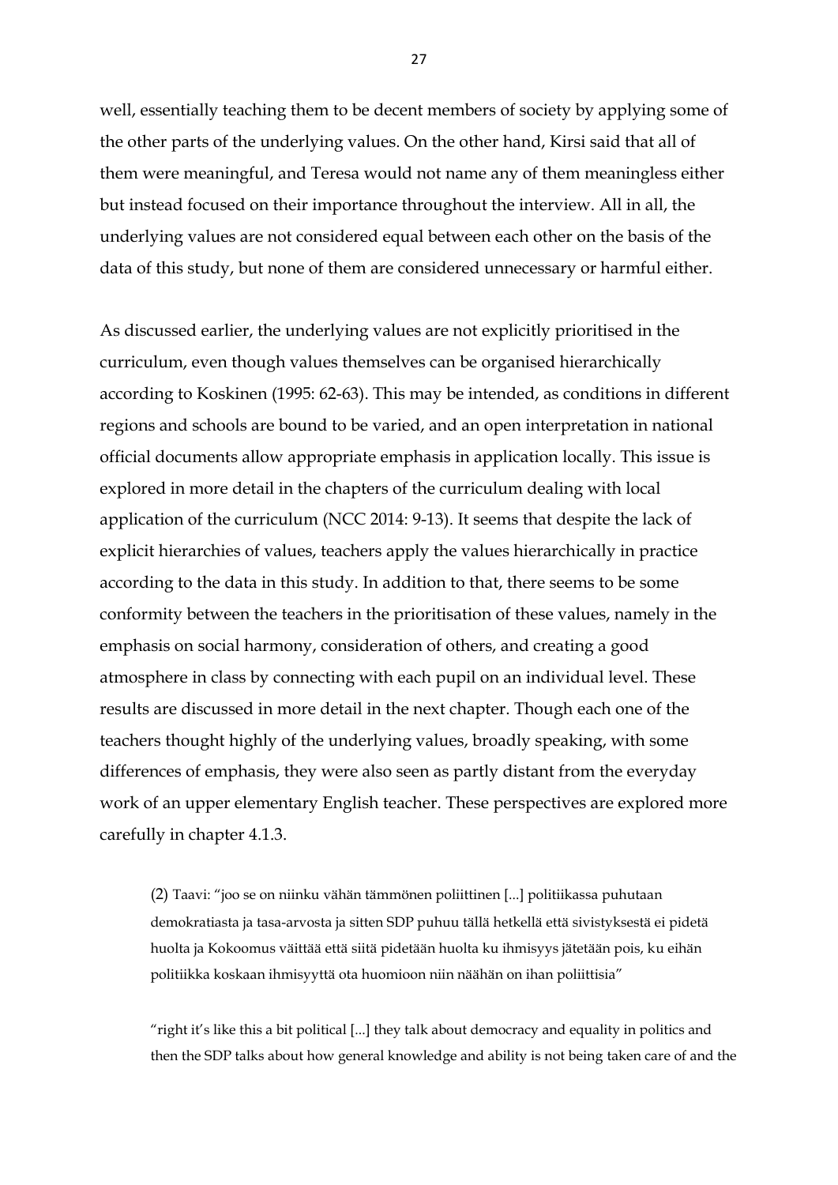well, essentially teaching them to be decent members of society by applying some of the other parts of the underlying values. On the other hand, Kirsi said that all of them were meaningful, and Teresa would not name any of them meaningless either but instead focused on their importance throughout the interview. All in all, the underlying values are not considered equal between each other on the basis of the data of this study, but none of them are considered unnecessary or harmful either.

As discussed earlier, the underlying values are not explicitly prioritised in the curriculum, even though values themselves can be organised hierarchically according to Koskinen (1995: 62-63). This may be intended, as conditions in different regions and schools are bound to be varied, and an open interpretation in national official documents allow appropriate emphasis in application locally. This issue is explored in more detail in the chapters of the curriculum dealing with local application of the curriculum (NCC 2014: 9-13). It seems that despite the lack of explicit hierarchies of values, teachers apply the values hierarchically in practice according to the data in this study. In addition to that, there seems to be some conformity between the teachers in the prioritisation of these values, namely in the emphasis on social harmony, consideration of others, and creating a good atmosphere in class by connecting with each pupil on an individual level. These results are discussed in more detail in the next chapter. Though each one of the teachers thought highly of the underlying values, broadly speaking, with some differences of emphasis, they were also seen as partly distant from the everyday work of an upper elementary English teacher. These perspectives are explored more carefully in chapter 4.1.3.

> (2) Taavi: "joo se on niinku vähän tämmönen poliittinen [...] politiikassa puhutaan demokratiasta ja tasa-arvosta ja sitten SDP puhuu tällä hetkellä että sivistyksestä ei pidetä huolta ja Kokoomus väittää että siitä pidetään huolta ku ihmisyys jätetään pois, ku eihän politiikka koskaan ihmisyyttä ota huomioon niin näähän on ihan poliittisia"
>
> "right it's like this a bit political [...] they talk about democracy and equality in politics and then the SDP talks about how general knowledge and ability is not being taken care of and the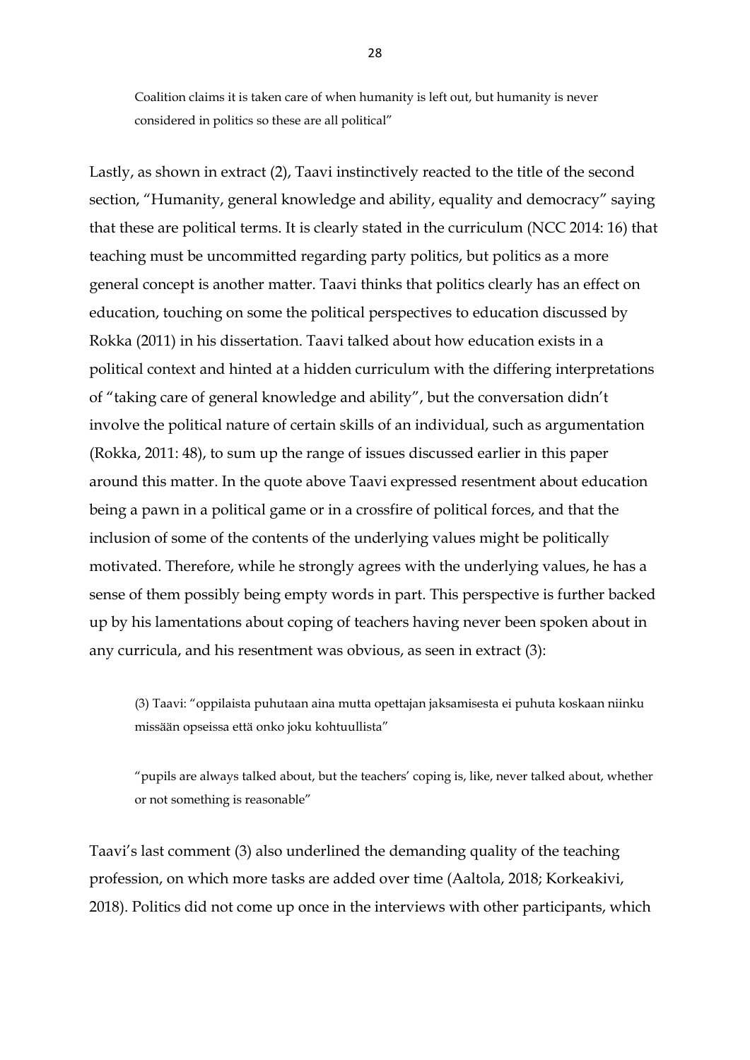Coalition claims it is taken care of when humanity is left out, but humanity is never considered in politics so these are all political"

Lastly, as shown in extract (2), Taavi instinctively reacted to the title of the second section, "Humanity, general knowledge and ability, equality and democracy" saying that these are political terms. It is clearly stated in the curriculum (NCC 2014: 16) that teaching must be uncommitted regarding party politics, but politics as a more general concept is another matter. Taavi thinks that politics clearly has an effect on education, touching on some the political perspectives to education discussed by Rokka (2011) in his dissertation. Taavi talked about how education exists in a political context and hinted at a hidden curriculum with the differing interpretations of "taking care of general knowledge and ability", but the conversation didn't involve the political nature of certain skills of an individual, such as argumentation (Rokka, 2011: 48), to sum up the range of issues discussed earlier in this paper around this matter. In the quote above Taavi expressed resentment about education being a pawn in a political game or in a crossfire of political forces, and that the inclusion of some of the contents of the underlying values might be politically motivated. Therefore, while he strongly agrees with the underlying values, he has a sense of them possibly being empty words in part. This perspective is further backed up by his lamentations about coping of teachers having never been spoken about in any curricula, and his resentment was obvious, as seen in extract (3):

(3) Taavi: "oppilaista puhutaan aina mutta opettajan jaksamisesta ei puhuta koskaan niinku missään opseissa että onko joku kohtuullista"

"pupils are always talked about, but the teachers' coping is, like, never talked about, whether or not something is reasonable"

Taavi's last comment (3) also underlined the demanding quality of the teaching profession, on which more tasks are added over time (Aaltola, 2018; Korkeakivi, 2018). Politics did not come up once in the interviews with other participants, which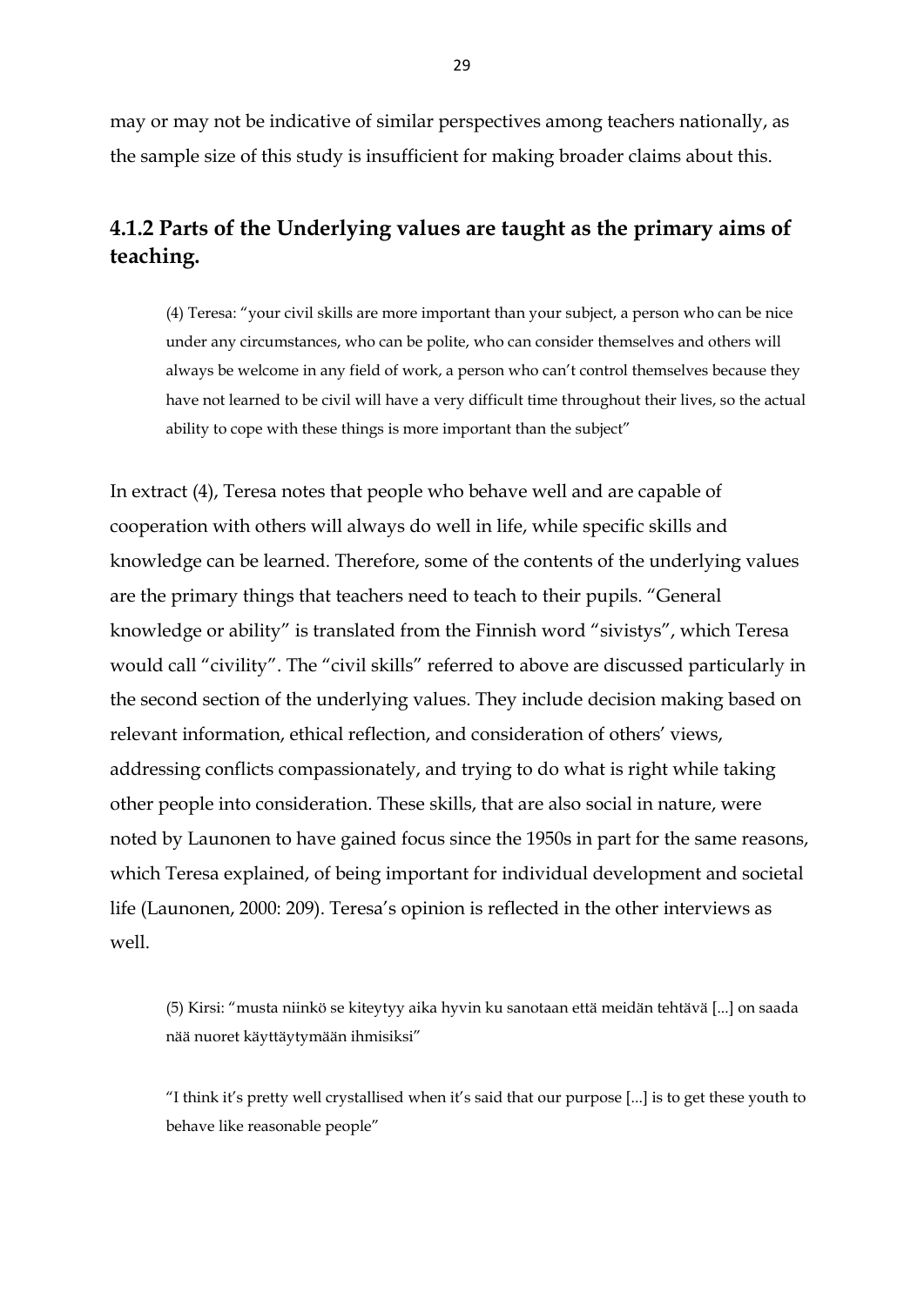may or may not be indicative of similar perspectives among teachers nationally, as the sample size of this study is insufficient for making broader claims about this.

### 4.1.2 Parts of the Underlying values are taught as the primary aims of teaching.

> (4) Teresa: "your civil skills are more important than your subject, a person who can be nice under any circumstances, who can be polite, who can consider themselves and others will always be welcome in any field of work, a person who can't control themselves because they have not learned to be civil will have a very difficult time throughout their lives, so the actual ability to cope with these things is more important than the subject"

In extract (4), Teresa notes that people who behave well and are capable of cooperation with others will always do well in life, while specific skills and knowledge can be learned. Therefore, some of the contents of the underlying values are the primary things that teachers need to teach to their pupils. "General knowledge or ability" is translated from the Finnish word "sivistys", which Teresa would call "civility". The "civil skills" referred to above are discussed particularly in the second section of the underlying values. They include decision making based on relevant information, ethical reflection, and consideration of others' views, addressing conflicts compassionately, and trying to do what is right while taking other people into consideration. These skills, that are also social in nature, were noted by Launonen to have gained focus since the 1950s in part for the same reasons, which Teresa explained, of being important for individual development and societal life (Launonen, 2000: 209). Teresa's opinion is reflected in the other interviews as well.

> (5) Kirsi: "musta niinkö se kiteytyy aika hyvin ku sanotaan että meidän tehtävä [...] on saada nää nuoret käyttäytymään ihmisiksi"
>
> "I think it's pretty well crystallised when it's said that our purpose [...] is to get these youth to behave like reasonable people"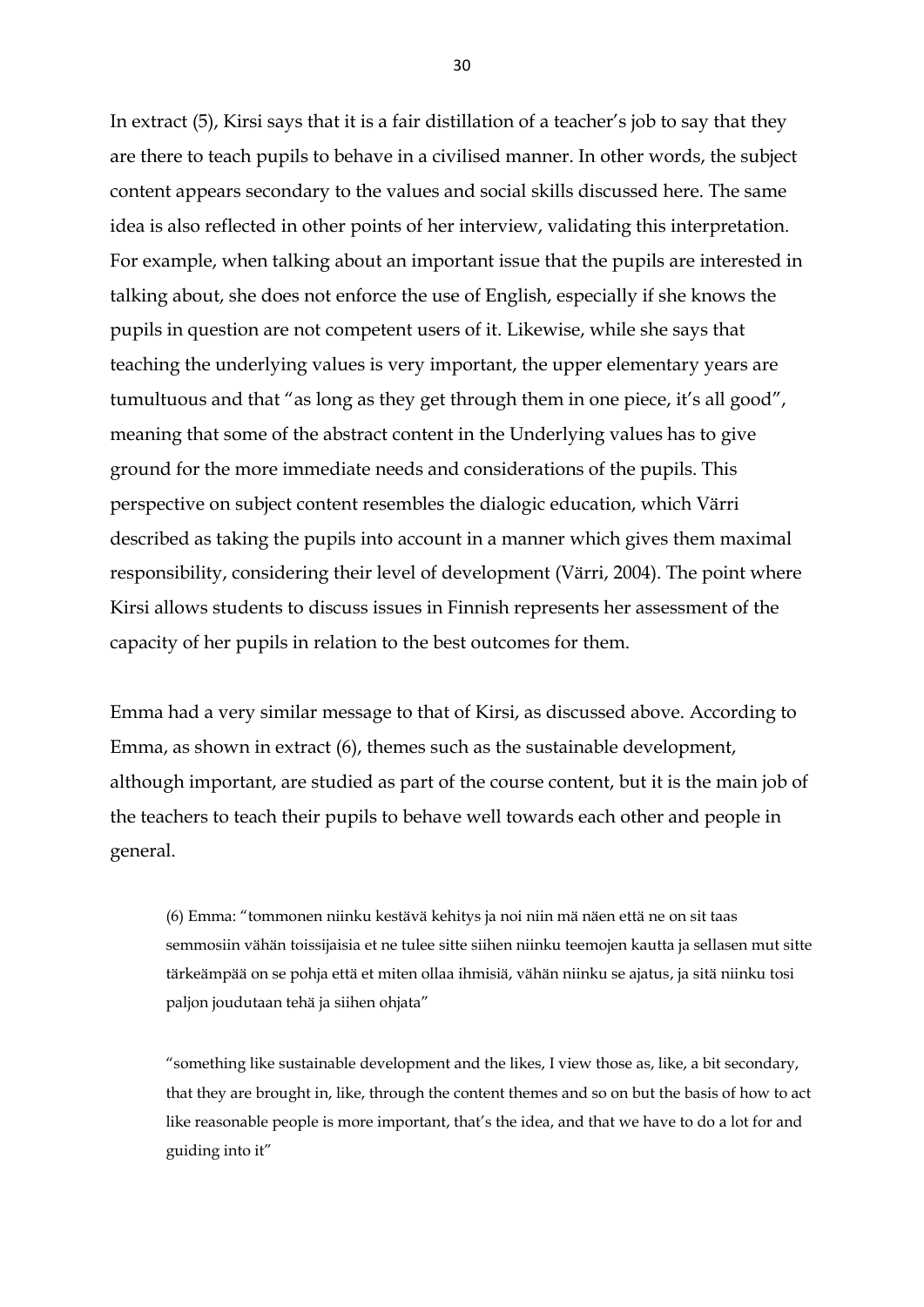In extract (5), Kirsi says that it is a fair distillation of a teacher's job to say that they are there to teach pupils to behave in a civilised manner. In other words, the subject content appears secondary to the values and social skills discussed here. The same idea is also reflected in other points of her interview, validating this interpretation. For example, when talking about an important issue that the pupils are interested in talking about, she does not enforce the use of English, especially if she knows the pupils in question are not competent users of it. Likewise, while she says that teaching the underlying values is very important, the upper elementary years are tumultuous and that "as long as they get through them in one piece, it's all good", meaning that some of the abstract content in the Underlying values has to give ground for the more immediate needs and considerations of the pupils. This perspective on subject content resembles the dialogic education, which Värri described as taking the pupils into account in a manner which gives them maximal responsibility, considering their level of development (Värri, 2004). The point where Kirsi allows students to discuss issues in Finnish represents her assessment of the capacity of her pupils in relation to the best outcomes for them.

Emma had a very similar message to that of Kirsi, as discussed above. According to Emma, as shown in extract (6), themes such as the sustainable development, although important, are studied as part of the course content, but it is the main job of the teachers to teach their pupils to behave well towards each other and people in general.

> (6) Emma: "tommonen niinku kestävä kehitys ja noi niin mä näen että ne on sit taas semmosiin vähän toissijaisia et ne tulee sitte siihen niinku teemojen kautta ja sellasen mut sitte tärkeämpää on se pohja että et miten ollaa ihmisiä, vähän niinku se ajatus, ja sitä niinku tosi paljon joudutaan tehä ja siihen ohjata"
>
> "something like sustainable development and the likes, I view those as, like, a bit secondary, that they are brought in, like, through the content themes and so on but the basis of how to act like reasonable people is more important, that's the idea, and that we have to do a lot for and guiding into it"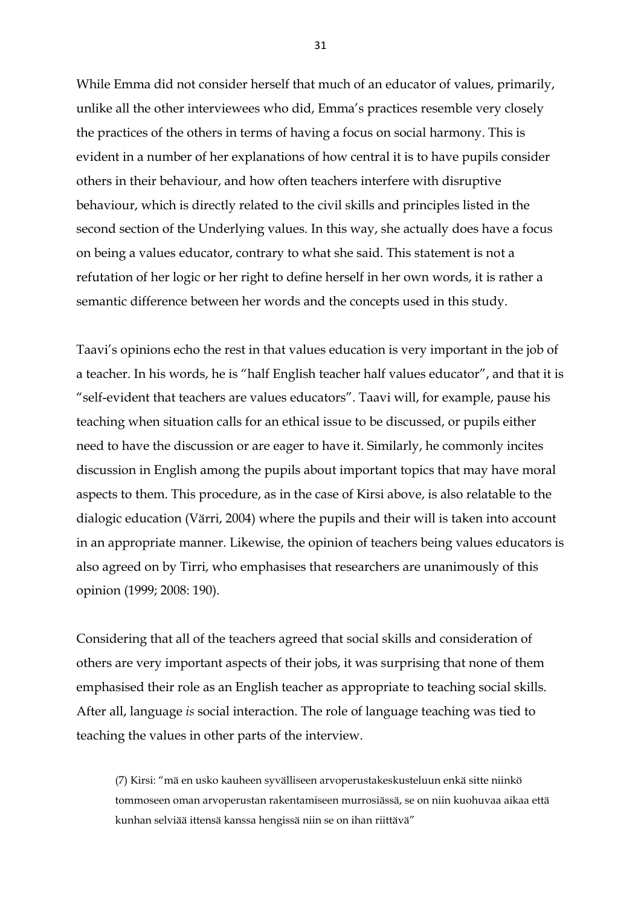While Emma did not consider herself that much of an educator of values, primarily, unlike all the other interviewees who did, Emma's practices resemble very closely the practices of the others in terms of having a focus on social harmony. This is evident in a number of her explanations of how central it is to have pupils consider others in their behaviour, and how often teachers interfere with disruptive behaviour, which is directly related to the civil skills and principles listed in the second section of the Underlying values. In this way, she actually does have a focus on being a values educator, contrary to what she said. This statement is not a refutation of her logic or her right to define herself in her own words, it is rather a semantic difference between her words and the concepts used in this study.

Taavi's opinions echo the rest in that values education is very important in the job of a teacher. In his words, he is "half English teacher half values educator", and that it is "self-evident that teachers are values educators". Taavi will, for example, pause his teaching when situation calls for an ethical issue to be discussed, or pupils either need to have the discussion or are eager to have it. Similarly, he commonly incites discussion in English among the pupils about important topics that may have moral aspects to them. This procedure, as in the case of Kirsi above, is also relatable to the dialogic education (Värri, 2004) where the pupils and their will is taken into account in an appropriate manner. Likewise, the opinion of teachers being values educators is also agreed on by Tirri, who emphasises that researchers are unanimously of this opinion (1999; 2008: 190).

Considering that all of the teachers agreed that social skills and consideration of others are very important aspects of their jobs, it was surprising that none of them emphasised their role as an English teacher as appropriate to teaching social skills. After all, language *is* social interaction. The role of language teaching was tied to teaching the values in other parts of the interview.

> (7) Kirsi: "mä en usko kauheen syvälliseen arvoperustakeskusteluun enkä sitte niinkö tommoseen oman arvoperustan rakentamiseen murrosiässä, se on niin kuohuvaa aikaa että kunhan selviää ittensä kanssa hengissä niin se on ihan riittävä"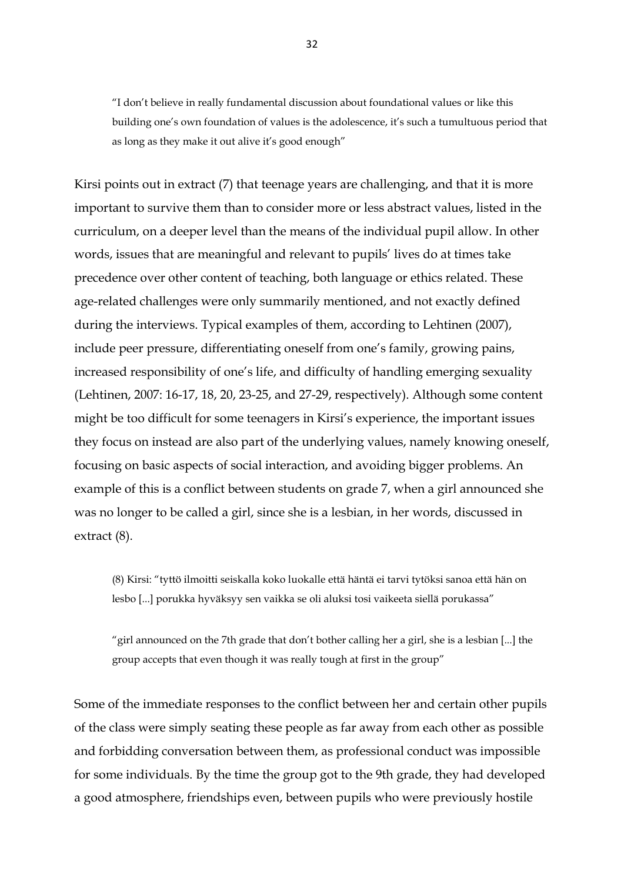> "I don't believe in really fundamental discussion about foundational values or like this building one's own foundation of values is the adolescence, it's such a tumultuous period that as long as they make it out alive it's good enough"

Kirsi points out in extract (7) that teenage years are challenging, and that it is more important to survive them than to consider more or less abstract values, listed in the curriculum, on a deeper level than the means of the individual pupil allow. In other words, issues that are meaningful and relevant to pupils' lives do at times take precedence over other content of teaching, both language or ethics related. These age-related challenges were only summarily mentioned, and not exactly defined during the interviews. Typical examples of them, according to Lehtinen (2007), include peer pressure, differentiating oneself from one's family, growing pains, increased responsibility of one's life, and difficulty of handling emerging sexuality (Lehtinen, 2007: 16-17, 18, 20, 23-25, and 27-29, respectively). Although some content might be too difficult for some teenagers in Kirsi's experience, the important issues they focus on instead are also part of the underlying values, namely knowing oneself, focusing on basic aspects of social interaction, and avoiding bigger problems. An example of this is a conflict between students on grade 7, when a girl announced she was no longer to be called a girl, since she is a lesbian, in her words, discussed in extract (8).

> (8) Kirsi: "tyttö ilmoitti seiskalla koko luokalle että häntä ei tarvi tytöksi sanoa että hän on lesbo [...] porukka hyväksyy sen vaikka se oli aluksi tosi vaikeeta siellä porukassa"
>
> "girl announced on the 7th grade that don't bother calling her a girl, she is a lesbian [...] the group accepts that even though it was really tough at first in the group"

Some of the immediate responses to the conflict between her and certain other pupils of the class were simply seating these people as far away from each other as possible and forbidding conversation between them, as professional conduct was impossible for some individuals. By the time the group got to the 9th grade, they had developed a good atmosphere, friendships even, between pupils who were previously hostile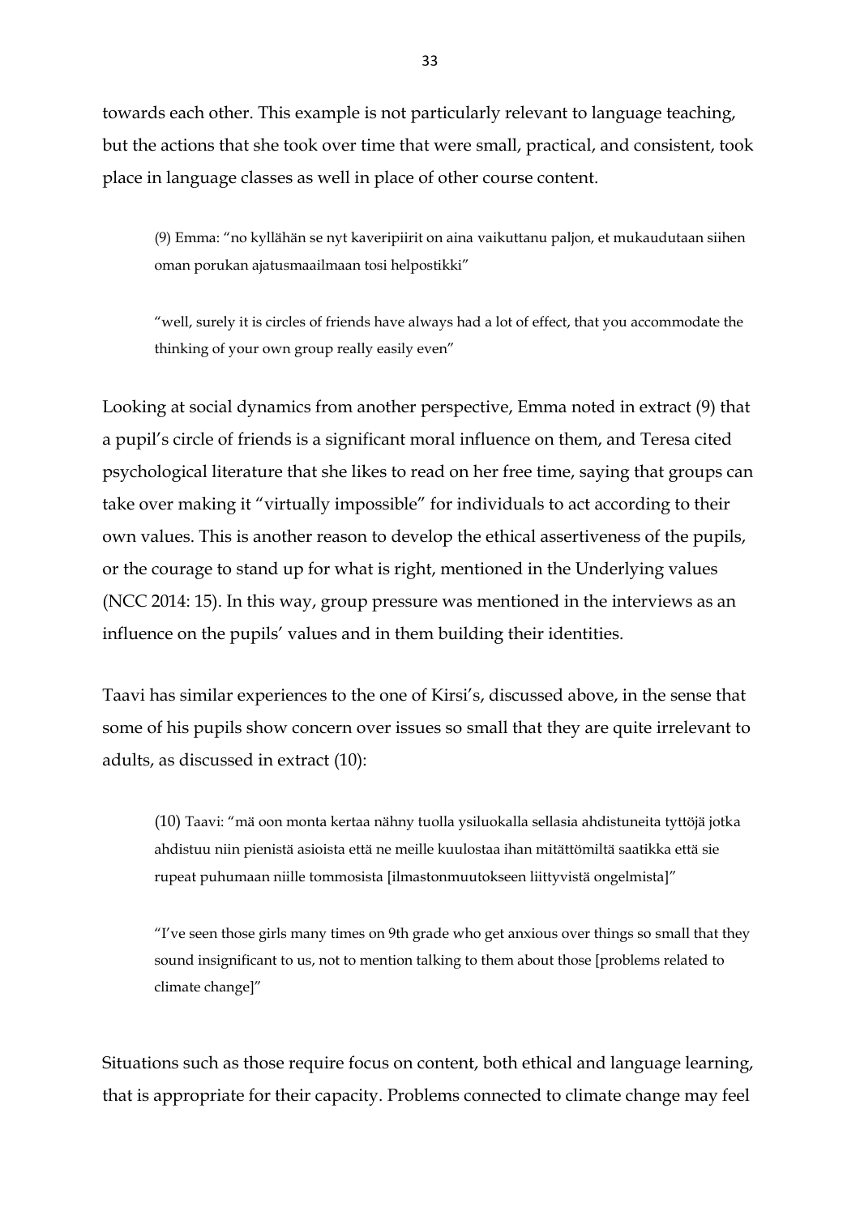towards each other. This example is not particularly relevant to language teaching, but the actions that she took over time that were small, practical, and consistent, took place in language classes as well in place of other course content.

> (9) Emma: "no kyllähän se nyt kaveripiirit on aina vaikuttanu paljon, et mukaudutaan siihen oman porukan ajatusmaailmaan tosi helpostikki"
>
> "well, surely it is circles of friends have always had a lot of effect, that you accommodate the thinking of your own group really easily even"

Looking at social dynamics from another perspective, Emma noted in extract (9) that a pupil's circle of friends is a significant moral influence on them, and Teresa cited psychological literature that she likes to read on her free time, saying that groups can take over making it "virtually impossible" for individuals to act according to their own values. This is another reason to develop the ethical assertiveness of the pupils, or the courage to stand up for what is right, mentioned in the Underlying values (NCC 2014: 15). In this way, group pressure was mentioned in the interviews as an influence on the pupils' values and in them building their identities.

Taavi has similar experiences to the one of Kirsi's, discussed above, in the sense that some of his pupils show concern over issues so small that they are quite irrelevant to adults, as discussed in extract (10):

> (10) Taavi: "mä oon monta kertaa nähny tuolla ysiluokalla sellasia ahdistuneita tyttöjä jotka ahdistuu niin pienistä asioista että ne meille kuulostaa ihan mitättömiltä saatikka että sie rupeat puhumaan niille tommosista [ilmastonmuutokseen liittyvistä ongelmista]"
>
> "I've seen those girls many times on 9th grade who get anxious over things so small that they sound insignificant to us, not to mention talking to them about those [problems related to climate change]"

Situations such as those require focus on content, both ethical and language learning, that is appropriate for their capacity. Problems connected to climate change may feel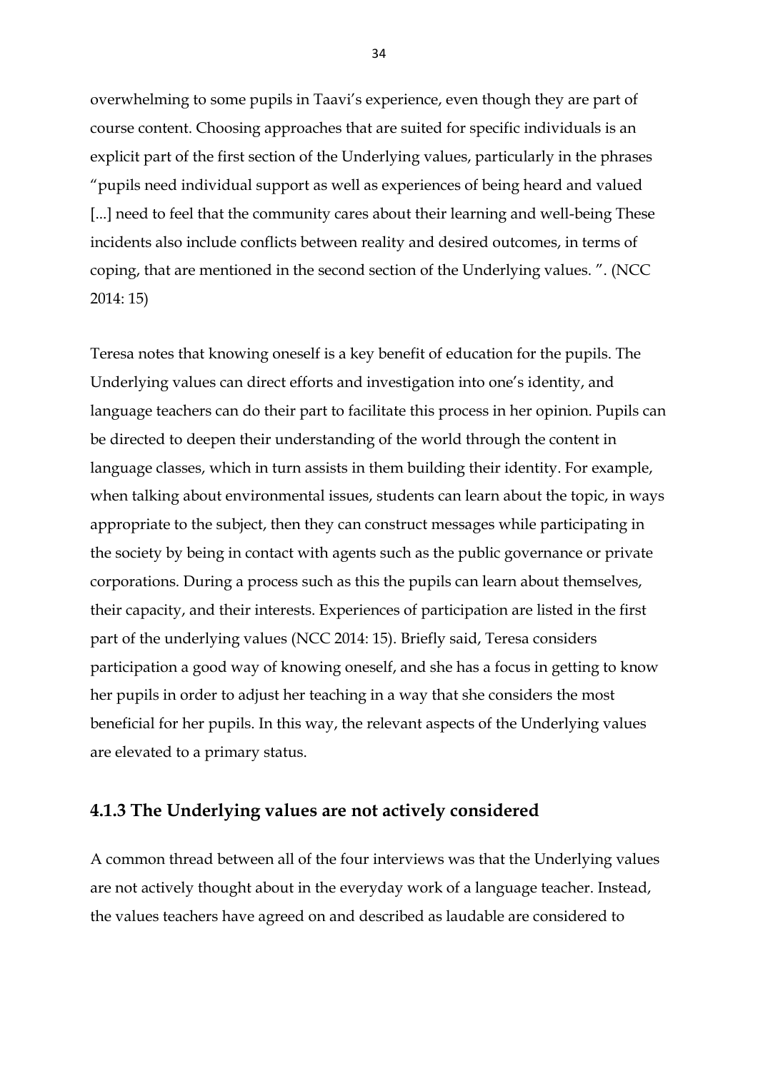overwhelming to some pupils in Taavi's experience, even though they are part of course content. Choosing approaches that are suited for specific individuals is an explicit part of the first section of the Underlying values, particularly in the phrases "pupils need individual support as well as experiences of being heard and valued [...] need to feel that the community cares about their learning and well-being These incidents also include conflicts between reality and desired outcomes, in terms of coping, that are mentioned in the second section of the Underlying values. ". (NCC 2014: 15)

Teresa notes that knowing oneself is a key benefit of education for the pupils. The Underlying values can direct efforts and investigation into one's identity, and language teachers can do their part to facilitate this process in her opinion. Pupils can be directed to deepen their understanding of the world through the content in language classes, which in turn assists in them building their identity. For example, when talking about environmental issues, students can learn about the topic, in ways appropriate to the subject, then they can construct messages while participating in the society by being in contact with agents such as the public governance or private corporations. During a process such as this the pupils can learn about themselves, their capacity, and their interests. Experiences of participation are listed in the first part of the underlying values (NCC 2014: 15). Briefly said, Teresa considers participation a good way of knowing oneself, and she has a focus in getting to know her pupils in order to adjust her teaching in a way that she considers the most beneficial for her pupils. In this way, the relevant aspects of the Underlying values are elevated to a primary status.

### 4.1.3 The Underlying values are not actively considered

A common thread between all of the four interviews was that the Underlying values are not actively thought about in the everyday work of a language teacher. Instead, the values teachers have agreed on and described as laudable are considered to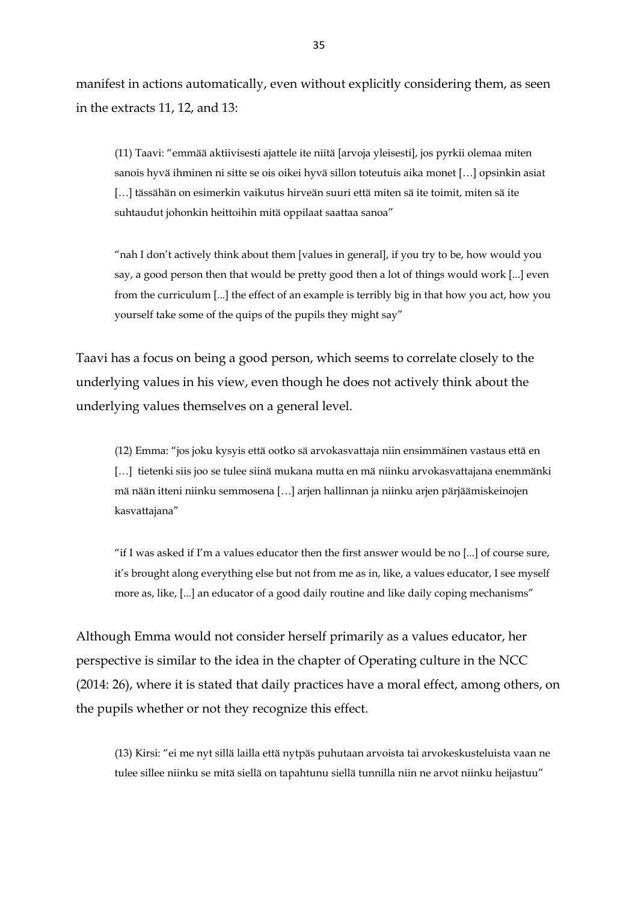manifest in actions automatically, even without explicitly considering them, as seen in the extracts 11, 12, and 13:

> (11) Taavi: "emmää aktiivisesti ajattele ite niitä [arvoja yleisesti], jos pyrkii olemaa miten sanois hyvä ihminen ni sitte se ois oikei hyvä sillon toteutuis aika monet […] opsinkin asiat […] tässähän on esimerkin vaikutus hirveän suuri että miten sä ite toimit, miten sä ite suhtaudut johonkin heittoihin mitä oppilaat saattaa sanoa"
>
> "nah I don't actively think about them [values in general], if you try to be, how would you say, a good person then that would be pretty good then a lot of things would work [...] even from the curriculum [...] the effect of an example is terribly big in that how you act, how you yourself take some of the quips of the pupils they might say"

Taavi has a focus on being a good person, which seems to correlate closely to the underlying values in his view, even though he does not actively think about the underlying values themselves on a general level.

> (12) Emma: "jos joku kysyis että ootko sä arvokasvattaja niin ensimmäinen vastaus että en […] tietenki siis joo se tulee siinä mukana mutta en mä niinku arvokasvattajana enemmänki mä nään itteni niinku semmosena […] arjen hallinnan ja niinku arjen pärjäämiskeinojen kasvattajana"
>
> "if I was asked if I'm a values educator then the first answer would be no [...] of course sure, it's brought along everything else but not from me as in, like, a values educator, I see myself more as, like, [...] an educator of a good daily routine and like daily coping mechanisms"

Although Emma would not consider herself primarily as a values educator, her perspective is similar to the idea in the chapter of Operating culture in the NCC (2014: 26), where it is stated that daily practices have a moral effect, among others, on the pupils whether or not they recognize this effect.

> (13) Kirsi: "ei me nyt sillä lailla että nytpäs puhutaan arvoista tai arvokeskusteluista vaan ne tulee sillee niinku se mitä siellä on tapahtunu siellä tunnilla niin ne arvot niinku heijastuu"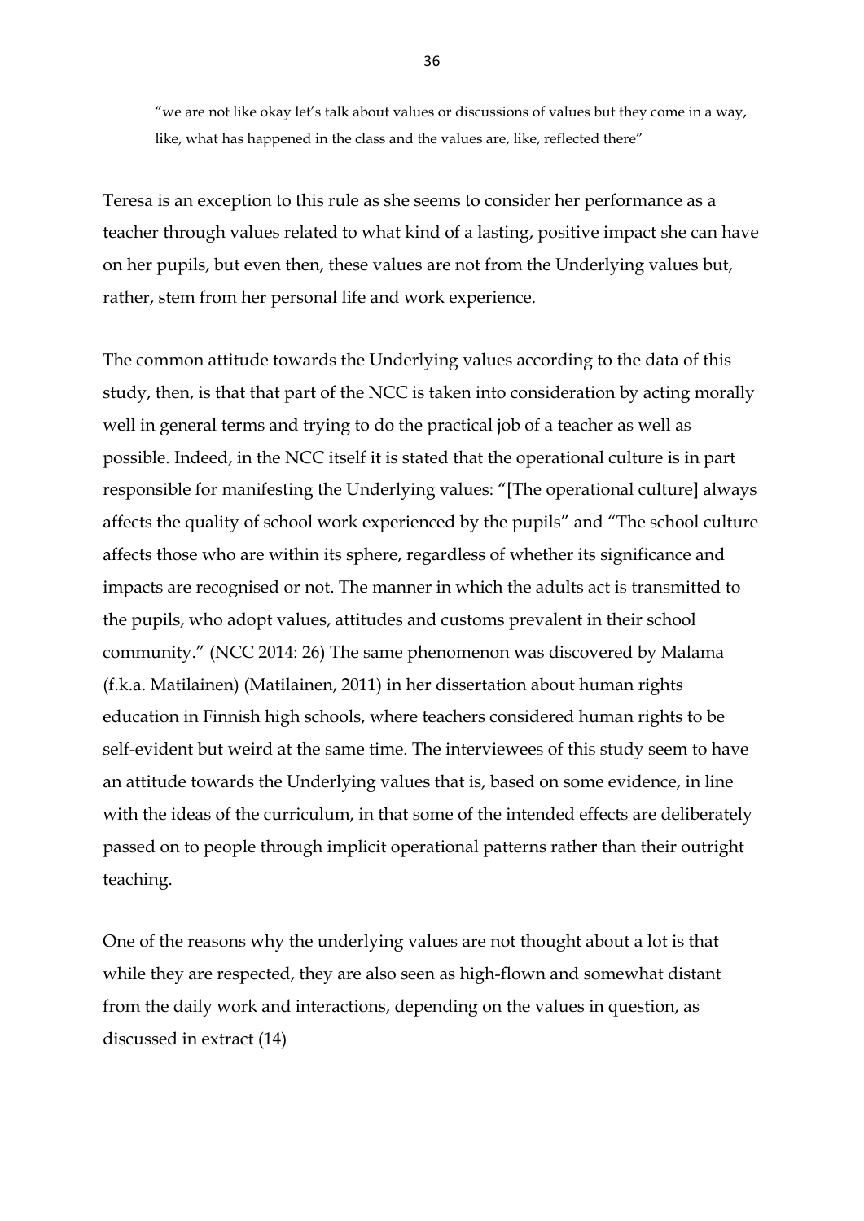> "we are not like okay let's talk about values or discussions of values but they come in a way, like, what has happened in the class and the values are, like, reflected there"

Teresa is an exception to this rule as she seems to consider her performance as a teacher through values related to what kind of a lasting, positive impact she can have on her pupils, but even then, these values are not from the Underlying values but, rather, stem from her personal life and work experience.

The common attitude towards the Underlying values according to the data of this study, then, is that that part of the NCC is taken into consideration by acting morally well in general terms and trying to do the practical job of a teacher as well as possible. Indeed, in the NCC itself it is stated that the operational culture is in part responsible for manifesting the Underlying values: "[The operational culture] always affects the quality of school work experienced by the pupils" and "The school culture affects those who are within its sphere, regardless of whether its significance and impacts are recognised or not. The manner in which the adults act is transmitted to the pupils, who adopt values, attitudes and customs prevalent in their school community." (NCC 2014: 26) The same phenomenon was discovered by Malama (f.k.a. Matilainen) (Matilainen, 2011) in her dissertation about human rights education in Finnish high schools, where teachers considered human rights to be self-evident but weird at the same time. The interviewees of this study seem to have an attitude towards the Underlying values that is, based on some evidence, in line with the ideas of the curriculum, in that some of the intended effects are deliberately passed on to people through implicit operational patterns rather than their outright teaching.

One of the reasons why the underlying values are not thought about a lot is that while they are respected, they are also seen as high-flown and somewhat distant from the daily work and interactions, depending on the values in question, as discussed in extract (14)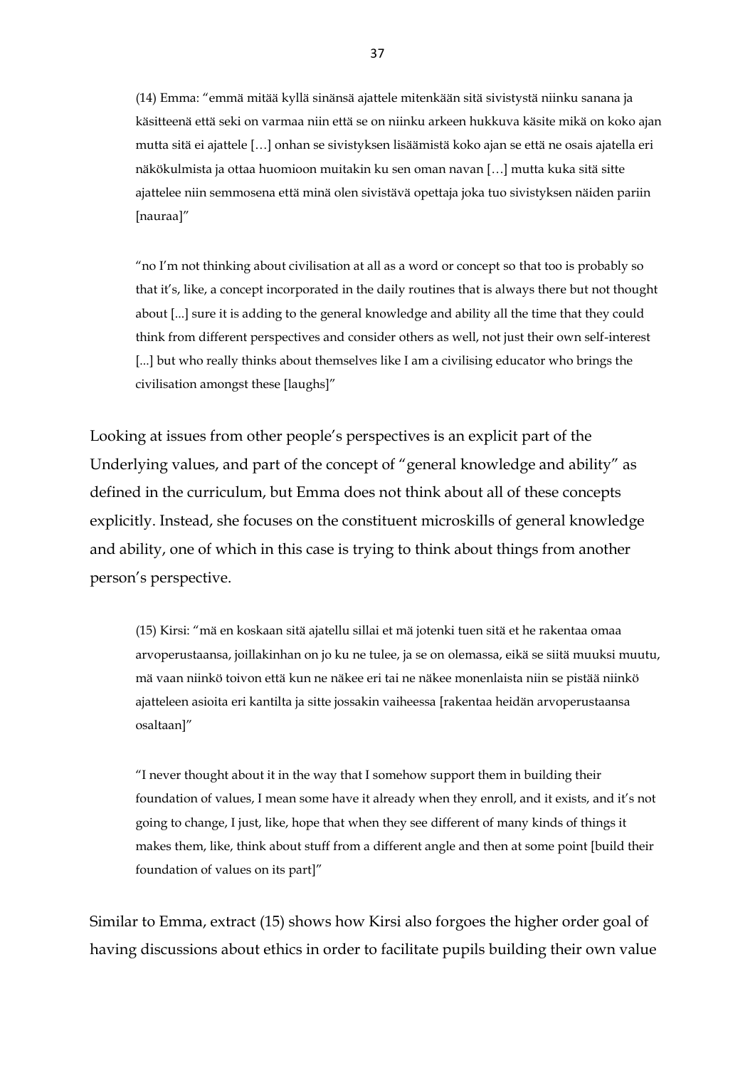> (14) Emma: "emmä mitää kyllä sinänsä ajattele mitenkään sitä sivistystä niinku sanana ja käsitteenä että seki on varmaa niin että se on niinku arkeen hukkuva käsite mikä on koko ajan mutta sitä ei ajattele […] onhan se sivistyksen lisäämistä koko ajan se että ne osais ajatella eri näkökulmista ja ottaa huomioon muitakin ku sen oman navan […] mutta kuka sitä sitte ajattelee niin semmosena että minä olen sivistävä opettaja joka tuo sivistyksen näiden pariin [nauraa]"
>
> "no I'm not thinking about civilisation at all as a word or concept so that too is probably so that it's, like, a concept incorporated in the daily routines that is always there but not thought about [...] sure it is adding to the general knowledge and ability all the time that they could think from different perspectives and consider others as well, not just their own self-interest [...] but who really thinks about themselves like I am a civilising educator who brings the civilisation amongst these [laughs]"

Looking at issues from other people's perspectives is an explicit part of the Underlying values, and part of the concept of "general knowledge and ability" as defined in the curriculum, but Emma does not think about all of these concepts explicitly. Instead, she focuses on the constituent microskills of general knowledge and ability, one of which in this case is trying to think about things from another person's perspective.

> (15) Kirsi: "mä en koskaan sitä ajatellu sillai et mä jotenki tuen sitä et he rakentaa omaa arvoperustaansa, joillakinhan on jo ku ne tulee, ja se on olemassa, eikä se siitä muuksi muutu, mä vaan niinkö toivon että kun ne näkee eri tai ne näkee monenlaista niin se pistää niinkö ajatteleen asioita eri kantilta ja sitte jossakin vaiheessa [rakentaa heidän arvoperustaansa osaltaan]"
>
> "I never thought about it in the way that I somehow support them in building their foundation of values, I mean some have it already when they enroll, and it exists, and it's not going to change, I just, like, hope that when they see different of many kinds of things it makes them, like, think about stuff from a different angle and then at some point [build their foundation of values on its part]"

Similar to Emma, extract (15) shows how Kirsi also forgoes the higher order goal of having discussions about ethics in order to facilitate pupils building their own value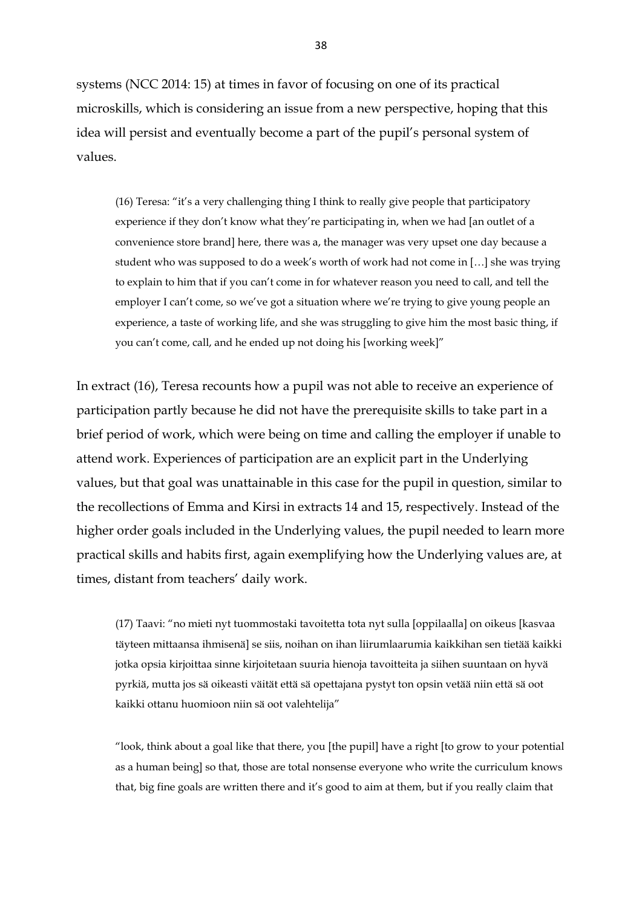systems (NCC 2014: 15) at times in favor of focusing on one of its practical microskills, which is considering an issue from a new perspective, hoping that this idea will persist and eventually become a part of the pupil's personal system of values.

> (16) Teresa: "it's a very challenging thing I think to really give people that participatory experience if they don't know what they're participating in, when we had [an outlet of a convenience store brand] here, there was a, the manager was very upset one day because a student who was supposed to do a week's worth of work had not come in […] she was trying to explain to him that if you can't come in for whatever reason you need to call, and tell the employer I can't come, so we've got a situation where we're trying to give young people an experience, a taste of working life, and she was struggling to give him the most basic thing, if you can't come, call, and he ended up not doing his [working week]"

In extract (16), Teresa recounts how a pupil was not able to receive an experience of participation partly because he did not have the prerequisite skills to take part in a brief period of work, which were being on time and calling the employer if unable to attend work. Experiences of participation are an explicit part in the Underlying values, but that goal was unattainable in this case for the pupil in question, similar to the recollections of Emma and Kirsi in extracts 14 and 15, respectively. Instead of the higher order goals included in the Underlying values, the pupil needed to learn more practical skills and habits first, again exemplifying how the Underlying values are, at times, distant from teachers' daily work.

> (17) Taavi: "no mieti nyt tuommostaki tavoitetta tota nyt sulla [oppilaalla] on oikeus [kasvaa täyteen mittaansa ihmisenä] se siis, noihan on ihan liirumlaarumia kaikkihan sen tietää kaikki jotka opsia kirjoittaa sinne kirjoitetaan suuria hienoja tavoitteita ja siihen suuntaan on hyvä pyrkiä, mutta jos sä oikeasti väität että sä opettajana pystyt ton opsin vetää niin että sä oot kaikki ottanu huomioon niin sä oot valehtelija"
>
> "look, think about a goal like that there, you [the pupil] have a right [to grow to your potential as a human being] so that, those are total nonsense everyone who write the curriculum knows that, big fine goals are written there and it's good to aim at them, but if you really claim that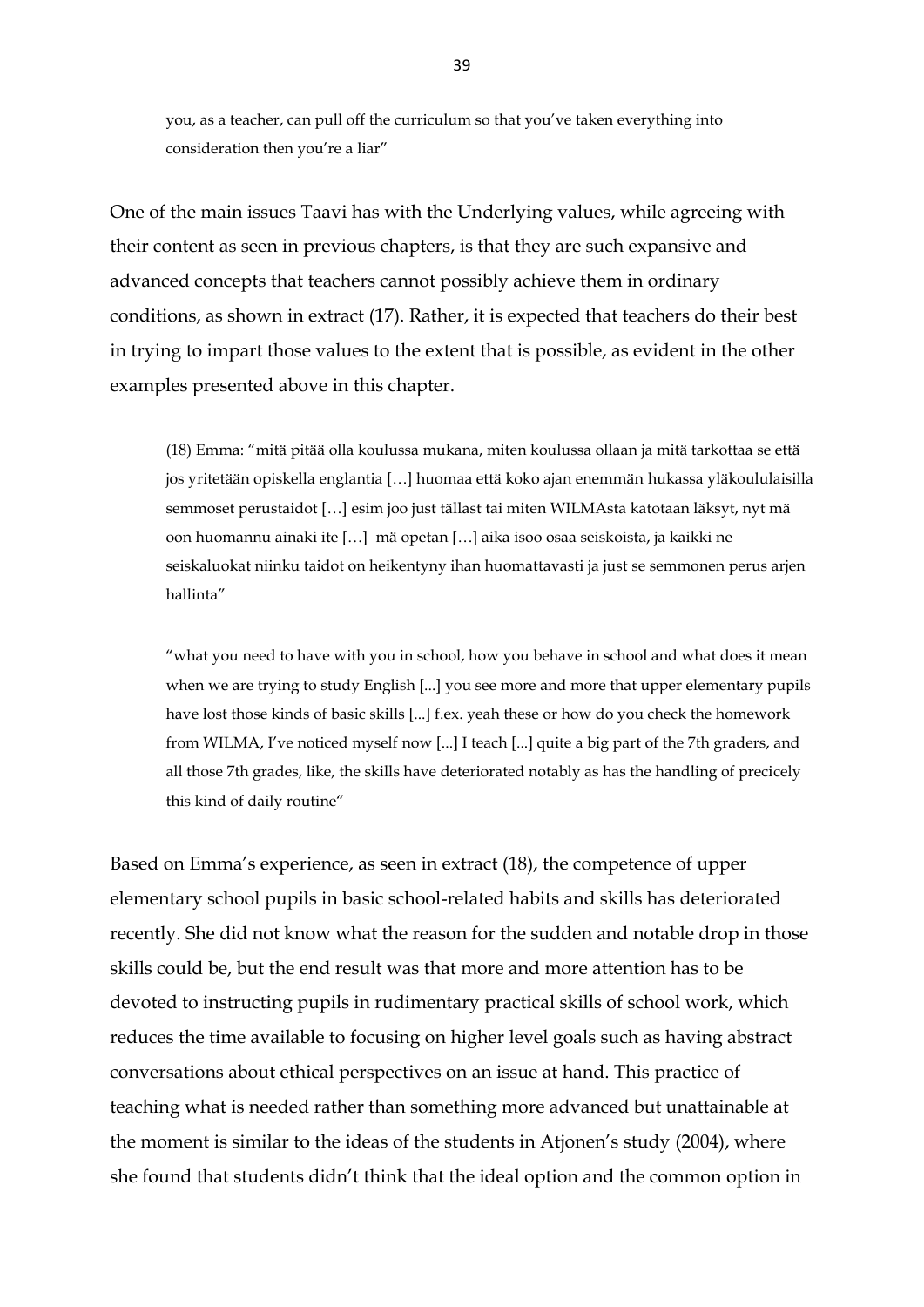you, as a teacher, can pull off the curriculum so that you've taken everything into consideration then you're a liar"

One of the main issues Taavi has with the Underlying values, while agreeing with their content as seen in previous chapters, is that they are such expansive and advanced concepts that teachers cannot possibly achieve them in ordinary conditions, as shown in extract (17). Rather, it is expected that teachers do their best in trying to impart those values to the extent that is possible, as evident in the other examples presented above in this chapter.

> (18) Emma: "mitä pitää olla koulussa mukana, miten koulussa ollaan ja mitä tarkottaa se että jos yritetään opiskella englantia […] huomaa että koko ajan enemmän hukassa yläkoululaisilla semmoset perustaidot […] esim joo just tällast tai miten WILMAsta katotaan läksyt, nyt mä oon huomannu ainaki ite […] mä opetan […] aika isoo osaa seiskoista, ja kaikki ne seiskaluokat niinku taidot on heikentyny ihan huomattavasti ja just se semmonen perus arjen hallinta"
>
> "what you need to have with you in school, how you behave in school and what does it mean when we are trying to study English [...] you see more and more that upper elementary pupils have lost those kinds of basic skills [...] f.ex. yeah these or how do you check the homework from WILMA, I've noticed myself now [...] I teach [...] quite a big part of the 7th graders, and all those 7th grades, like, the skills have deteriorated notably as has the handling of precicely this kind of daily routine"

Based on Emma's experience, as seen in extract (18), the competence of upper elementary school pupils in basic school-related habits and skills has deteriorated recently. She did not know what the reason for the sudden and notable drop in those skills could be, but the end result was that more and more attention has to be devoted to instructing pupils in rudimentary practical skills of school work, which reduces the time available to focusing on higher level goals such as having abstract conversations about ethical perspectives on an issue at hand. This practice of teaching what is needed rather than something more advanced but unattainable at the moment is similar to the ideas of the students in Atjonen's study (2004), where she found that students didn't think that the ideal option and the common option in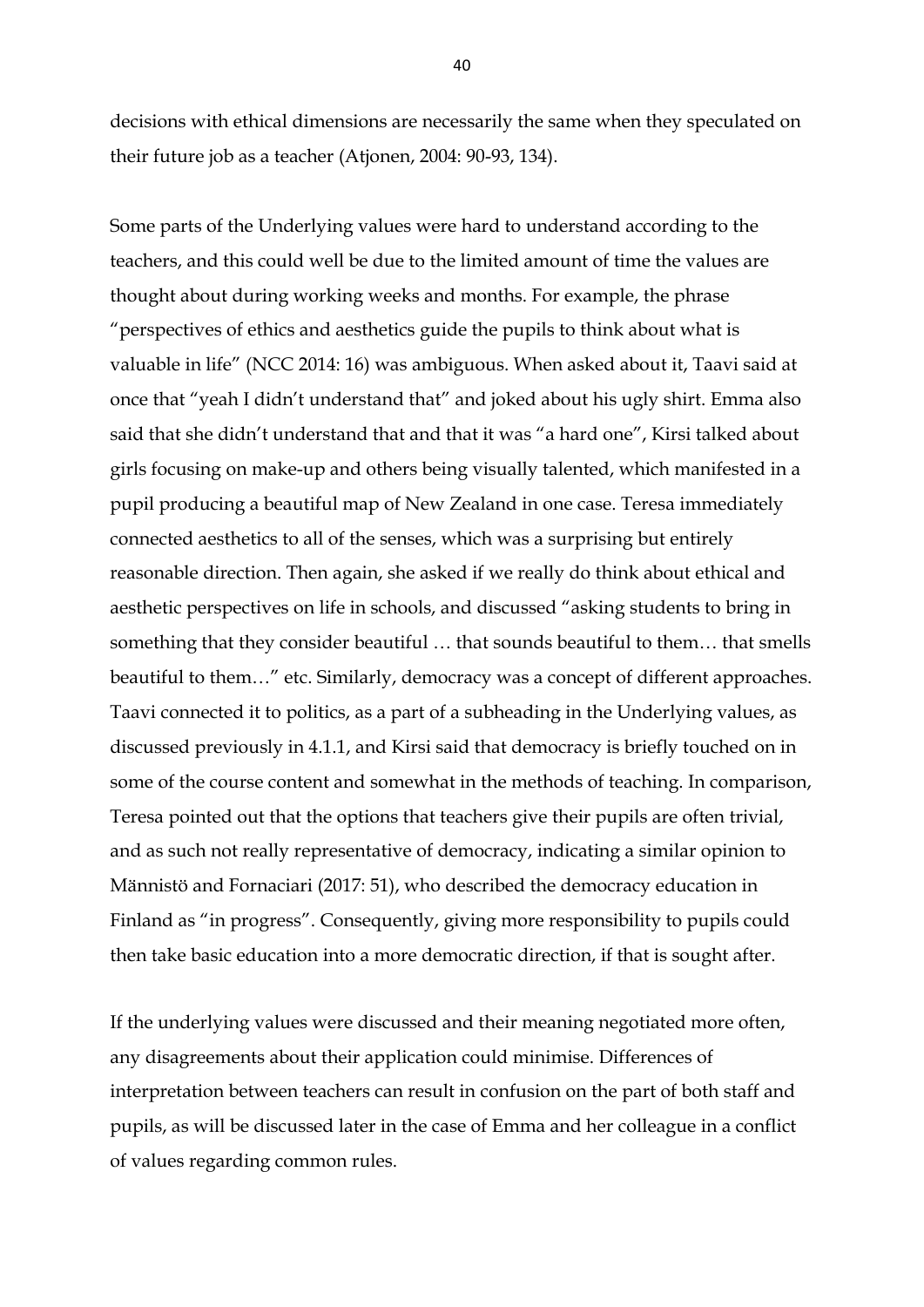decisions with ethical dimensions are necessarily the same when they speculated on their future job as a teacher (Atjonen, 2004: 90-93, 134).

Some parts of the Underlying values were hard to understand according to the teachers, and this could well be due to the limited amount of time the values are thought about during working weeks and months. For example, the phrase "perspectives of ethics and aesthetics guide the pupils to think about what is valuable in life" (NCC 2014: 16) was ambiguous. When asked about it, Taavi said at once that "yeah I didn't understand that" and joked about his ugly shirt. Emma also said that she didn't understand that and that it was "a hard one", Kirsi talked about girls focusing on make-up and others being visually talented, which manifested in a pupil producing a beautiful map of New Zealand in one case. Teresa immediately connected aesthetics to all of the senses, which was a surprising but entirely reasonable direction. Then again, she asked if we really do think about ethical and aesthetic perspectives on life in schools, and discussed "asking students to bring in something that they consider beautiful … that sounds beautiful to them… that smells beautiful to them…" etc. Similarly, democracy was a concept of different approaches. Taavi connected it to politics, as a part of a subheading in the Underlying values, as discussed previously in 4.1.1, and Kirsi said that democracy is briefly touched on in some of the course content and somewhat in the methods of teaching. In comparison, Teresa pointed out that the options that teachers give their pupils are often trivial, and as such not really representative of democracy, indicating a similar opinion to Männistö and Fornaciari (2017: 51), who described the democracy education in Finland as "in progress". Consequently, giving more responsibility to pupils could then take basic education into a more democratic direction, if that is sought after.

If the underlying values were discussed and their meaning negotiated more often, any disagreements about their application could minimise. Differences of interpretation between teachers can result in confusion on the part of both staff and pupils, as will be discussed later in the case of Emma and her colleague in a conflict of values regarding common rules.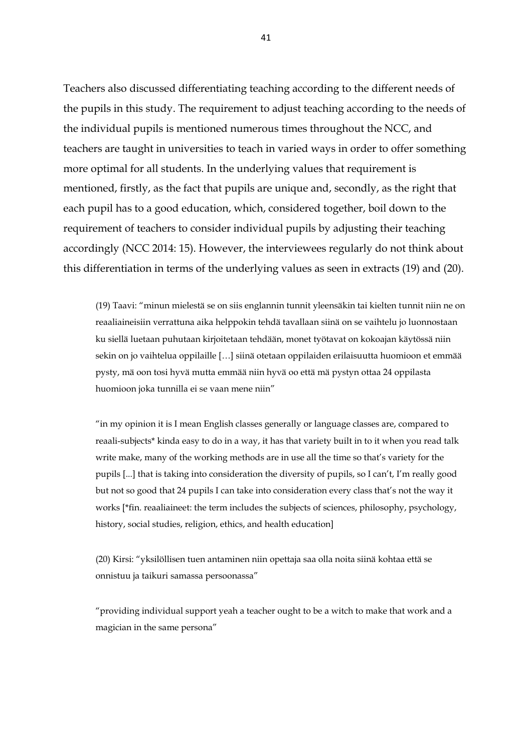Teachers also discussed differentiating teaching according to the different needs of the pupils in this study. The requirement to adjust teaching according to the needs of the individual pupils is mentioned numerous times throughout the NCC, and teachers are taught in universities to teach in varied ways in order to offer something more optimal for all students. In the underlying values that requirement is mentioned, firstly, as the fact that pupils are unique and, secondly, as the right that each pupil has to a good education, which, considered together, boil down to the requirement of teachers to consider individual pupils by adjusting their teaching accordingly (NCC 2014: 15). However, the interviewees regularly do not think about this differentiation in terms of the underlying values as seen in extracts (19) and (20).

> (19) Taavi: "minun mielestä se on siis englannin tunnit yleensäkin tai kielten tunnit niin ne on reaaliaineisiin verrattuna aika helppokin tehdä tavallaan siinä on se vaihtelu jo luonnostaan ku siellä luetaan puhutaan kirjoitetaan tehdään, monet työtavat on kokoajan käytössä niin sekin on jo vaihtelua oppilaille […] siinä otetaan oppilaiden erilaisuutta huomioon et emmää pysty, mä oon tosi hyvä mutta emmää niin hyvä oo että mä pystyn ottaa 24 oppilasta huomioon joka tunnilla ei se vaan mene niin"
>
> "in my opinion it is I mean English classes generally or language classes are, compared to reaali-subjects* kinda easy to do in a way, it has that variety built in to it when you read talk write make, many of the working methods are in use all the time so that's variety for the pupils [...] that is taking into consideration the diversity of pupils, so I can't, I'm really good but not so good that 24 pupils I can take into consideration every class that's not the way it works [*fin. reaaliaineet: the term includes the subjects of sciences, philosophy, psychology, history, social studies, religion, ethics, and health education]
>
> (20) Kirsi: "yksilöllisen tuen antaminen niin opettaja saa olla noita siinä kohtaa että se onnistuu ja taikuri samassa persoonassa"
>
> "providing individual support yeah a teacher ought to be a witch to make that work and a magician in the same persona"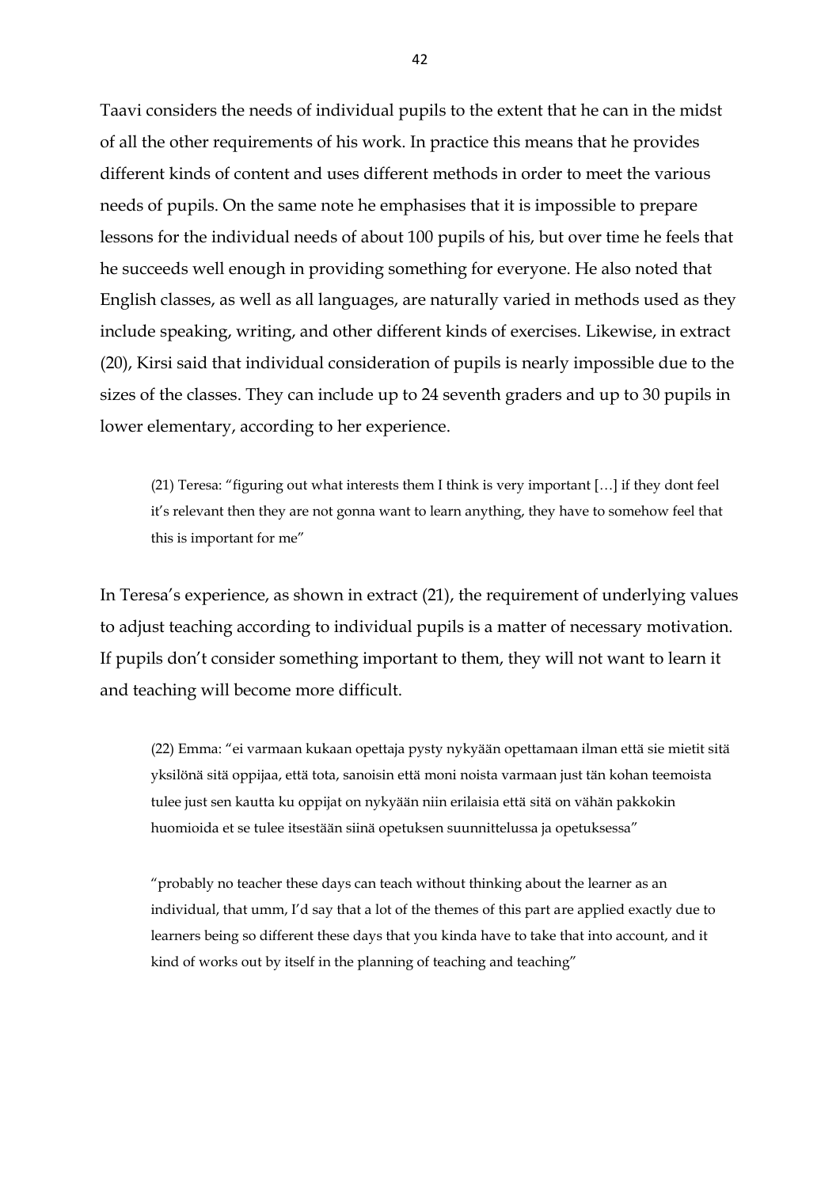Taavi considers the needs of individual pupils to the extent that he can in the midst of all the other requirements of his work. In practice this means that he provides different kinds of content and uses different methods in order to meet the various needs of pupils. On the same note he emphasises that it is impossible to prepare lessons for the individual needs of about 100 pupils of his, but over time he feels that he succeeds well enough in providing something for everyone. He also noted that English classes, as well as all languages, are naturally varied in methods used as they include speaking, writing, and other different kinds of exercises. Likewise, in extract (20), Kirsi said that individual consideration of pupils is nearly impossible due to the sizes of the classes. They can include up to 24 seventh graders and up to 30 pupils in lower elementary, according to her experience.

> (21) Teresa: "figuring out what interests them I think is very important […] if they dont feel it's relevant then they are not gonna want to learn anything, they have to somehow feel that this is important for me"

In Teresa's experience, as shown in extract (21), the requirement of underlying values to adjust teaching according to individual pupils is a matter of necessary motivation. If pupils don't consider something important to them, they will not want to learn it and teaching will become more difficult.

> (22) Emma: "ei varmaan kukaan opettaja pysty nykyään opettamaan ilman että sie mietit sitä yksilönä sitä oppijaa, että tota, sanoisin että moni noista varmaan just tän kohan teemoista tulee just sen kautta ku oppijat on nykyään niin erilaisia että sitä on vähän pakkokin huomioida et se tulee itsestään siinä opetuksen suunnittelussa ja opetuksessa"
>
> "probably no teacher these days can teach without thinking about the learner as an individual, that umm, I'd say that a lot of the themes of this part are applied exactly due to learners being so different these days that you kinda have to take that into account, and it kind of works out by itself in the planning of teaching and teaching"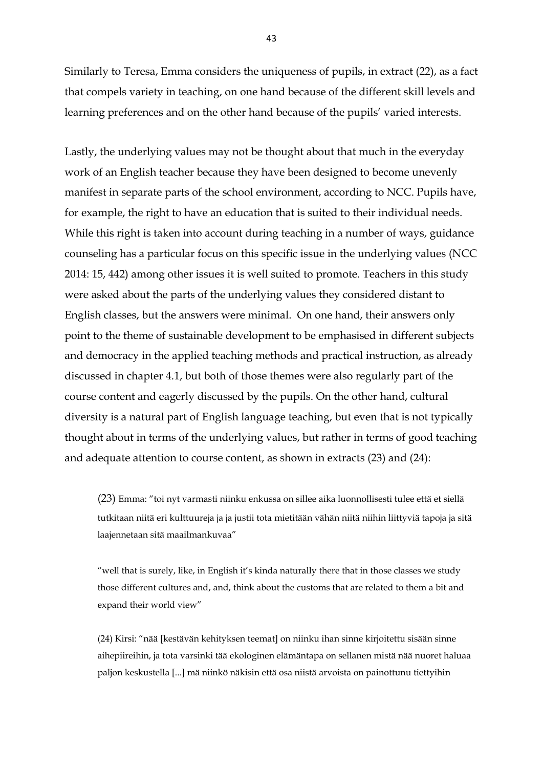Similarly to Teresa, Emma considers the uniqueness of pupils, in extract (22), as a fact that compels variety in teaching, on one hand because of the different skill levels and learning preferences and on the other hand because of the pupils' varied interests.

Lastly, the underlying values may not be thought about that much in the everyday work of an English teacher because they have been designed to become unevenly manifest in separate parts of the school environment, according to NCC. Pupils have, for example, the right to have an education that is suited to their individual needs. While this right is taken into account during teaching in a number of ways, guidance counseling has a particular focus on this specific issue in the underlying values (NCC 2014: 15, 442) among other issues it is well suited to promote. Teachers in this study were asked about the parts of the underlying values they considered distant to English classes, but the answers were minimal. On one hand, their answers only point to the theme of sustainable development to be emphasised in different subjects and democracy in the applied teaching methods and practical instruction, as already discussed in chapter 4.1, but both of those themes were also regularly part of the course content and eagerly discussed by the pupils. On the other hand, cultural diversity is a natural part of English language teaching, but even that is not typically thought about in terms of the underlying values, but rather in terms of good teaching and adequate attention to course content, as shown in extracts (23) and (24):

> (23) Emma: "toi nyt varmasti niinku enkussa on sillee aika luonnollisesti tulee että et siellä tutkitaan niitä eri kulttuureja ja ja justii tota mietitään vähän niitä niihin liittyviä tapoja ja sitä laajennetaan sitä maailmankuvaa"
>
> "well that is surely, like, in English it's kinda naturally there that in those classes we study those different cultures and, and, think about the customs that are related to them a bit and expand their world view"
>
> (24) Kirsi: "nää [kestävän kehityksen teemat] on niinku ihan sinne kirjoitettu sisään sinne aihepiireihin, ja tota varsinki tää ekologinen elämäntapa on sellanen mistä nää nuoret haluaa paljon keskustella [...] mä niinkö näkisin että osa niistä arvoista on painottunu tiettyihin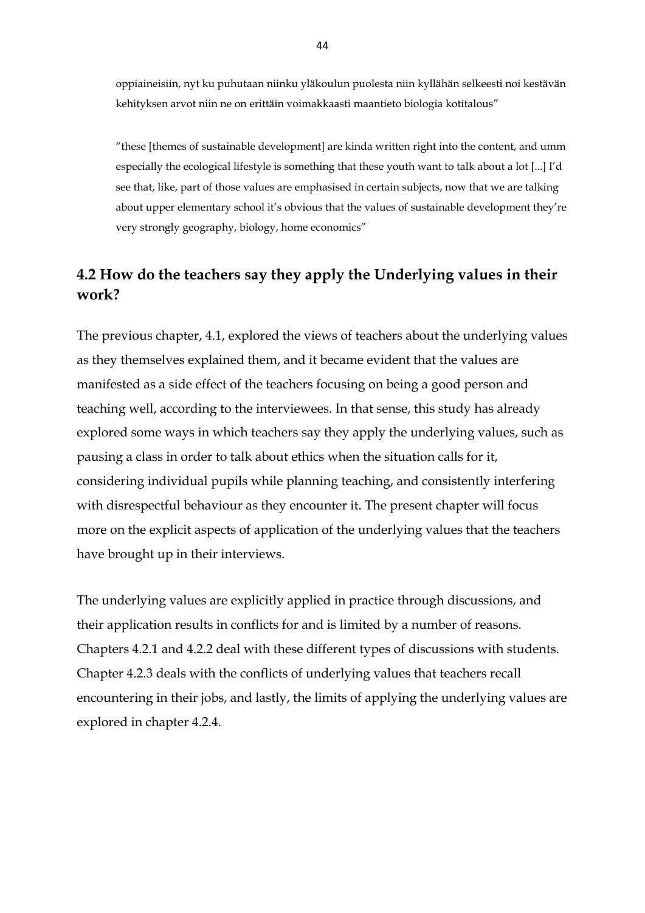oppiaineisiin, nyt ku puhutaan niinku yläkoulun puolesta niin kyllähän selkeesti noi kestävän kehityksen arvot niin ne on erittäin voimakkaasti maantieto biologia kotitalous"

"these [themes of sustainable development] are kinda written right into the content, and umm especially the ecological lifestyle is something that these youth want to talk about a lot [...] I'd see that, like, part of those values are emphasised in certain subjects, now that we are talking about upper elementary school it's obvious that the values of sustainable development they're very strongly geography, biology, home economics"

## 4.2 How do the teachers say they apply the Underlying values in their work?

The previous chapter, 4.1, explored the views of teachers about the underlying values as they themselves explained them, and it became evident that the values are manifested as a side effect of the teachers focusing on being a good person and teaching well, according to the interviewees. In that sense, this study has already explored some ways in which teachers say they apply the underlying values, such as pausing a class in order to talk about ethics when the situation calls for it, considering individual pupils while planning teaching, and consistently interfering with disrespectful behaviour as they encounter it. The present chapter will focus more on the explicit aspects of application of the underlying values that the teachers have brought up in their interviews.

The underlying values are explicitly applied in practice through discussions, and their application results in conflicts for and is limited by a number of reasons. Chapters 4.2.1 and 4.2.2 deal with these different types of discussions with students. Chapter 4.2.3 deals with the conflicts of underlying values that teachers recall encountering in their jobs, and lastly, the limits of applying the underlying values are explored in chapter 4.2.4.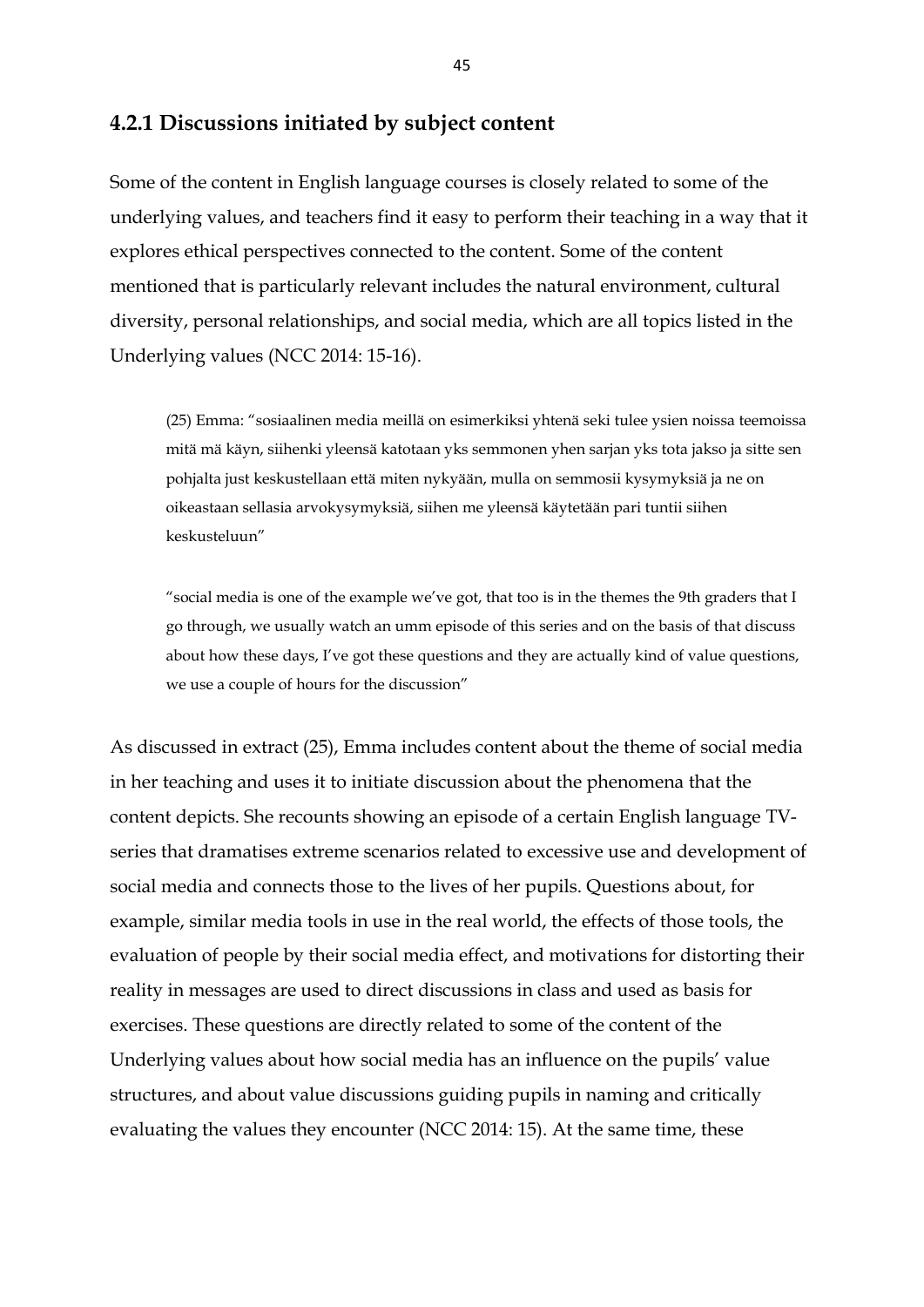### 4.2.1 Discussions initiated by subject content

Some of the content in English language courses is closely related to some of the underlying values, and teachers find it easy to perform their teaching in a way that it explores ethical perspectives connected to the content. Some of the content mentioned that is particularly relevant includes the natural environment, cultural diversity, personal relationships, and social media, which are all topics listed in the Underlying values (NCC 2014: 15-16).

> (25) Emma: "sosiaalinen media meillä on esimerkiksi yhtenä seki tulee ysien noissa teemoissa mitä mä käyn, siihenki yleensä katotaan yks semmonen yhen sarjan yks tota jakso ja sitte sen pohjalta just keskustellaan että miten nykyään, mulla on semmosii kysymyksiä ja ne on oikeastaan sellasia arvokysymyksiä, siihen me yleensä käytetään pari tuntii siihen keskusteluun"
>
> "social media is one of the example we've got, that too is in the themes the 9th graders that I go through, we usually watch an umm episode of this series and on the basis of that discuss about how these days, I've got these questions and they are actually kind of value questions, we use a couple of hours for the discussion"

As discussed in extract (25), Emma includes content about the theme of social media in her teaching and uses it to initiate discussion about the phenomena that the content depicts. She recounts showing an episode of a certain English language TV-series that dramatises extreme scenarios related to excessive use and development of social media and connects those to the lives of her pupils. Questions about, for example, similar media tools in use in the real world, the effects of those tools, the evaluation of people by their social media effect, and motivations for distorting their reality in messages are used to direct discussions in class and used as basis for exercises. These questions are directly related to some of the content of the Underlying values about how social media has an influence on the pupils' value structures, and about value discussions guiding pupils in naming and critically evaluating the values they encounter (NCC 2014: 15). At the same time, these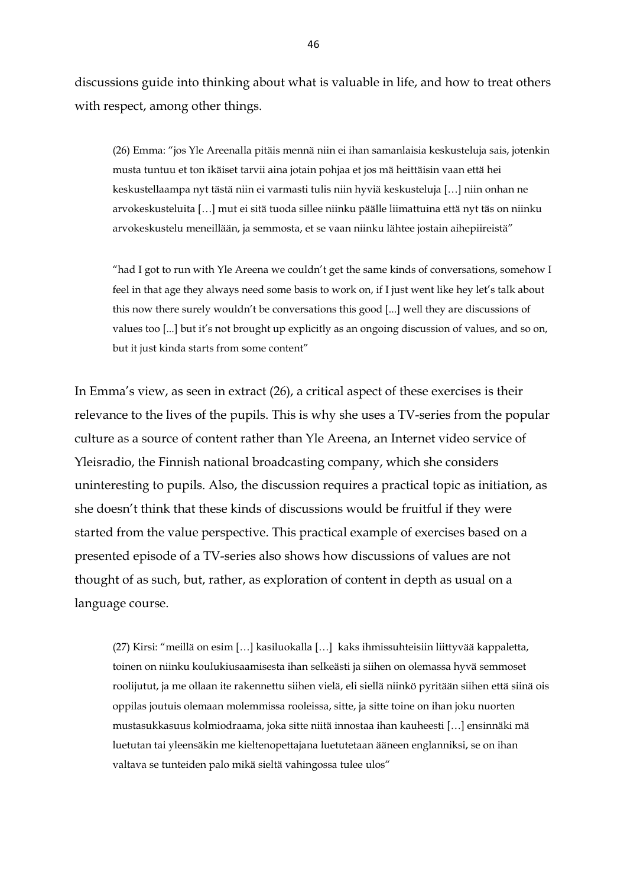discussions guide into thinking about what is valuable in life, and how to treat others with respect, among other things.

> (26) Emma: "jos Yle Areenalla pitäis mennä niin ei ihan samanlaisia keskusteluja sais, jotenkin musta tuntuu et ton ikäiset tarvii aina jotain pohjaa et jos mä heittäisin vaan että hei keskustellaampa nyt tästä niin ei varmasti tulis niin hyviä keskusteluja […] niin onhan ne arvokeskusteluita […] mut ei sitä tuoda sillee niinku päälle liimattuina että nyt täs on niinku arvokeskustelu meneillään, ja semmosta, et se vaan niinku lähtee jostain aihepiireistä"
>
> "had I got to run with Yle Areena we couldn't get the same kinds of conversations, somehow I feel in that age they always need some basis to work on, if I just went like hey let's talk about this now there surely wouldn't be conversations this good [...] well they are discussions of values too [...] but it's not brought up explicitly as an ongoing discussion of values, and so on, but it just kinda starts from some content"

In Emma's view, as seen in extract (26), a critical aspect of these exercises is their relevance to the lives of the pupils. This is why she uses a TV-series from the popular culture as a source of content rather than Yle Areena, an Internet video service of Yleisradio, the Finnish national broadcasting company, which she considers uninteresting to pupils. Also, the discussion requires a practical topic as initiation, as she doesn't think that these kinds of discussions would be fruitful if they were started from the value perspective. This practical example of exercises based on a presented episode of a TV-series also shows how discussions of values are not thought of as such, but, rather, as exploration of content in depth as usual on a language course.

> (27) Kirsi: "meillä on esim […] kasiluokalla […] kaks ihmissuhteisiin liittyvää kappaletta, toinen on niinku koulukiusaamisesta ihan selkeästi ja siihen on olemassa hyvä semmoset roolijutut, ja me ollaan ite rakennettu siihen vielä, eli siellä niinkö pyritään siihen että siinä ois oppilas joutuis olemaan molemmissa rooleissa, sitte, ja sitte toine on ihan joku nuorten mustasukkasuus kolmiodraama, joka sitte niitä innostaa ihan kauheesti […] ensinnäki mä luetutan tai yleensäkin me kieltenopettajana luetutetaan ääneen englanniksi, se on ihan valtava se tunteiden palo mikä sieltä vahingossa tulee ulos"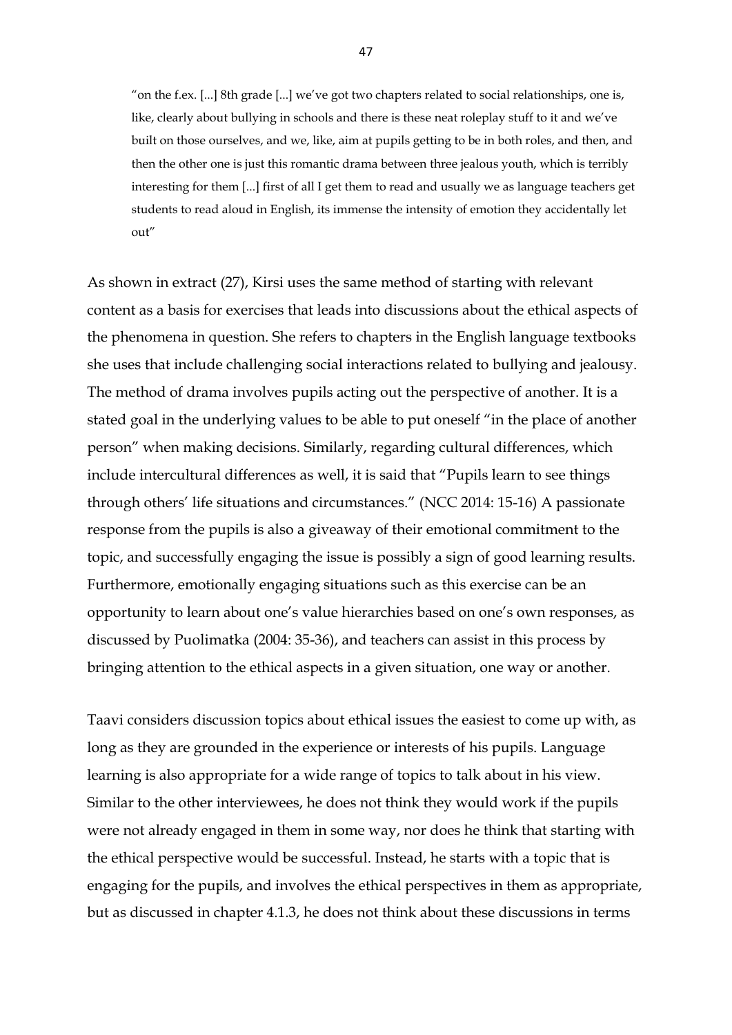> "on the f.ex. [...] 8th grade [...] we've got two chapters related to social relationships, one is, like, clearly about bullying in schools and there is these neat roleplay stuff to it and we've built on those ourselves, and we, like, aim at pupils getting to be in both roles, and then, and then the other one is just this romantic drama between three jealous youth, which is terribly interesting for them [...] first of all I get them to read and usually we as language teachers get students to read aloud in English, its immense the intensity of emotion they accidentally let out"

As shown in extract (27), Kirsi uses the same method of starting with relevant content as a basis for exercises that leads into discussions about the ethical aspects of the phenomena in question. She refers to chapters in the English language textbooks she uses that include challenging social interactions related to bullying and jealousy. The method of drama involves pupils acting out the perspective of another. It is a stated goal in the underlying values to be able to put oneself "in the place of another person" when making decisions. Similarly, regarding cultural differences, which include intercultural differences as well, it is said that "Pupils learn to see things through others' life situations and circumstances." (NCC 2014: 15-16) A passionate response from the pupils is also a giveaway of their emotional commitment to the topic, and successfully engaging the issue is possibly a sign of good learning results. Furthermore, emotionally engaging situations such as this exercise can be an opportunity to learn about one's value hierarchies based on one's own responses, as discussed by Puolimatka (2004: 35-36), and teachers can assist in this process by bringing attention to the ethical aspects in a given situation, one way or another.

Taavi considers discussion topics about ethical issues the easiest to come up with, as long as they are grounded in the experience or interests of his pupils. Language learning is also appropriate for a wide range of topics to talk about in his view. Similar to the other interviewees, he does not think they would work if the pupils were not already engaged in them in some way, nor does he think that starting with the ethical perspective would be successful. Instead, he starts with a topic that is engaging for the pupils, and involves the ethical perspectives in them as appropriate, but as discussed in chapter 4.1.3, he does not think about these discussions in terms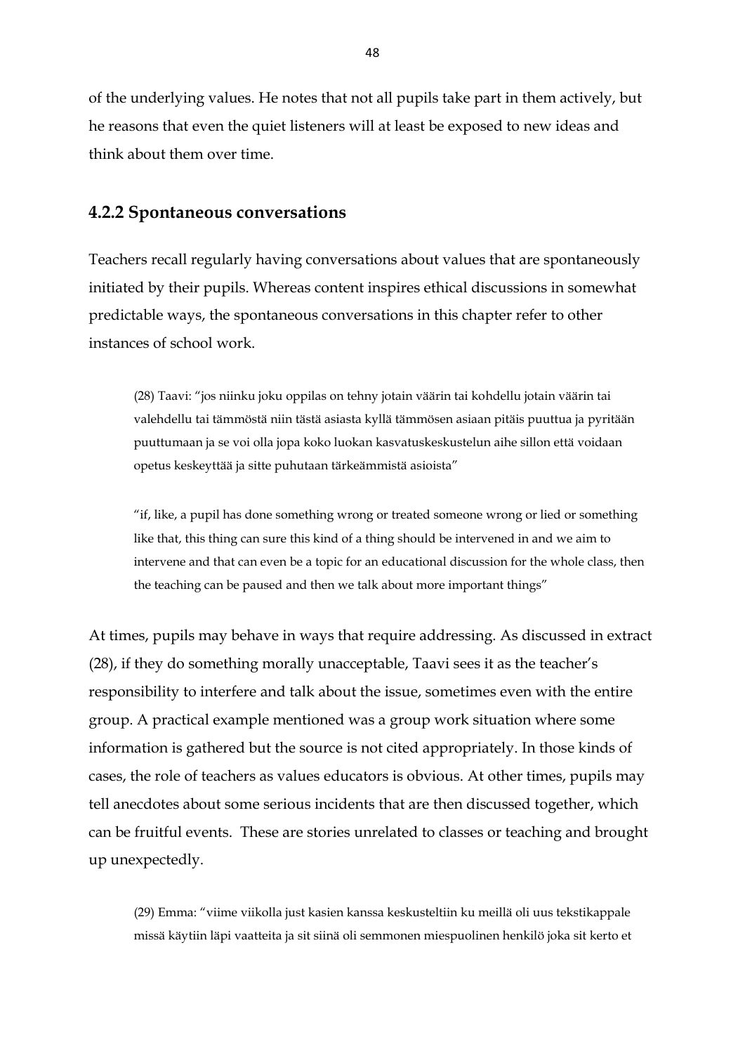of the underlying values. He notes that not all pupils take part in them actively, but he reasons that even the quiet listeners will at least be exposed to new ideas and think about them over time.

### 4.2.2 Spontaneous conversations

Teachers recall regularly having conversations about values that are spontaneously initiated by their pupils. Whereas content inspires ethical discussions in somewhat predictable ways, the spontaneous conversations in this chapter refer to other instances of school work.

> (28) Taavi: "jos niinku joku oppilas on tehny jotain väärin tai kohdellu jotain väärin tai valehdellu tai tämmöstä niin tästä asiasta kyllä tämmösen asiaan pitäis puuttua ja pyritään puuttumaan ja se voi olla jopa koko luokan kasvatuskeskustelun aihe sillon että voidaan opetus keskeyttää ja sitte puhutaan tärkeämmistä asioista"
>
> "if, like, a pupil has done something wrong or treated someone wrong or lied or something like that, this thing can sure this kind of a thing should be intervened in and we aim to intervene and that can even be a topic for an educational discussion for the whole class, then the teaching can be paused and then we talk about more important things"

At times, pupils may behave in ways that require addressing. As discussed in extract (28), if they do something morally unacceptable, Taavi sees it as the teacher's responsibility to interfere and talk about the issue, sometimes even with the entire group. A practical example mentioned was a group work situation where some information is gathered but the source is not cited appropriately. In those kinds of cases, the role of teachers as values educators is obvious. At other times, pupils may tell anecdotes about some serious incidents that are then discussed together, which can be fruitful events. These are stories unrelated to classes or teaching and brought up unexpectedly.

> (29) Emma: "viime viikolla just kasien kanssa keskusteltiin ku meillä oli uus tekstikappale missä käytiin läpi vaatteita ja sit siinä oli semmonen miespuolinen henkilö joka sit kerto et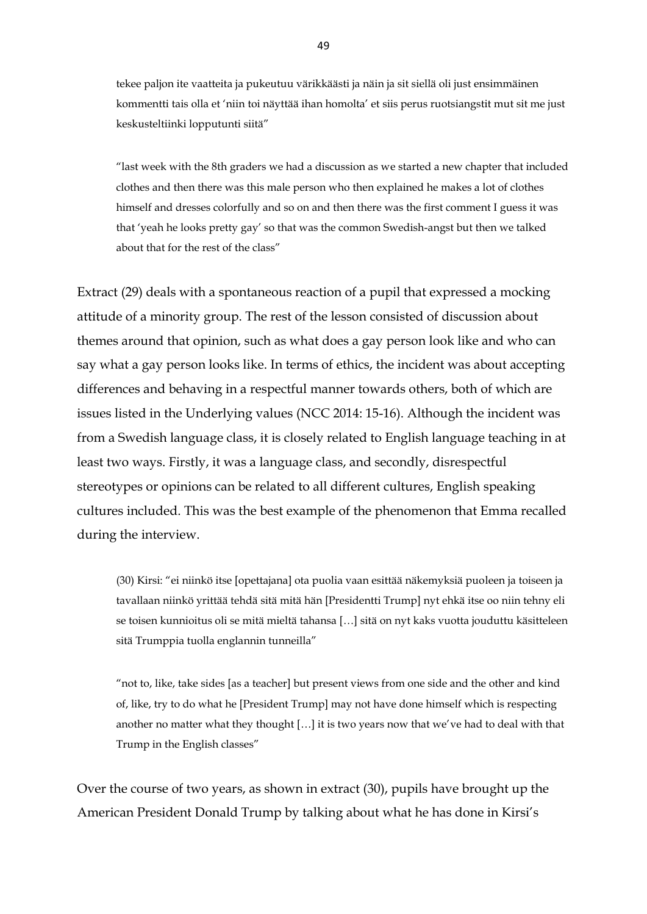tekee paljon ite vaatteita ja pukeutuu värikkäästi ja näin ja sit siellä oli just ensimmäinen kommentti tais olla et 'niin toi näyttää ihan homolta' et siis perus ruotsiangstit mut sit me just keskusteltiinki lopputunti siitä"

"last week with the 8th graders we had a discussion as we started a new chapter that included clothes and then there was this male person who then explained he makes a lot of clothes himself and dresses colorfully and so on and then there was the first comment I guess it was that 'yeah he looks pretty gay' so that was the common Swedish-angst but then we talked about that for the rest of the class"

Extract (29) deals with a spontaneous reaction of a pupil that expressed a mocking attitude of a minority group. The rest of the lesson consisted of discussion about themes around that opinion, such as what does a gay person look like and who can say what a gay person looks like. In terms of ethics, the incident was about accepting differences and behaving in a respectful manner towards others, both of which are issues listed in the Underlying values (NCC 2014: 15-16). Although the incident was from a Swedish language class, it is closely related to English language teaching in at least two ways. Firstly, it was a language class, and secondly, disrespectful stereotypes or opinions can be related to all different cultures, English speaking cultures included. This was the best example of the phenomenon that Emma recalled during the interview.

(30) Kirsi: "ei niinkö itse [opettajana] ota puolia vaan esittää näkemyksiä puoleen ja toiseen ja tavallaan niinkö yrittää tehdä sitä mitä hän [Presidentti Trump] nyt ehkä itse oo niin tehny eli se toisen kunnioitus oli se mitä mieltä tahansa [...] sitä on nyt kaks vuotta jouduttu käsitteleen sitä Trumppia tuolla englannin tunneilla"

"not to, like, take sides [as a teacher] but present views from one side and the other and kind of, like, try to do what he [President Trump] may not have done himself which is respecting another no matter what they thought [...] it is two years now that we've had to deal with that Trump in the English classes"

Over the course of two years, as shown in extract (30), pupils have brought up the American President Donald Trump by talking about what he has done in Kirsi's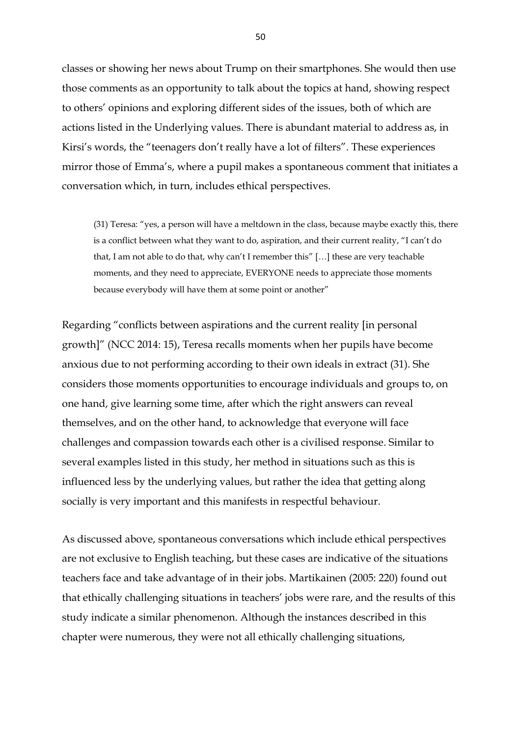classes or showing her news about Trump on their smartphones. She would then use those comments as an opportunity to talk about the topics at hand, showing respect to others' opinions and exploring different sides of the issues, both of which are actions listed in the Underlying values. There is abundant material to address as, in Kirsi's words, the "teenagers don't really have a lot of filters". These experiences mirror those of Emma's, where a pupil makes a spontaneous comment that initiates a conversation which, in turn, includes ethical perspectives.

> (31) Teresa: "yes, a person will have a meltdown in the class, because maybe exactly this, there is a conflict between what they want to do, aspiration, and their current reality, "I can't do that, I am not able to do that, why can't I remember this" […] these are very teachable moments, and they need to appreciate, EVERYONE needs to appreciate those moments because everybody will have them at some point or another"

Regarding "conflicts between aspirations and the current reality [in personal growth]" (NCC 2014: 15), Teresa recalls moments when her pupils have become anxious due to not performing according to their own ideals in extract (31). She considers those moments opportunities to encourage individuals and groups to, on one hand, give learning some time, after which the right answers can reveal themselves, and on the other hand, to acknowledge that everyone will face challenges and compassion towards each other is a civilised response. Similar to several examples listed in this study, her method in situations such as this is influenced less by the underlying values, but rather the idea that getting along socially is very important and this manifests in respectful behaviour.

As discussed above, spontaneous conversations which include ethical perspectives are not exclusive to English teaching, but these cases are indicative of the situations teachers face and take advantage of in their jobs. Martikainen (2005: 220) found out that ethically challenging situations in teachers' jobs were rare, and the results of this study indicate a similar phenomenon. Although the instances described in this chapter were numerous, they were not all ethically challenging situations,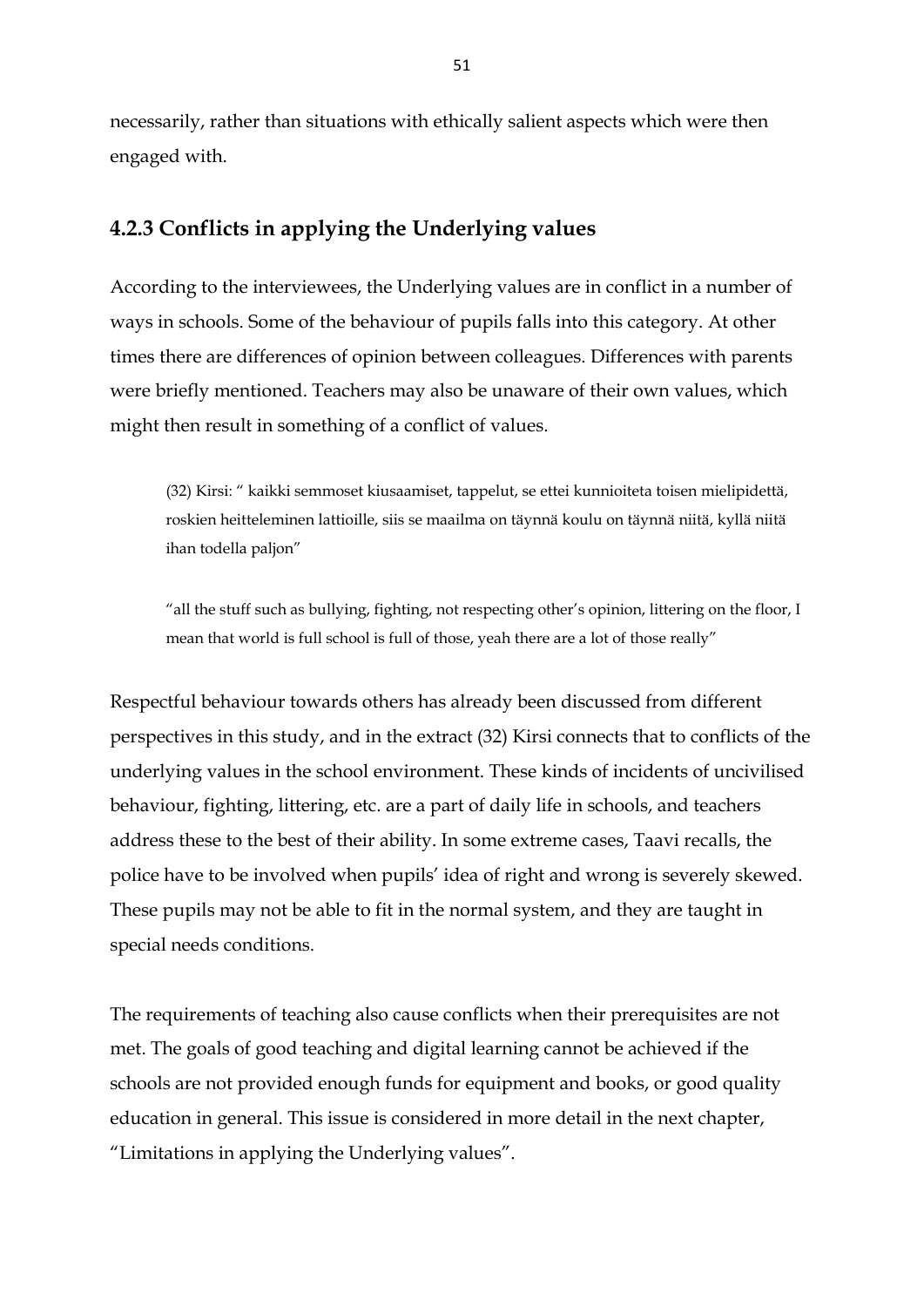necessarily, rather than situations with ethically salient aspects which were then engaged with.

### 4.2.3 Conflicts in applying the Underlying values

According to the interviewees, the Underlying values are in conflict in a number of ways in schools. Some of the behaviour of pupils falls into this category. At other times there are differences of opinion between colleagues. Differences with parents were briefly mentioned. Teachers may also be unaware of their own values, which might then result in something of a conflict of values.

> (32) Kirsi: " kaikki semmoset kiusaamiset, tappelut, se ettei kunnioiteta toisen mielipidettä, roskien heitteleminen lattioille, siis se maailma on täynnä koulu on täynnä niitä, kyllä niitä ihan todella paljon"
>
> "all the stuff such as bullying, fighting, not respecting other's opinion, littering on the floor, I mean that world is full school is full of those, yeah there are a lot of those really"

Respectful behaviour towards others has already been discussed from different perspectives in this study, and in the extract (32) Kirsi connects that to conflicts of the underlying values in the school environment. These kinds of incidents of uncivilised behaviour, fighting, littering, etc. are a part of daily life in schools, and teachers address these to the best of their ability. In some extreme cases, Taavi recalls, the police have to be involved when pupils' idea of right and wrong is severely skewed. These pupils may not be able to fit in the normal system, and they are taught in special needs conditions.

The requirements of teaching also cause conflicts when their prerequisites are not met. The goals of good teaching and digital learning cannot be achieved if the schools are not provided enough funds for equipment and books, or good quality education in general. This issue is considered in more detail in the next chapter, "Limitations in applying the Underlying values".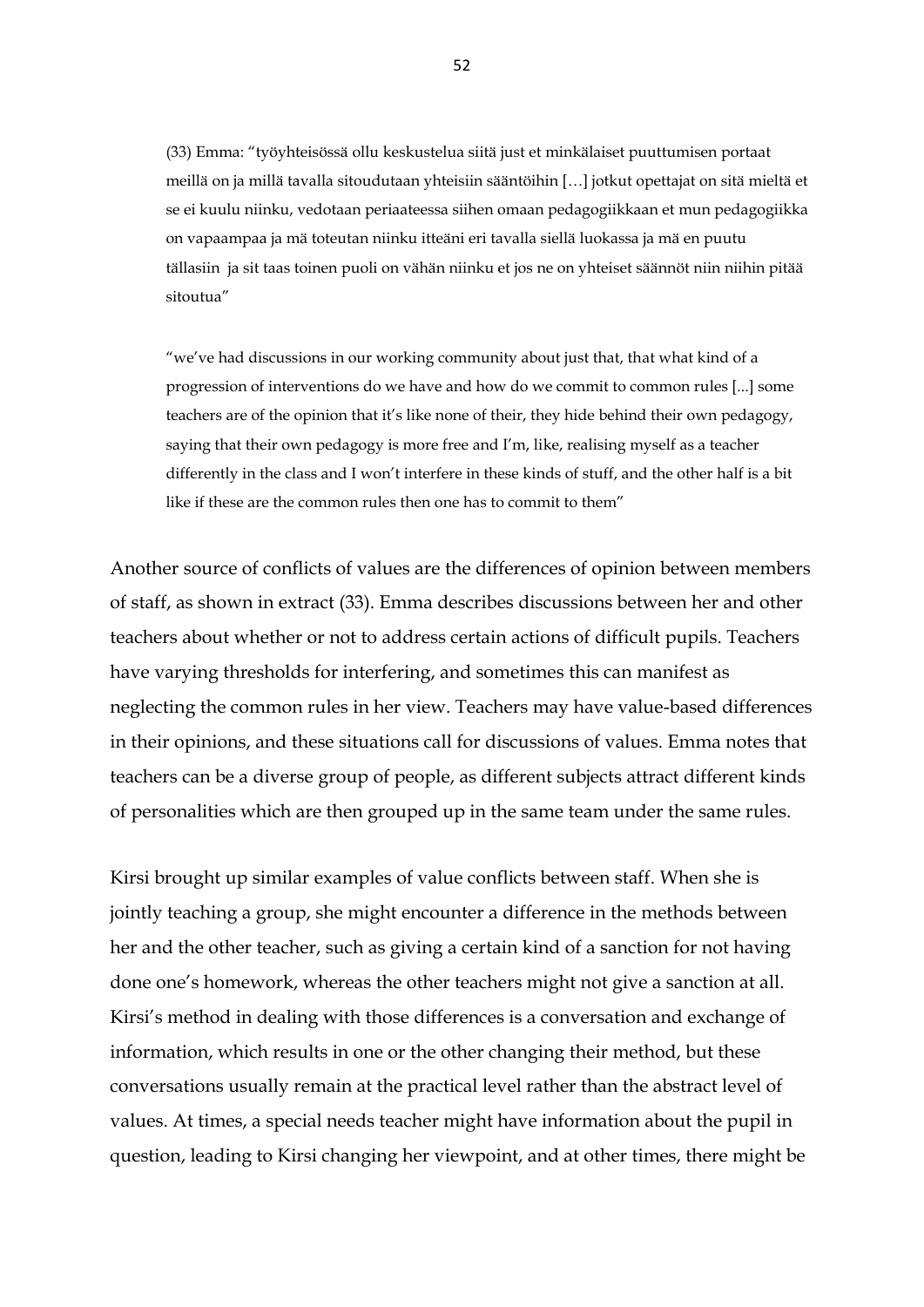(33) Emma: "työyhteisössä ollu keskustelua siitä just et minkälaiset puuttumisen portaat meillä on ja millä tavalla sitoudutaan yhteisiin sääntöihin […] jotkut opettajat on sitä mieltä et se ei kuulu niinku, vedotaan periaatteessa siihen omaan pedagogiikkaan et mun pedagogiikka on vapaampaa ja mä toteutan niinku itteäni eri tavalla siellä luokassa ja mä en puutu tällasiin ja sit taas toinen puoli on vähän niinku et jos ne on yhteiset säännöt niin niihin pitää sitoutua"

"we've had discussions in our working community about just that, that what kind of a progression of interventions do we have and how do we commit to common rules [...] some teachers are of the opinion that it's like none of their, they hide behind their own pedagogy, saying that their own pedagogy is more free and I'm, like, realising myself as a teacher differently in the class and I won't interfere in these kinds of stuff, and the other half is a bit like if these are the common rules then one has to commit to them"

Another source of conflicts of values are the differences of opinion between members of staff, as shown in extract (33). Emma describes discussions between her and other teachers about whether or not to address certain actions of difficult pupils. Teachers have varying thresholds for interfering, and sometimes this can manifest as neglecting the common rules in her view. Teachers may have value-based differences in their opinions, and these situations call for discussions of values. Emma notes that teachers can be a diverse group of people, as different subjects attract different kinds of personalities which are then grouped up in the same team under the same rules.

Kirsi brought up similar examples of value conflicts between staff. When she is jointly teaching a group, she might encounter a difference in the methods between her and the other teacher, such as giving a certain kind of a sanction for not having done one's homework, whereas the other teachers might not give a sanction at all. Kirsi's method in dealing with those differences is a conversation and exchange of information, which results in one or the other changing their method, but these conversations usually remain at the practical level rather than the abstract level of values. At times, a special needs teacher might have information about the pupil in question, leading to Kirsi changing her viewpoint, and at other times, there might be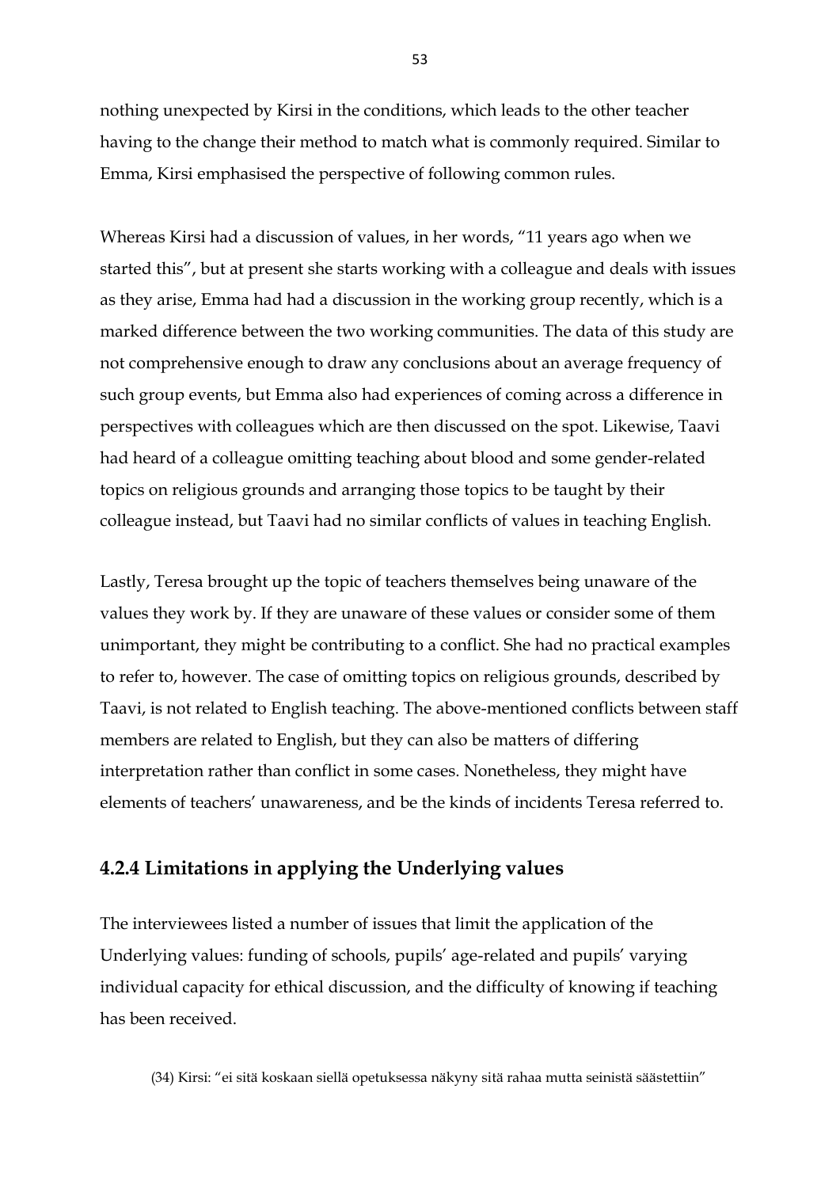nothing unexpected by Kirsi in the conditions, which leads to the other teacher having to the change their method to match what is commonly required. Similar to Emma, Kirsi emphasised the perspective of following common rules.

Whereas Kirsi had a discussion of values, in her words, "11 years ago when we started this", but at present she starts working with a colleague and deals with issues as they arise, Emma had had a discussion in the working group recently, which is a marked difference between the two working communities. The data of this study are not comprehensive enough to draw any conclusions about an average frequency of such group events, but Emma also had experiences of coming across a difference in perspectives with colleagues which are then discussed on the spot. Likewise, Taavi had heard of a colleague omitting teaching about blood and some gender-related topics on religious grounds and arranging those topics to be taught by their colleague instead, but Taavi had no similar conflicts of values in teaching English.

Lastly, Teresa brought up the topic of teachers themselves being unaware of the values they work by. If they are unaware of these values or consider some of them unimportant, they might be contributing to a conflict. She had no practical examples to refer to, however. The case of omitting topics on religious grounds, described by Taavi, is not related to English teaching. The above-mentioned conflicts between staff members are related to English, but they can also be matters of differing interpretation rather than conflict in some cases. Nonetheless, they might have elements of teachers' unawareness, and be the kinds of incidents Teresa referred to.

### 4.2.4 Limitations in applying the Underlying values

The interviewees listed a number of issues that limit the application of the Underlying values: funding of schools, pupils' age-related and pupils' varying individual capacity for ethical discussion, and the difficulty of knowing if teaching has been received.

> (34) Kirsi: "ei sitä koskaan siellä opetuksessa näkyny sitä rahaa mutta seinistä säästettiin"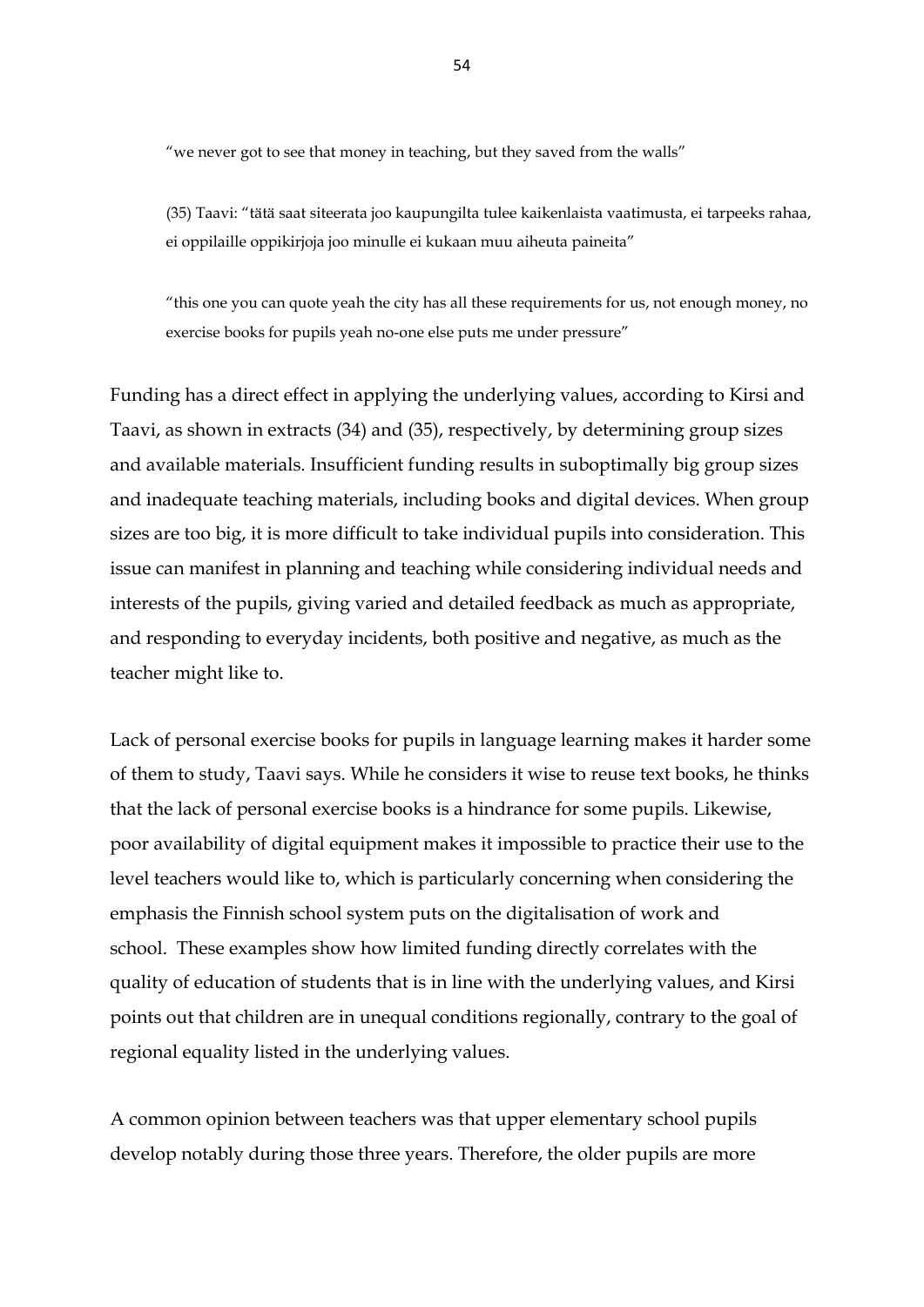"we never got to see that money in teaching, but they saved from the walls"

> (35) Taavi: "tätä saat siteerata joo kaupungilta tulee kaikenlaista vaatimusta, ei tarpeeks rahaa, ei oppilaille oppikirjoja joo minulle ei kukaan muu aiheuta paineita"
>
> "this one you can quote yeah the city has all these requirements for us, not enough money, no exercise books for pupils yeah no-one else puts me under pressure"

Funding has a direct effect in applying the underlying values, according to Kirsi and Taavi, as shown in extracts (34) and (35), respectively, by determining group sizes and available materials. Insufficient funding results in suboptimally big group sizes and inadequate teaching materials, including books and digital devices. When group sizes are too big, it is more difficult to take individual pupils into consideration. This issue can manifest in planning and teaching while considering individual needs and interests of the pupils, giving varied and detailed feedback as much as appropriate, and responding to everyday incidents, both positive and negative, as much as the teacher might like to.

Lack of personal exercise books for pupils in language learning makes it harder some of them to study, Taavi says. While he considers it wise to reuse text books, he thinks that the lack of personal exercise books is a hindrance for some pupils. Likewise, poor availability of digital equipment makes it impossible to practice their use to the level teachers would like to, which is particularly concerning when considering the emphasis the Finnish school system puts on the digitalisation of work and school. These examples show how limited funding directly correlates with the quality of education of students that is in line with the underlying values, and Kirsi points out that children are in unequal conditions regionally, contrary to the goal of regional equality listed in the underlying values.

A common opinion between teachers was that upper elementary school pupils develop notably during those three years. Therefore, the older pupils are more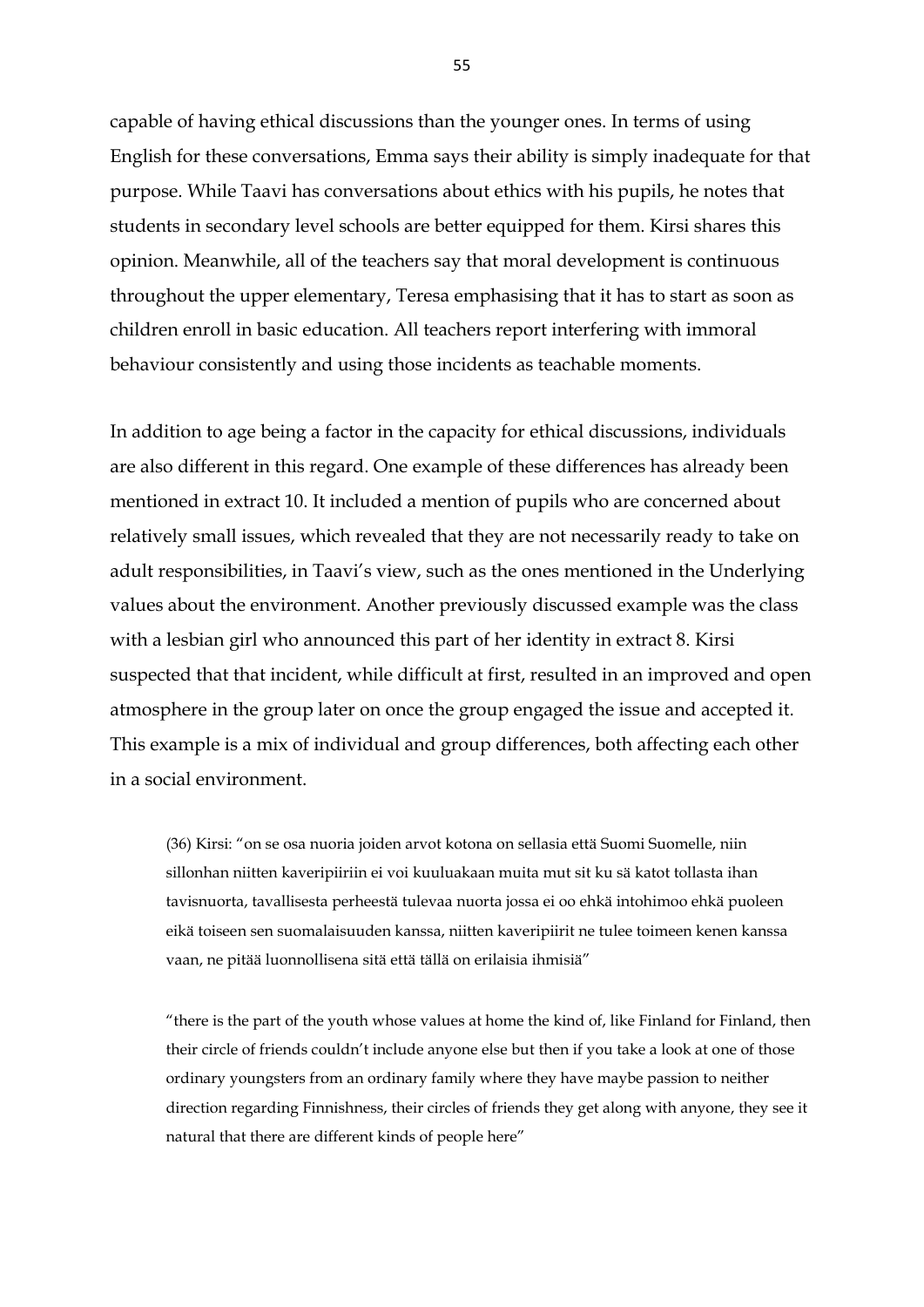capable of having ethical discussions than the younger ones. In terms of using English for these conversations, Emma says their ability is simply inadequate for that purpose. While Taavi has conversations about ethics with his pupils, he notes that students in secondary level schools are better equipped for them. Kirsi shares this opinion. Meanwhile, all of the teachers say that moral development is continuous throughout the upper elementary, Teresa emphasising that it has to start as soon as children enroll in basic education. All teachers report interfering with immoral behaviour consistently and using those incidents as teachable moments.

In addition to age being a factor in the capacity for ethical discussions, individuals are also different in this regard. One example of these differences has already been mentioned in extract 10. It included a mention of pupils who are concerned about relatively small issues, which revealed that they are not necessarily ready to take on adult responsibilities, in Taavi's view, such as the ones mentioned in the Underlying values about the environment. Another previously discussed example was the class with a lesbian girl who announced this part of her identity in extract 8. Kirsi suspected that that incident, while difficult at first, resulted in an improved and open atmosphere in the group later on once the group engaged the issue and accepted it. This example is a mix of individual and group differences, both affecting each other in a social environment.

> (36) Kirsi: "on se osa nuoria joiden arvot kotona on sellasia että Suomi Suomelle, niin sillonhan niitten kaveripiiriin ei voi kuuluakaan muita mut sit ku sä katot tollasta ihan tavisnuorta, tavallisesta perheestä tulevaa nuorta jossa ei oo ehkä intohimoo ehkä puoleen eikä toiseen sen suomalaisuuden kanssa, niitten kaveripiirit ne tulee toimeen kenen kanssa vaan, ne pitää luonnollisena sitä että tällä on erilaisia ihmisiä"
>
> "there is the part of the youth whose values at home the kind of, like Finland for Finland, then their circle of friends couldn't include anyone else but then if you take a look at one of those ordinary youngsters from an ordinary family where they have maybe passion to neither direction regarding Finnishness, their circles of friends they get along with anyone, they see it natural that there are different kinds of people here"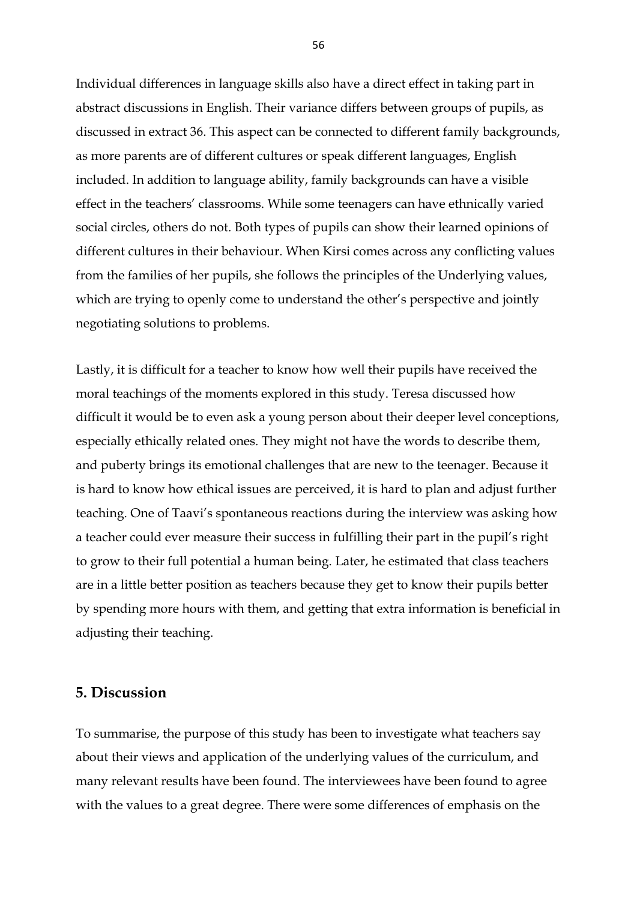Individual differences in language skills also have a direct effect in taking part in abstract discussions in English. Their variance differs between groups of pupils, as discussed in extract 36. This aspect can be connected to different family backgrounds, as more parents are of different cultures or speak different languages, English included. In addition to language ability, family backgrounds can have a visible effect in the teachers' classrooms. While some teenagers can have ethnically varied social circles, others do not. Both types of pupils can show their learned opinions of different cultures in their behaviour. When Kirsi comes across any conflicting values from the families of her pupils, she follows the principles of the Underlying values, which are trying to openly come to understand the other's perspective and jointly negotiating solutions to problems.

Lastly, it is difficult for a teacher to know how well their pupils have received the moral teachings of the moments explored in this study. Teresa discussed how difficult it would be to even ask a young person about their deeper level conceptions, especially ethically related ones. They might not have the words to describe them, and puberty brings its emotional challenges that are new to the teenager. Because it is hard to know how ethical issues are perceived, it is hard to plan and adjust further teaching. One of Taavi's spontaneous reactions during the interview was asking how a teacher could ever measure their success in fulfilling their part in the pupil's right to grow to their full potential a human being. Later, he estimated that class teachers are in a little better position as teachers because they get to know their pupils better by spending more hours with them, and getting that extra information is beneficial in adjusting their teaching.

## 5. Discussion

To summarise, the purpose of this study has been to investigate what teachers say about their views and application of the underlying values of the curriculum, and many relevant results have been found. The interviewees have been found to agree with the values to a great degree. There were some differences of emphasis on the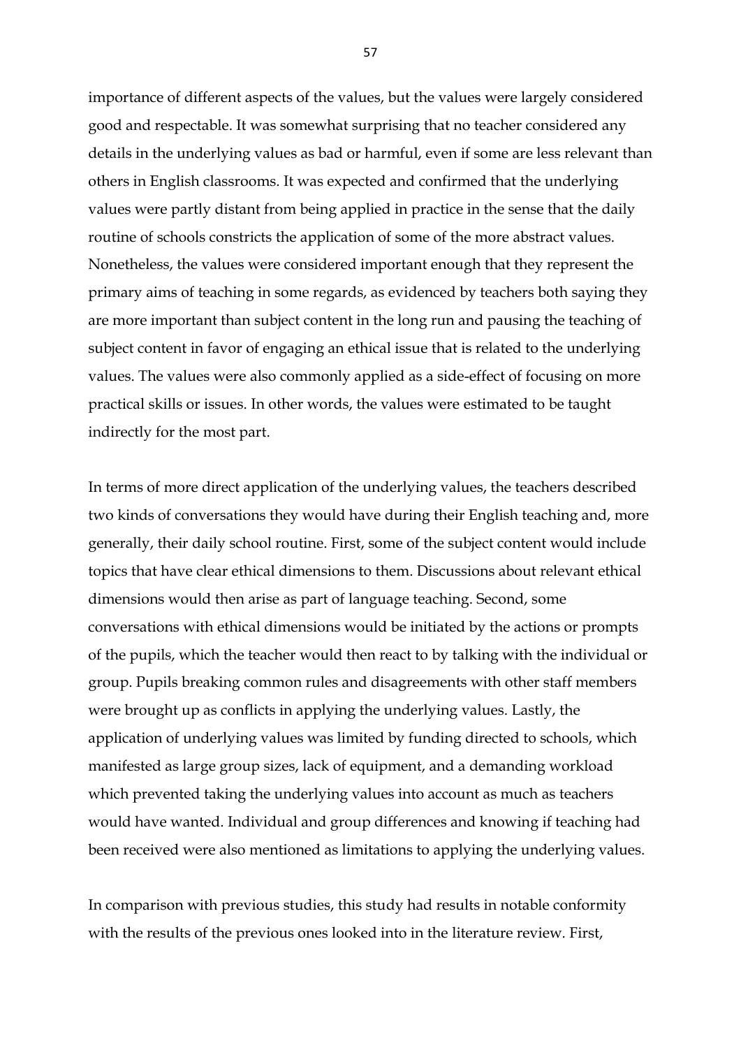importance of different aspects of the values, but the values were largely considered good and respectable. It was somewhat surprising that no teacher considered any details in the underlying values as bad or harmful, even if some are less relevant than others in English classrooms. It was expected and confirmed that the underlying values were partly distant from being applied in practice in the sense that the daily routine of schools constricts the application of some of the more abstract values. Nonetheless, the values were considered important enough that they represent the primary aims of teaching in some regards, as evidenced by teachers both saying they are more important than subject content in the long run and pausing the teaching of subject content in favor of engaging an ethical issue that is related to the underlying values. The values were also commonly applied as a side-effect of focusing on more practical skills or issues. In other words, the values were estimated to be taught indirectly for the most part.

In terms of more direct application of the underlying values, the teachers described two kinds of conversations they would have during their English teaching and, more generally, their daily school routine. First, some of the subject content would include topics that have clear ethical dimensions to them. Discussions about relevant ethical dimensions would then arise as part of language teaching. Second, some conversations with ethical dimensions would be initiated by the actions or prompts of the pupils, which the teacher would then react to by talking with the individual or group. Pupils breaking common rules and disagreements with other staff members were brought up as conflicts in applying the underlying values. Lastly, the application of underlying values was limited by funding directed to schools, which manifested as large group sizes, lack of equipment, and a demanding workload which prevented taking the underlying values into account as much as teachers would have wanted. Individual and group differences and knowing if teaching had been received were also mentioned as limitations to applying the underlying values.

In comparison with previous studies, this study had results in notable conformity with the results of the previous ones looked into in the literature review. First,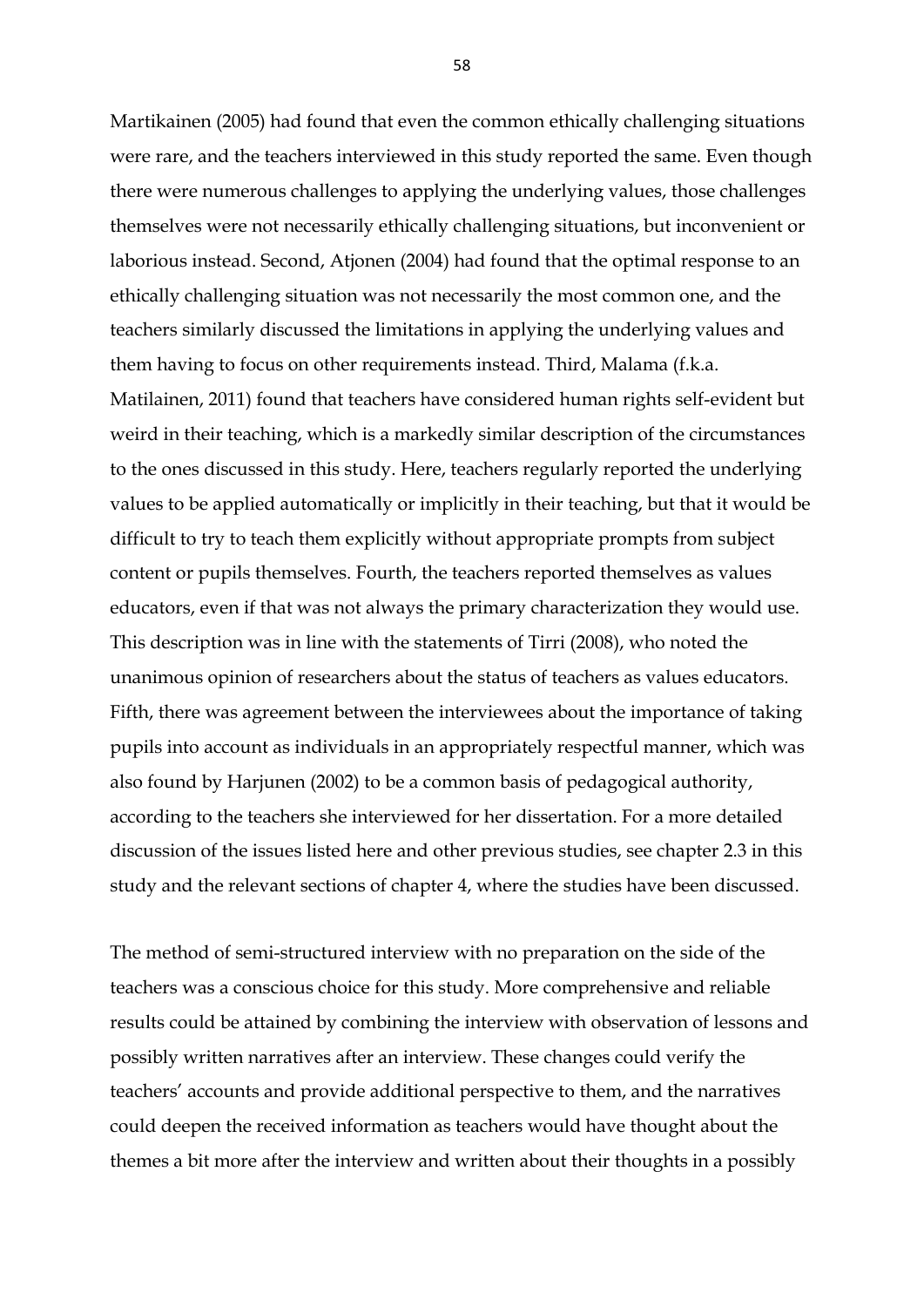Martikainen (2005) had found that even the common ethically challenging situations were rare, and the teachers interviewed in this study reported the same. Even though there were numerous challenges to applying the underlying values, those challenges themselves were not necessarily ethically challenging situations, but inconvenient or laborious instead. Second, Atjonen (2004) had found that the optimal response to an ethically challenging situation was not necessarily the most common one, and the teachers similarly discussed the limitations in applying the underlying values and them having to focus on other requirements instead. Third, Malama (f.k.a. Matilainen, 2011) found that teachers have considered human rights self-evident but weird in their teaching, which is a markedly similar description of the circumstances to the ones discussed in this study. Here, teachers regularly reported the underlying values to be applied automatically or implicitly in their teaching, but that it would be difficult to try to teach them explicitly without appropriate prompts from subject content or pupils themselves. Fourth, the teachers reported themselves as values educators, even if that was not always the primary characterization they would use. This description was in line with the statements of Tirri (2008), who noted the unanimous opinion of researchers about the status of teachers as values educators. Fifth, there was agreement between the interviewees about the importance of taking pupils into account as individuals in an appropriately respectful manner, which was also found by Harjunen (2002) to be a common basis of pedagogical authority, according to the teachers she interviewed for her dissertation. For a more detailed discussion of the issues listed here and other previous studies, see chapter 2.3 in this study and the relevant sections of chapter 4, where the studies have been discussed.

The method of semi-structured interview with no preparation on the side of the teachers was a conscious choice for this study. More comprehensive and reliable results could be attained by combining the interview with observation of lessons and possibly written narratives after an interview. These changes could verify the teachers' accounts and provide additional perspective to them, and the narratives could deepen the received information as teachers would have thought about the themes a bit more after the interview and written about their thoughts in a possibly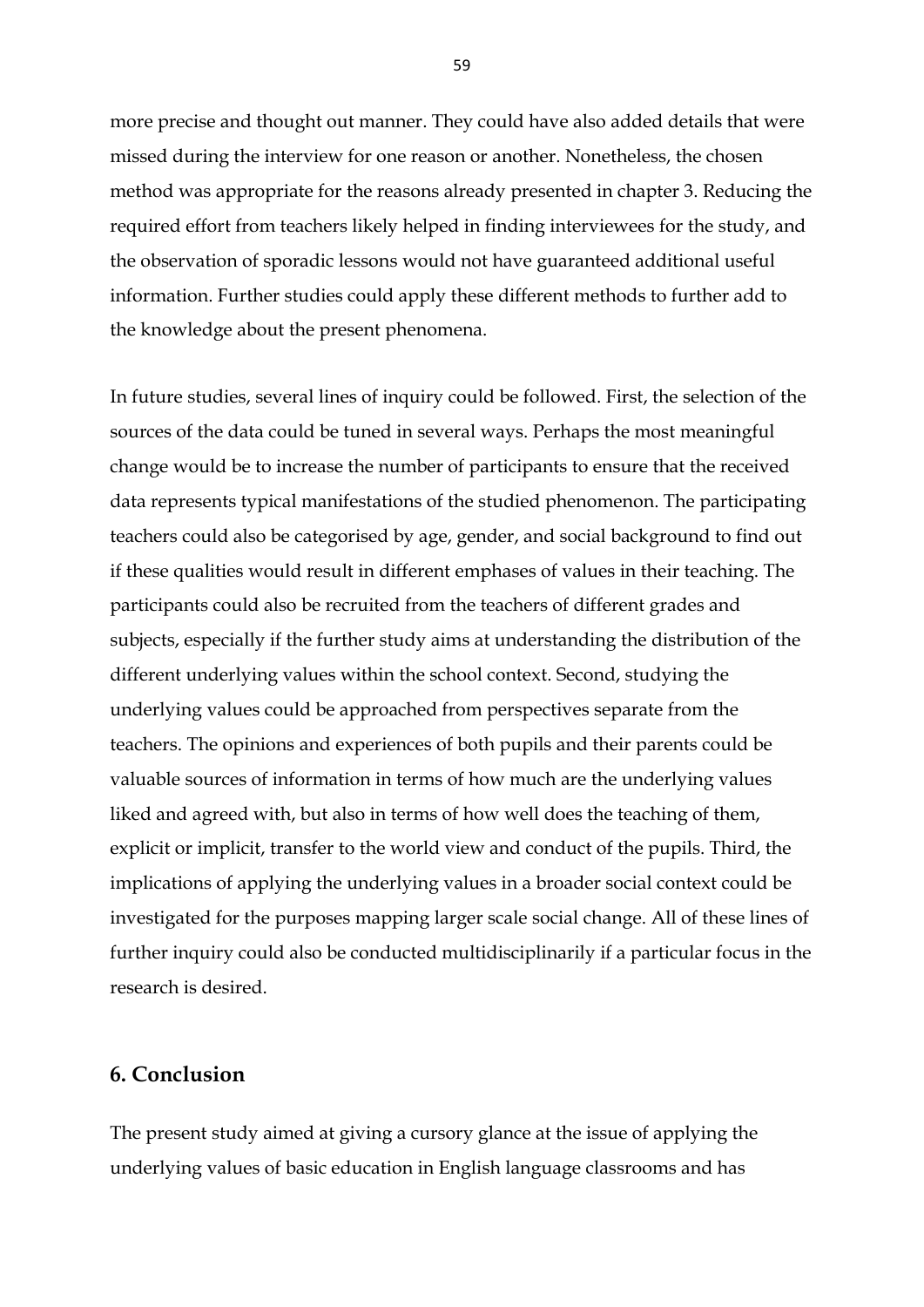more precise and thought out manner. They could have also added details that were missed during the interview for one reason or another. Nonetheless, the chosen method was appropriate for the reasons already presented in chapter 3. Reducing the required effort from teachers likely helped in finding interviewees for the study, and the observation of sporadic lessons would not have guaranteed additional useful information. Further studies could apply these different methods to further add to the knowledge about the present phenomena.

In future studies, several lines of inquiry could be followed. First, the selection of the sources of the data could be tuned in several ways. Perhaps the most meaningful change would be to increase the number of participants to ensure that the received data represents typical manifestations of the studied phenomenon. The participating teachers could also be categorised by age, gender, and social background to find out if these qualities would result in different emphases of values in their teaching. The participants could also be recruited from the teachers of different grades and subjects, especially if the further study aims at understanding the distribution of the different underlying values within the school context. Second, studying the underlying values could be approached from perspectives separate from the teachers. The opinions and experiences of both pupils and their parents could be valuable sources of information in terms of how much are the underlying values liked and agreed with, but also in terms of how well does the teaching of them, explicit or implicit, transfer to the world view and conduct of the pupils. Third, the implications of applying the underlying values in a broader social context could be investigated for the purposes mapping larger scale social change. All of these lines of further inquiry could also be conducted multidisciplinarily if a particular focus in the research is desired.

## 6. Conclusion

The present study aimed at giving a cursory glance at the issue of applying the underlying values of basic education in English language classrooms and has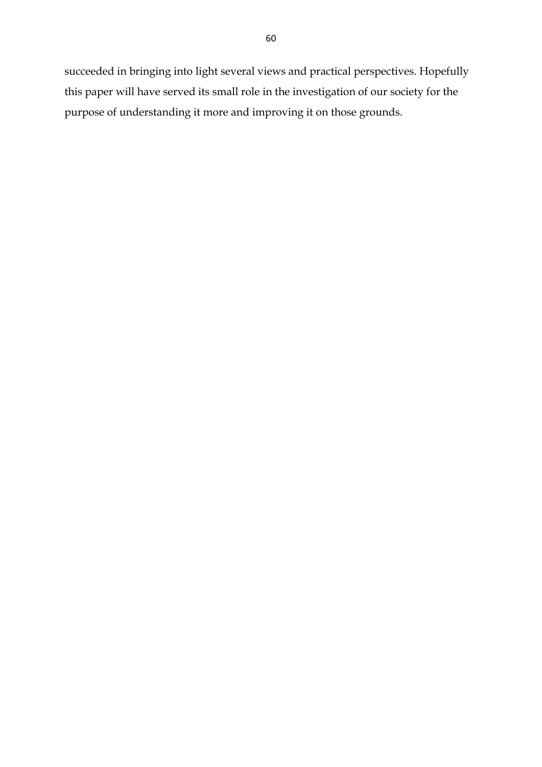succeeded in bringing into light several views and practical perspectives. Hopefully this paper will have served its small role in the investigation of our society for the purpose of understanding it more and improving it on those grounds.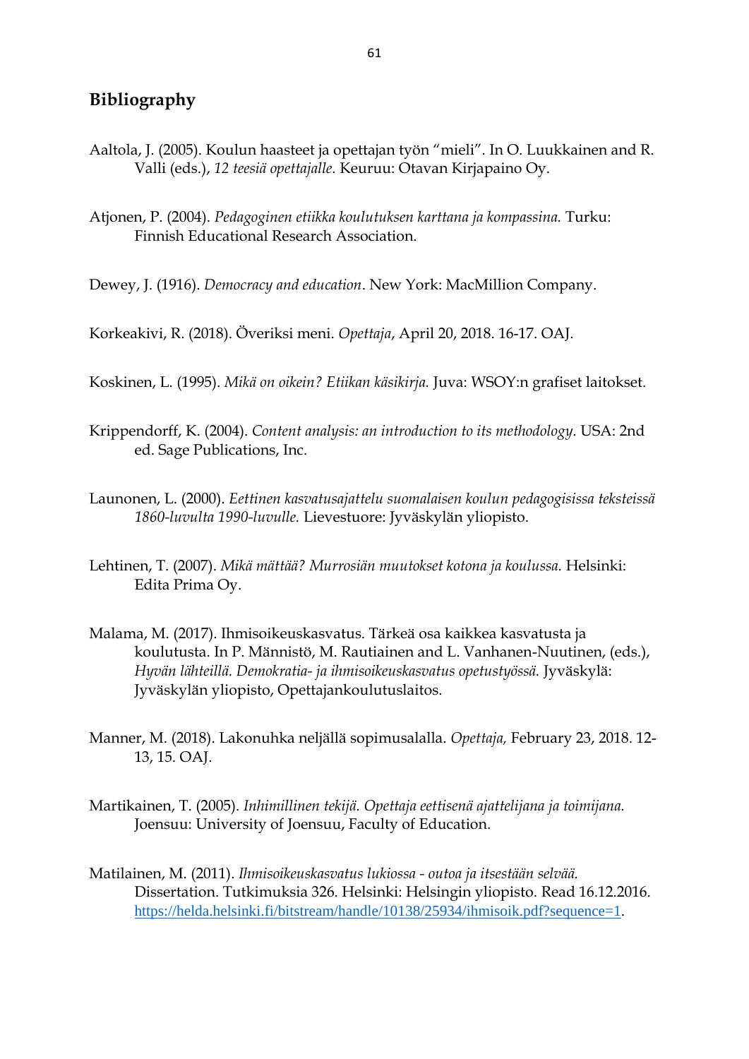## Bibliography

Aaltola, J. (2005). Koulun haasteet ja opettajan työn "mieli". In O. Luukkainen and R. Valli (eds.), *12 teesiä opettajalle.* Keuruu: Otavan Kirjapaino Oy.

Atjonen, P. (2004). *Pedagoginen etiikka koulutuksen karttana ja kompassina.* Turku: Finnish Educational Research Association.

Dewey, J. (1916). *Democracy and education*. New York: MacMillion Company.

Korkeakivi, R. (2018). Överiksi meni. *Opettaja*, April 20, 2018. 16-17. OAJ.

Koskinen, L. (1995). *Mikä on oikein? Etiikan käsikirja.* Juva: WSOY:n grafiset laitokset.

Krippendorff, K. (2004). *Content analysis: an introduction to its methodology.* USA: 2nd ed. Sage Publications, Inc.

Launonen, L. (2000). *Eettinen kasvatusajattelu suomalaisen koulun pedagogisissa teksteissä 1860-luvulta 1990-luvulle.* Lievestuore: Jyväskylän yliopisto.

Lehtinen, T. (2007). *Mikä mättää? Murrosiän muutokset kotona ja koulussa.* Helsinki: Edita Prima Oy.

Malama, M. (2017). Ihmisoikeuskasvatus. Tärkeä osa kaikkea kasvatusta ja koulutusta. In P. Männistö, M. Rautiainen and L. Vanhanen-Nuutinen, (eds.), *Hyvän lähteillä. Demokratia- ja ihmisoikeuskasvatus opetustyössä.* Jyväskylä: Jyväskylän yliopisto, Opettajankoulutuslaitos.

Manner, M. (2018). Lakonuhka neljällä sopimusalalla. *Opettaja,* February 23, 2018. 12-13, 15. OAJ.

Martikainen, T. (2005). *Inhimillinen tekijä. Opettaja eettisenä ajattelijana ja toimijana.* Joensuu: University of Joensuu, Faculty of Education.

Matilainen, M. (2011). *Ihmisoikeuskasvatus lukiossa - outoa ja itsestään selvää.* Dissertation. Tutkimuksia 326. Helsinki: Helsingin yliopisto. Read 16.12.2016. https://helda.helsinki.fi/bitstream/handle/10138/25934/ihmisoik.pdf?sequence=1.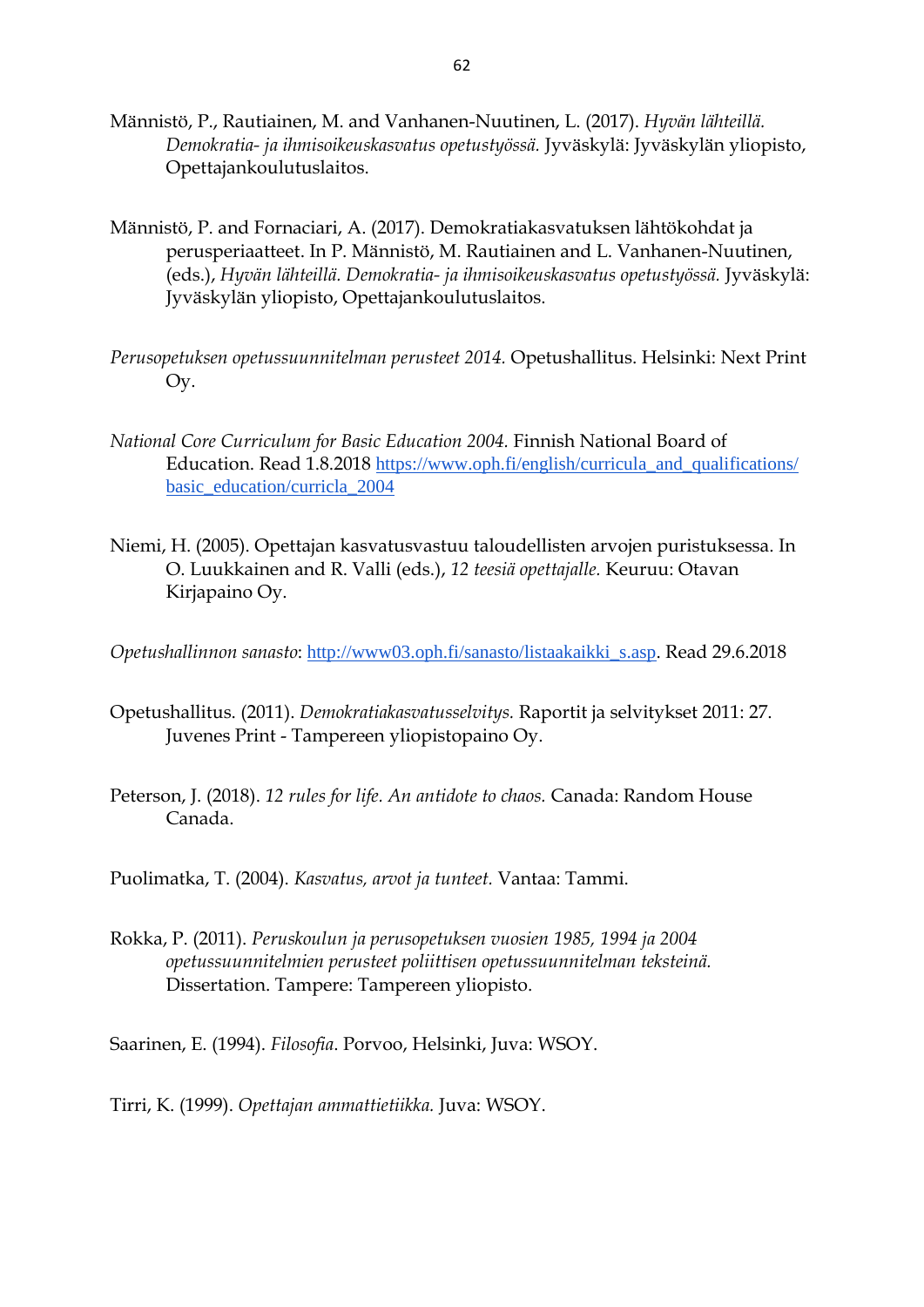Männistö, P., Rautiainen, M. and Vanhanen-Nuutinen, L. (2017). *Hyvän lähteillä. Demokratia- ja ihmisoikeuskasvatus opetustyössä.* Jyväskylä: Jyväskylän yliopisto, Opettajankoulutuslaitos.

Männistö, P. and Fornaciari, A. (2017). Demokratiakasvatuksen lähtökohdat ja perusperiaatteet. In P. Männistö, M. Rautiainen and L. Vanhanen-Nuutinen, (eds.), *Hyvän lähteillä. Demokratia- ja ihmisoikeuskasvatus opetustyössä.* Jyväskylä: Jyväskylän yliopisto, Opettajankoulutuslaitos.

*Perusopetuksen opetussuunnitelman perusteet 2014.* Opetushallitus. Helsinki: Next Print Oy.

*National Core Curriculum for Basic Education 2004.* Finnish National Board of Education. Read 1.8.2018 https://www.oph.fi/english/curricula_and_qualifications/basic_education/curricla_2004

Niemi, H. (2005). Opettajan kasvatusvastuu taloudellisten arvojen puristuksessa. In O. Luukkainen and R. Valli (eds.), *12 teesiä opettajalle.* Keuruu: Otavan Kirjapaino Oy.

*Opetushallinnon sanasto*: http://www03.oph.fi/sanasto/listaakaikki_s.asp. Read 29.6.2018

Opetushallitus. (2011). *Demokratiakasvatusselvitys.* Raportit ja selvitykset 2011: 27. Juvenes Print - Tampereen yliopistopaino Oy.

Peterson, J. (2018). *12 rules for life. An antidote to chaos.* Canada: Random House Canada.

Puolimatka, T. (2004). *Kasvatus, arvot ja tunteet.* Vantaa: Tammi.

Rokka, P. (2011). *Peruskoulun ja perusopetuksen vuosien 1985, 1994 ja 2004 opetussuunnitelmien perusteet poliittisen opetussuunnitelman teksteinä.* Dissertation. Tampere: Tampereen yliopisto.

Saarinen, E. (1994). *Filosofia*. Porvoo, Helsinki, Juva: WSOY.

Tirri, K. (1999). *Opettajan ammattietiikka.* Juva: WSOY.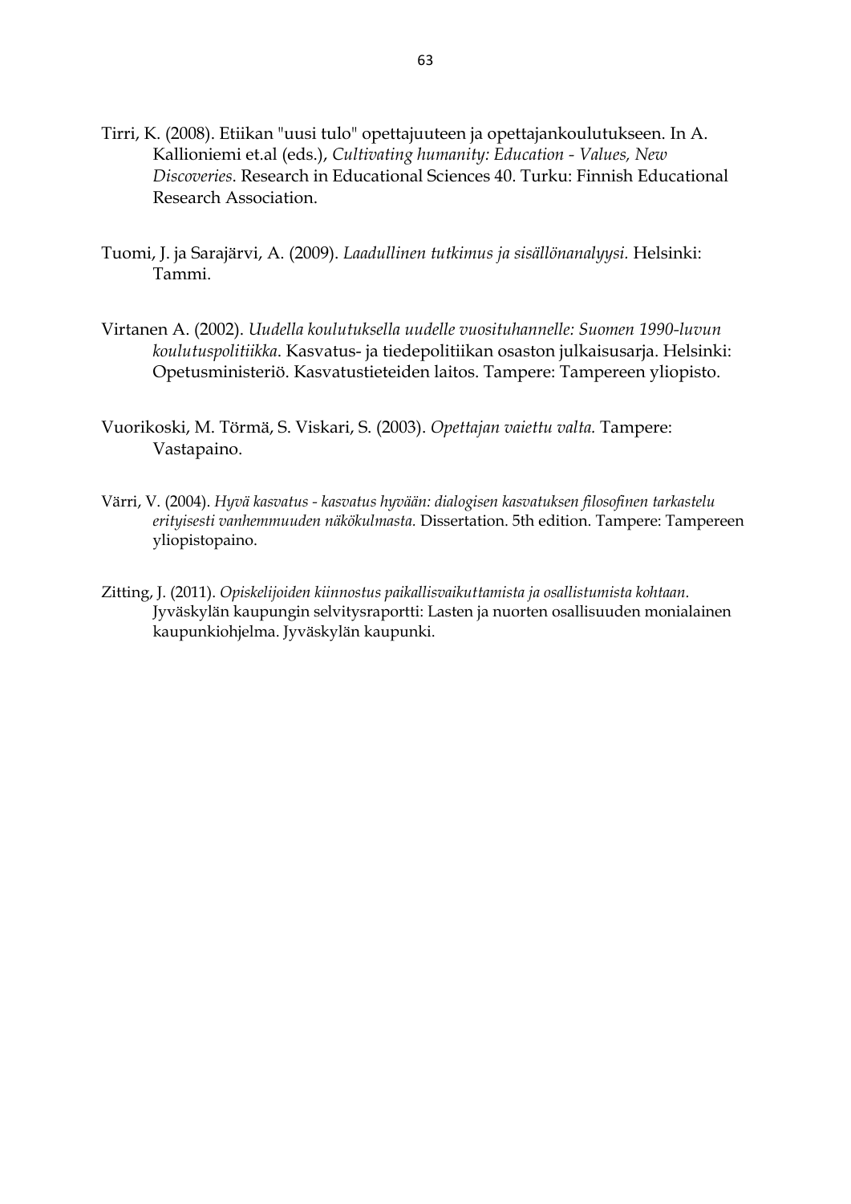Tirri, K. (2008). Etiikan "uusi tulo" opettajuuteen ja opettajankoulutukseen. In A. Kallioniemi et.al (eds.), *Cultivating humanity: Education - Values, New Discoveries*. Research in Educational Sciences 40. Turku: Finnish Educational Research Association.

Tuomi, J. ja Sarajärvi, A. (2009). *Laadullinen tutkimus ja sisällönanalyysi.* Helsinki: Tammi.

Virtanen A. (2002). *Uudella koulutuksella uudelle vuosituhannelle: Suomen 1990-luvun koulutuspolitiikka*. Kasvatus- ja tiedepolitiikan osaston julkaisusarja. Helsinki: Opetusministeriö. Kasvatustieteiden laitos. Tampere: Tampereen yliopisto.

Vuorikoski, M. Törmä, S. Viskari, S. (2003). *Opettajan vaiettu valta.* Tampere: Vastapaino.

Värri, V. (2004). *Hyvä kasvatus - kasvatus hyvään: dialogisen kasvatuksen filosofinen tarkastelu erityisesti vanhemmuuden näkökulmasta.* Dissertation. 5th edition. Tampere: Tampereen yliopistopaino.

Zitting, J. (2011). *Opiskelijoiden kiinnostus paikallisvaikuttamista ja osallistumista kohtaan.* Jyväskylän kaupungin selvitysraportti: Lasten ja nuorten osallisuuden monialainen kaupunkiohjelma. Jyväskylän kaupunki.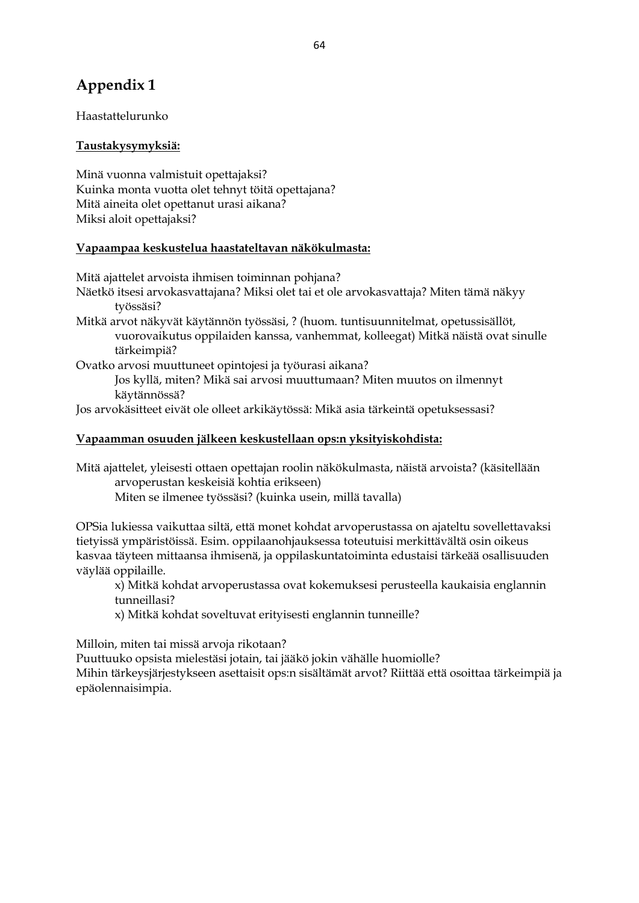# Appendix 1

Haastattelurunko

**Taustakysymyksiä:**

Minä vuonna valmistuit opettajaksi?
Kuinka monta vuotta olet tehnyt töitä opettajana?
Mitä aineita olet opettanut urasi aikana?
Miksi aloit opettajaksi?

**Vapaampaa keskustelua haastateltavan näkökulmasta:**

Mitä ajattelet arvoista ihmisen toiminnan pohjana?
Näetkö itsesi arvokasvattajana? Miksi olet tai et ole arvokasvattaja? Miten tämä näkyy työssäsi?
Mitkä arvot näkyvät käytännön työssäsi, ? (huom. tuntisuunnitelmat, opetussisällöt, vuorovaikutus oppilaiden kanssa, vanhemmat, kolleegat) Mitkä näistä ovat sinulle tärkeimpiä?
Ovatko arvosi muuttuneet opintojesi ja työurasi aikana?
Jos kyllä, miten? Mikä sai arvosi muuttumaan? Miten muutos on ilmennyt käytännössä?
Jos arvokäsitteet eivät ole olleet arkikäytössä: Mikä asia tärkeintä opetuksessasi?

**Vapaamman osuuden jälkeen keskustellaan ops:n yksityiskohdista:**

Mitä ajattelet, yleisesti ottaen opettajan roolin näkökulmasta, näistä arvoista? (käsitellään arvoperustan keskeisiä kohtia erikseen)
Miten se ilmenee työssäsi? (kuinka usein, millä tavalla)

OPSia lukiessa vaikuttaa siltä, että monet kohdat arvoperustassa on ajateltu sovellettavaksi tietyissä ympäristöissä. Esim. oppilaanohjauksessa toteutuisi merkittävältä osin oikeus kasvaa täyteen mittaansa ihmisenä, ja oppilaskuntatoiminta edustaisi tärkeää osallisuuden väylää oppilaille.

x) Mitkä kohdat arvoperustassa ovat kokemuksesi perusteella kaukaisia englannin tunneillasi?
x) Mitkä kohdat soveltuvat erityisesti englannin tunneille?

Milloin, miten tai missä arvoja rikotaan?
Puuttuuko opsista mielestäsi jotain, tai jääkö jokin vähälle huomiolle?
Mihin tärkeysjärjestykseen asettaisit ops:n sisältämät arvot? Riittää että osoittaa tärkeimpiä ja epäolennaisimpia.